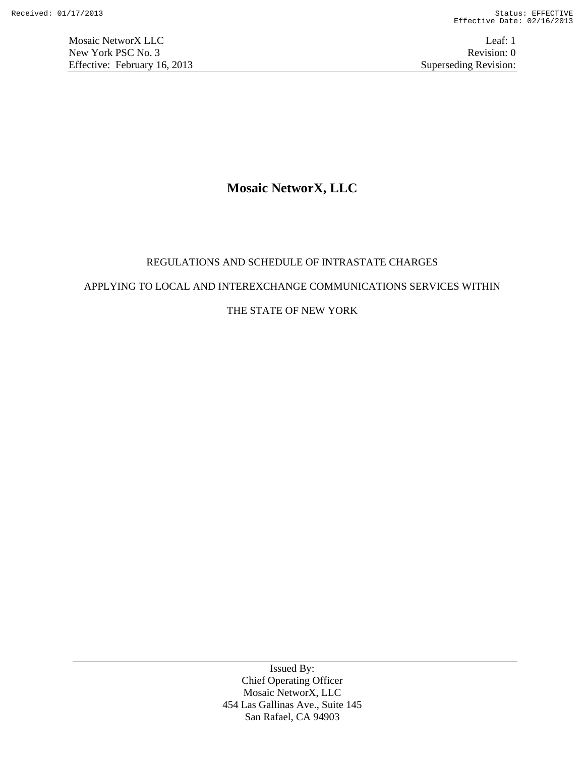# Mosaic NetworX, LLC

REGULATIONS AND SCHEDULE OF INTRASTATE CHARGES

APPLYING TO LOCAL AND INTEREXCHANGE COMMUNICATIONS SERVICES WITHIN

THE STATE OF NEW YORK

Issued By:
Chief Operating Officer
Mosaic NetworX, LLC
454 Las Gallinas Ave., Suite 145
San Rafael, CA 94903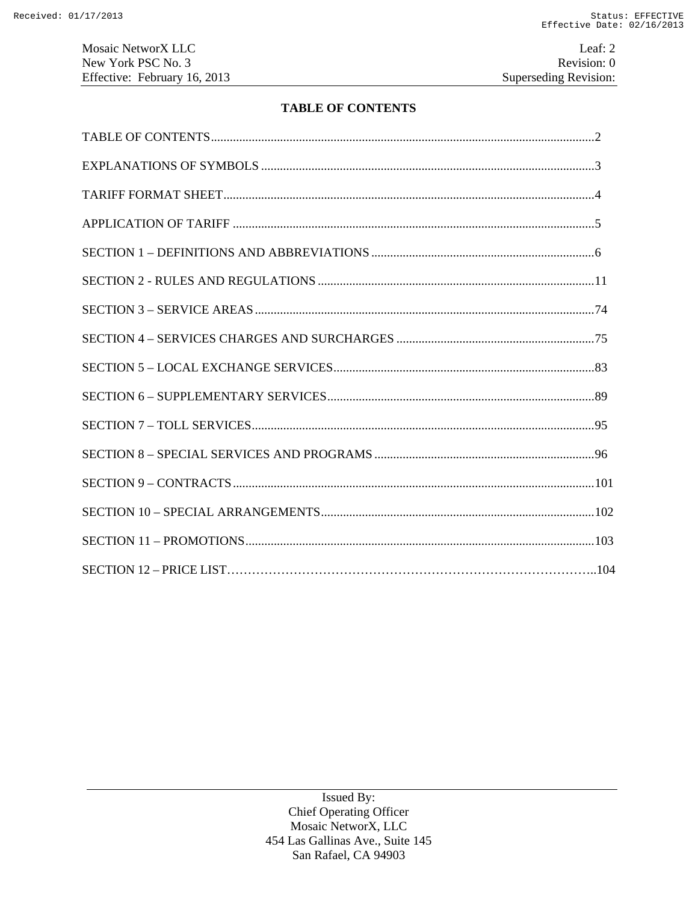# TABLE OF CONTENTS

| | |
|---|---|
| TABLE OF CONTENTS | 2 |
| EXPLANATIONS OF SYMBOLS | 3 |
| TARIFF FORMAT SHEET | 4 |
| APPLICATION OF TARIFF | 5 |
| SECTION 1 – DEFINITIONS AND ABBREVIATIONS | 6 |
| SECTION 2 - RULES AND REGULATIONS | 11 |
| SECTION 3 – SERVICE AREAS | 74 |
| SECTION 4 – SERVICES CHARGES AND SURCHARGES | 75 |
| SECTION 5 – LOCAL EXCHANGE SERVICES | 83 |
| SECTION 6 – SUPPLEMENTARY SERVICES | 89 |
| SECTION 7 – TOLL SERVICES | 95 |
| SECTION 8 – SPECIAL SERVICES AND PROGRAMS | 96 |
| SECTION 9 – CONTRACTS | 101 |
| SECTION 10 – SPECIAL ARRANGEMENTS | 102 |
| SECTION 11 – PROMOTIONS | 103 |
| SECTION 12 – PRICE LIST | 104 |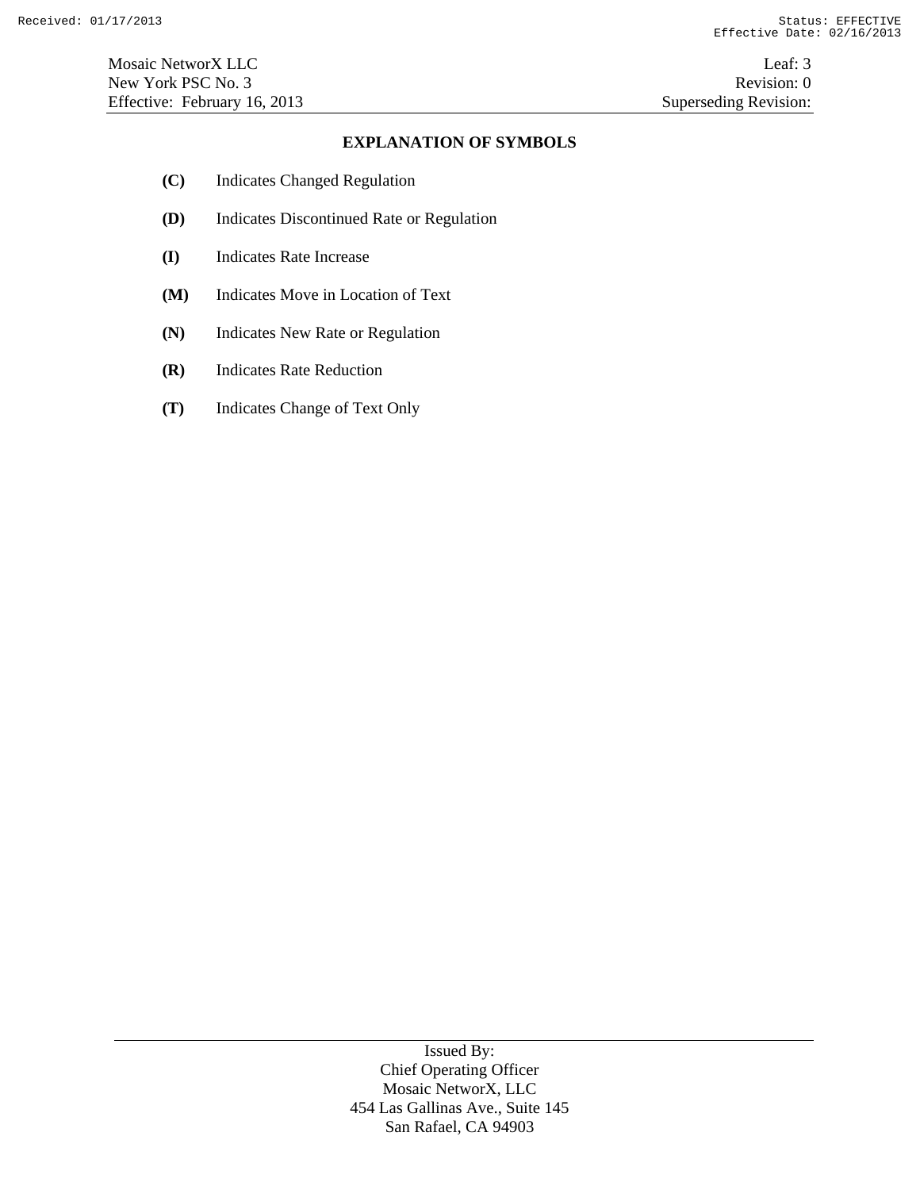## EXPLANATION OF SYMBOLS

**(C)** Indicates Changed Regulation

**(D)** Indicates Discontinued Rate or Regulation

**(I)** Indicates Rate Increase

**(M)** Indicates Move in Location of Text

**(N)** Indicates New Rate or Regulation

**(R)** Indicates Rate Reduction

**(T)** Indicates Change of Text Only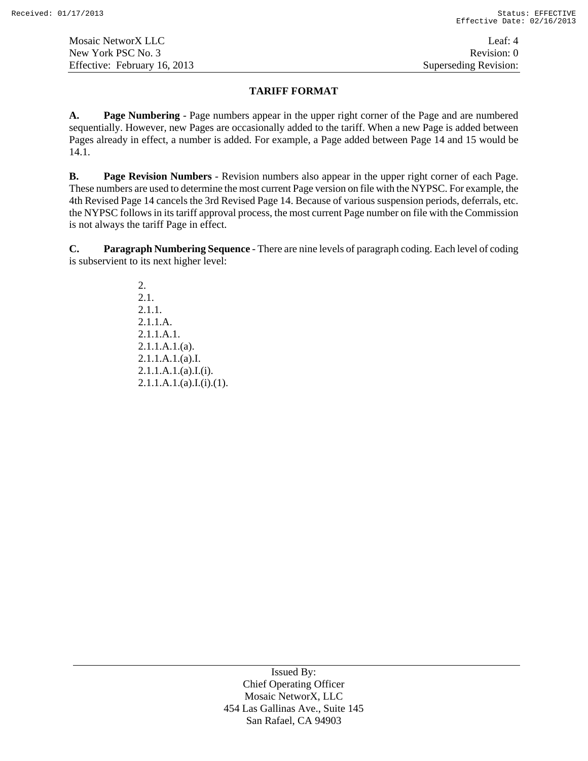# TARIFF FORMAT

**A. Page Numbering** - Page numbers appear in the upper right corner of the Page and are numbered sequentially. However, new Pages are occasionally added to the tariff. When a new Page is added between Pages already in effect, a number is added. For example, a Page added between Page 14 and 15 would be 14.1.

**B. Page Revision Numbers** - Revision numbers also appear in the upper right corner of each Page. These numbers are used to determine the most current Page version on file with the NYPSC. For example, the 4th Revised Page 14 cancels the 3rd Revised Page 14. Because of various suspension periods, deferrals, etc. the NYPSC follows in its tariff approval process, the most current Page number on file with the Commission is not always the tariff Page in effect.

**C. Paragraph Numbering Sequence** - There are nine levels of paragraph coding. Each level of coding is subservient to its next higher level:

2.
2.1.
2.1.1.
2.1.1.A.
2.1.1.A.1.
2.1.1.A.1.(a).
2.1.1.A.1.(a).I.
2.1.1.A.1.(a).I.(i).
2.1.1.A.1.(a).I.(i).(1).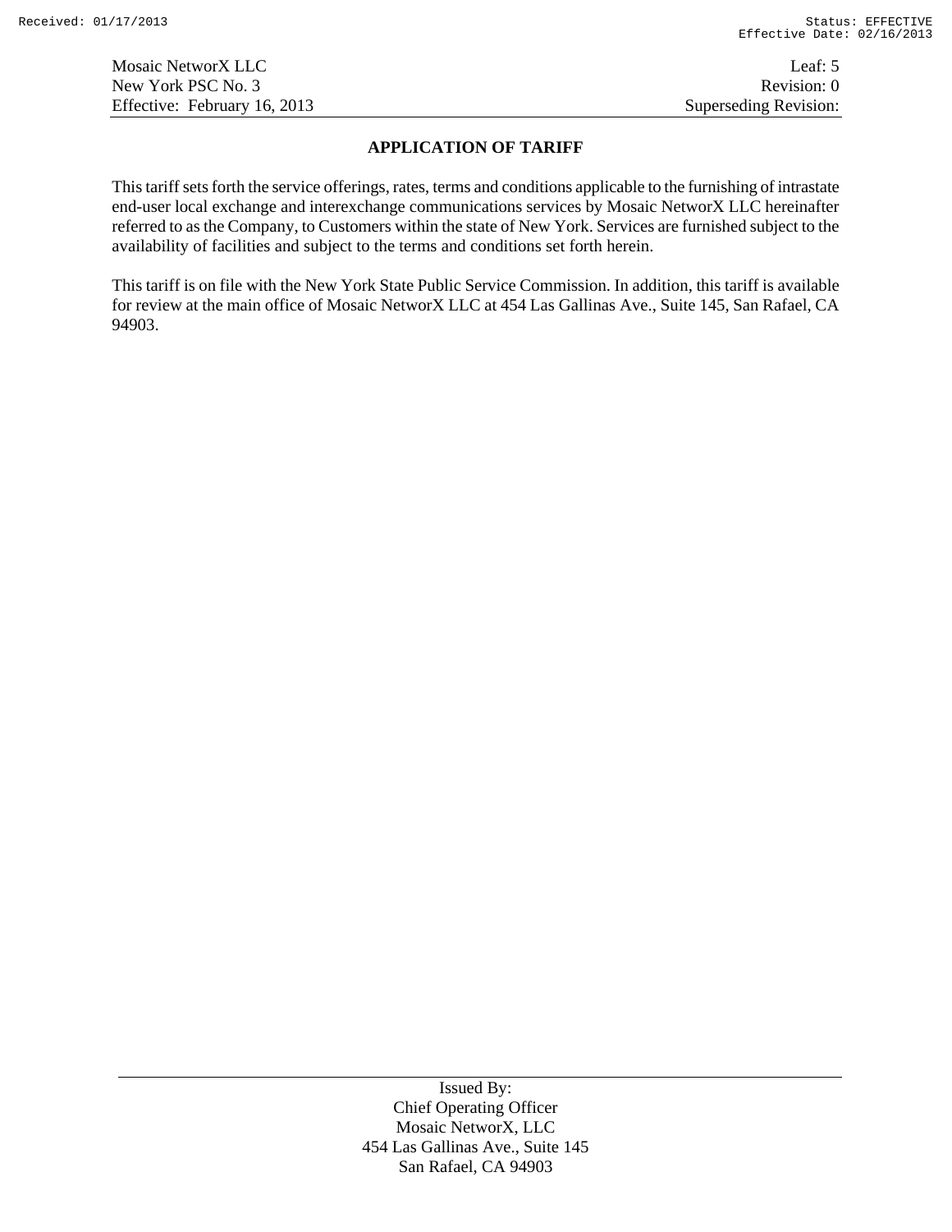## APPLICATION OF TARIFF

This tariff sets forth the service offerings, rates, terms and conditions applicable to the furnishing of intrastate end-user local exchange and interexchange communications services by Mosaic NetworX LLC hereinafter referred to as the Company, to Customers within the state of New York. Services are furnished subject to the availability of facilities and subject to the terms and conditions set forth herein.

This tariff is on file with the New York State Public Service Commission. In addition, this tariff is available for review at the main office of Mosaic NetworX LLC at 454 Las Gallinas Ave., Suite 145, San Rafael, CA 94903.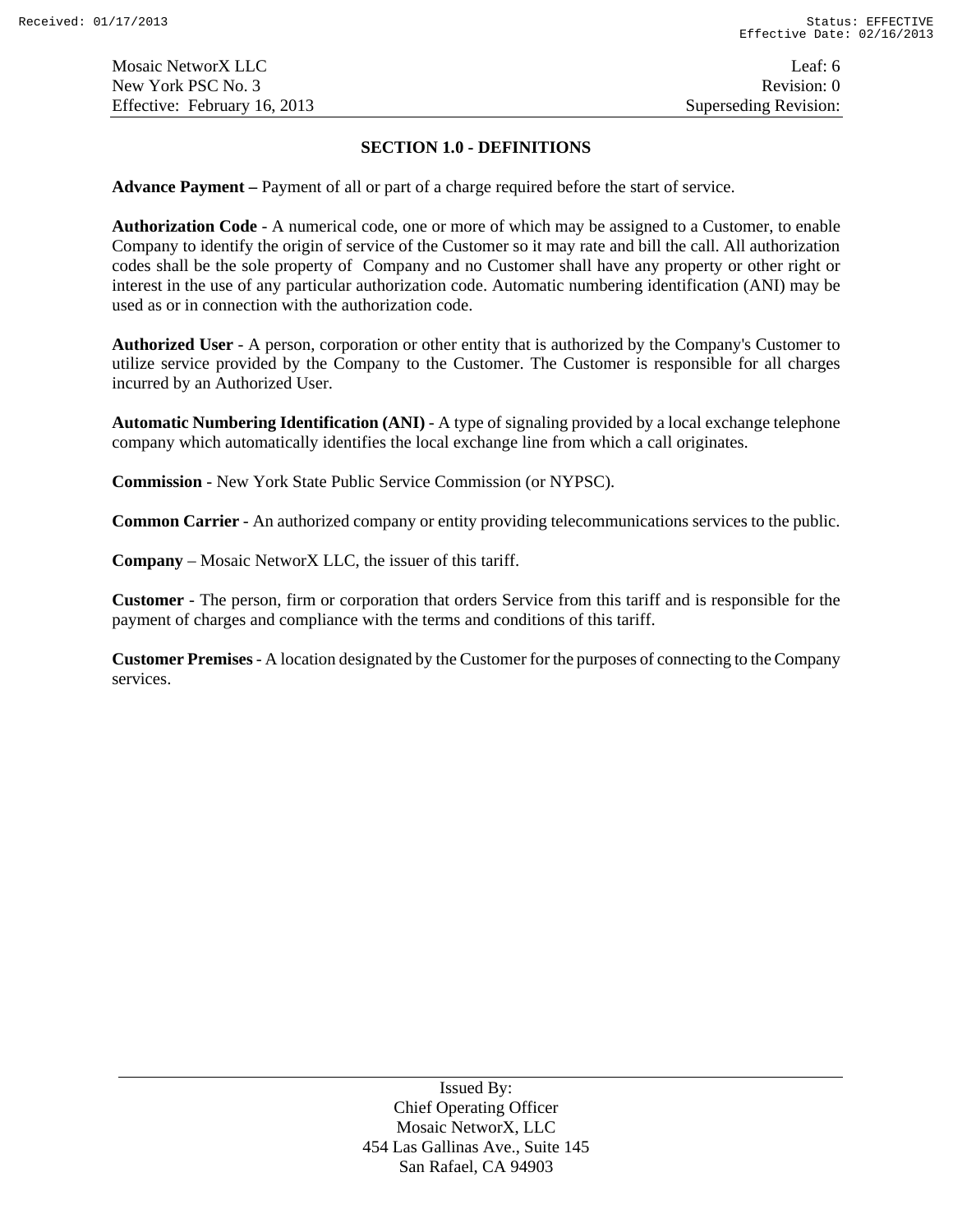## SECTION 1.0 - DEFINITIONS

**Advance Payment –** Payment of all or part of a charge required before the start of service.

**Authorization Code** - A numerical code, one or more of which may be assigned to a Customer, to enable Company to identify the origin of service of the Customer so it may rate and bill the call. All authorization codes shall be the sole property of Company and no Customer shall have any property or other right or interest in the use of any particular authorization code. Automatic numbering identification (ANI) may be used as or in connection with the authorization code.

**Authorized User** - A person, corporation or other entity that is authorized by the Company's Customer to utilize service provided by the Company to the Customer. The Customer is responsible for all charges incurred by an Authorized User.

**Automatic Numbering Identification (ANI)** - A type of signaling provided by a local exchange telephone company which automatically identifies the local exchange line from which a call originates.

**Commission** - New York State Public Service Commission (or NYPSC).

**Common Carrier** - An authorized company or entity providing telecommunications services to the public.

**Company** – Mosaic NetworX LLC, the issuer of this tariff.

**Customer** - The person, firm or corporation that orders Service from this tariff and is responsible for the payment of charges and compliance with the terms and conditions of this tariff.

**Customer Premises** - A location designated by the Customer for the purposes of connecting to the Company services.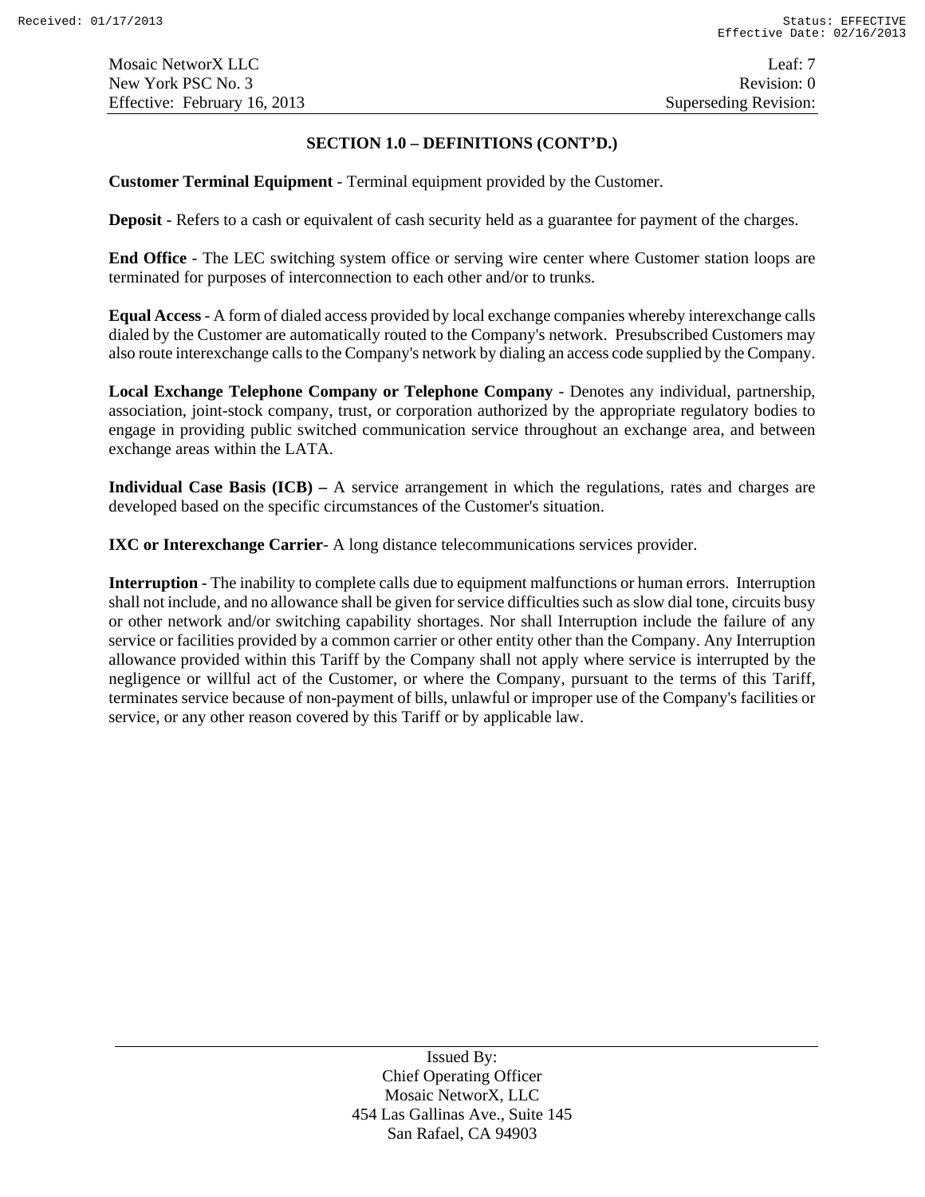### SECTION 1.0 – DEFINITIONS (CONT'D.)

**Customer Terminal Equipment** - Terminal equipment provided by the Customer.

**Deposit** - Refers to a cash or equivalent of cash security held as a guarantee for payment of the charges.

**End Office** - The LEC switching system office or serving wire center where Customer station loops are terminated for purposes of interconnection to each other and/or to trunks.

**Equal Access** - A form of dialed access provided by local exchange companies whereby interexchange calls dialed by the Customer are automatically routed to the Company's network. Presubscribed Customers may also route interexchange calls to the Company's network by dialing an access code supplied by the Company.

**Local Exchange Telephone Company or Telephone Company** - Denotes any individual, partnership, association, joint-stock company, trust, or corporation authorized by the appropriate regulatory bodies to engage in providing public switched communication service throughout an exchange area, and between exchange areas within the LATA.

**Individual Case Basis (ICB) –** A service arrangement in which the regulations, rates and charges are developed based on the specific circumstances of the Customer's situation.

**IXC or Interexchange Carrier**- A long distance telecommunications services provider.

**Interruption** - The inability to complete calls due to equipment malfunctions or human errors. Interruption shall not include, and no allowance shall be given for service difficulties such as slow dial tone, circuits busy or other network and/or switching capability shortages. Nor shall Interruption include the failure of any service or facilities provided by a common carrier or other entity other than the Company. Any Interruption allowance provided within this Tariff by the Company shall not apply where service is interrupted by the negligence or willful act of the Customer, or where the Company, pursuant to the terms of this Tariff, terminates service because of non-payment of bills, unlawful or improper use of the Company's facilities or service, or any other reason covered by this Tariff or by applicable law.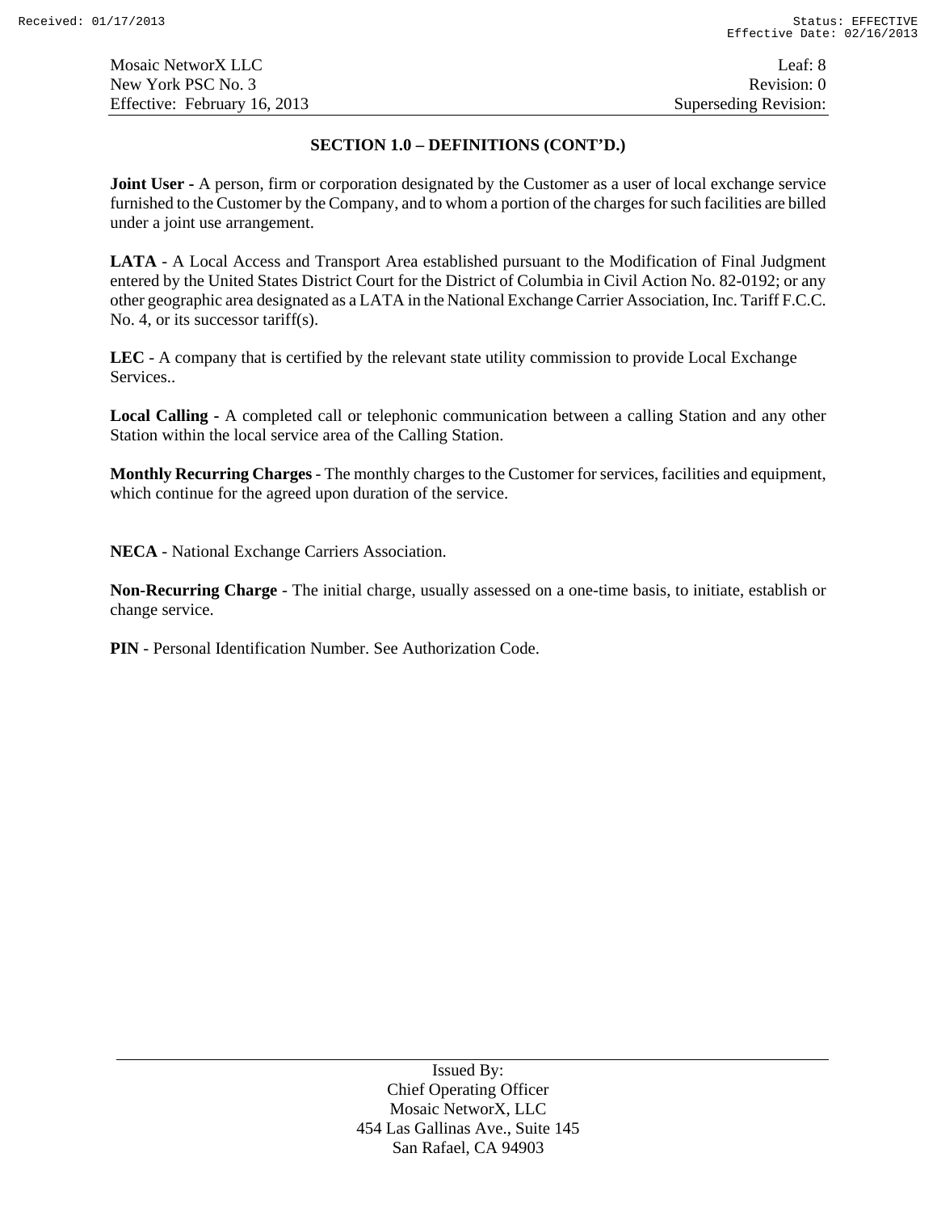## SECTION 1.0 – DEFINITIONS (CONT'D.)

**Joint User -** A person, firm or corporation designated by the Customer as a user of local exchange service furnished to the Customer by the Company, and to whom a portion of the charges for such facilities are billed under a joint use arrangement.

**LATA** - A Local Access and Transport Area established pursuant to the Modification of Final Judgment entered by the United States District Court for the District of Columbia in Civil Action No. 82-0192; or any other geographic area designated as a LATA in the National Exchange Carrier Association, Inc. Tariff F.C.C. No. 4, or its successor tariff(s).

**LEC** - A company that is certified by the relevant state utility commission to provide Local Exchange Services..

**Local Calling** - A completed call or telephonic communication between a calling Station and any other Station within the local service area of the Calling Station.

**Monthly Recurring Charges** - The monthly charges to the Customer for services, facilities and equipment, which continue for the agreed upon duration of the service.

**NECA** - National Exchange Carriers Association.

**Non-Recurring Charge** - The initial charge, usually assessed on a one-time basis, to initiate, establish or change service.

**PIN** - Personal Identification Number. See Authorization Code.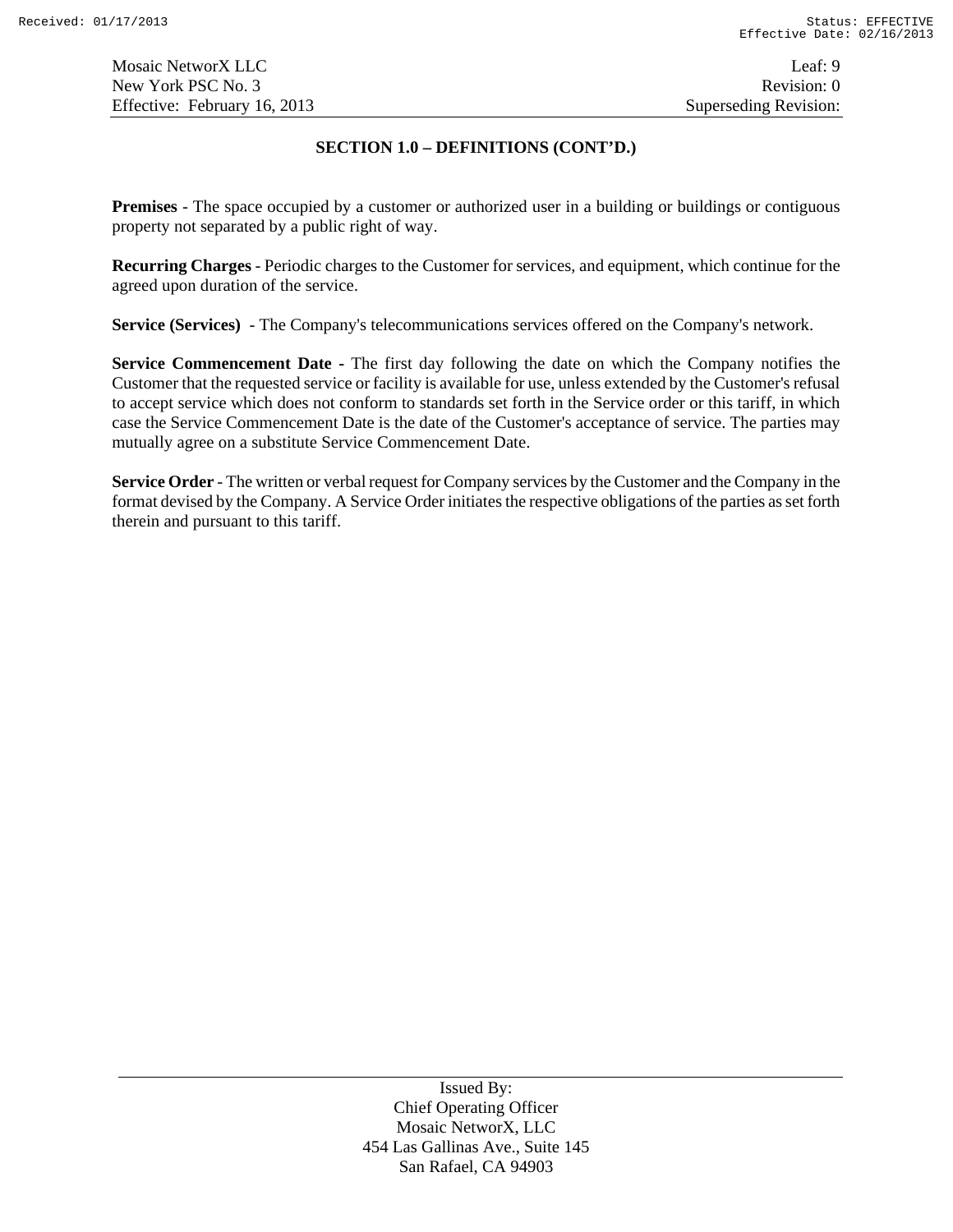## SECTION 1.0 – DEFINITIONS (CONT'D.)

**Premises** - The space occupied by a customer or authorized user in a building or buildings or contiguous property not separated by a public right of way.

**Recurring Charges** - Periodic charges to the Customer for services, and equipment, which continue for the agreed upon duration of the service.

**Service (Services)** - The Company's telecommunications services offered on the Company's network.

**Service Commencement Date** - The first day following the date on which the Company notifies the Customer that the requested service or facility is available for use, unless extended by the Customer's refusal to accept service which does not conform to standards set forth in the Service order or this tariff, in which case the Service Commencement Date is the date of the Customer's acceptance of service. The parties may mutually agree on a substitute Service Commencement Date.

**Service Order** - The written or verbal request for Company services by the Customer and the Company in the format devised by the Company. A Service Order initiates the respective obligations of the parties as set forth therein and pursuant to this tariff.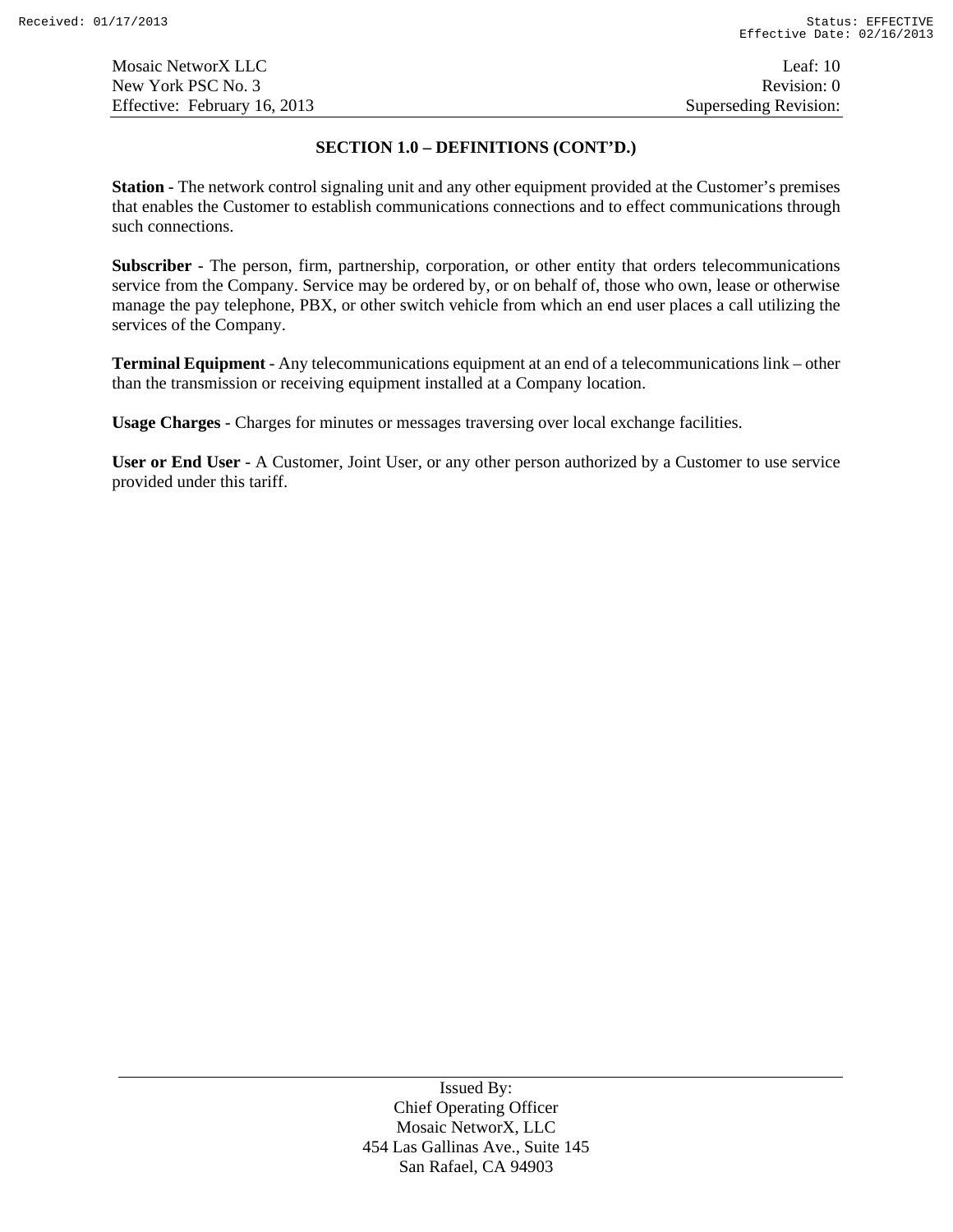## SECTION 1.0 – DEFINITIONS (CONT'D.)

**Station** - The network control signaling unit and any other equipment provided at the Customer's premises that enables the Customer to establish communications connections and to effect communications through such connections.

**Subscriber** - The person, firm, partnership, corporation, or other entity that orders telecommunications service from the Company. Service may be ordered by, or on behalf of, those who own, lease or otherwise manage the pay telephone, PBX, or other switch vehicle from which an end user places a call utilizing the services of the Company.

**Terminal Equipment** - Any telecommunications equipment at an end of a telecommunications link – other than the transmission or receiving equipment installed at a Company location.

**Usage Charges** - Charges for minutes or messages traversing over local exchange facilities.

**User or End User** - A Customer, Joint User, or any other person authorized by a Customer to use service provided under this tariff.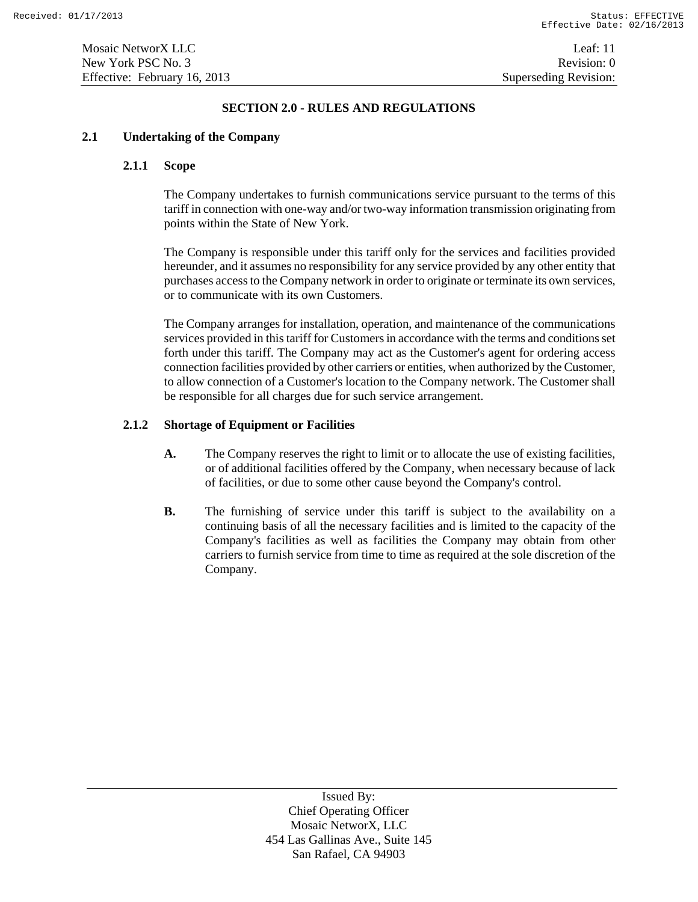# SECTION 2.0 - RULES AND REGULATIONS

## 2.1 Undertaking of the Company

### 2.1.1 Scope

The Company undertakes to furnish communications service pursuant to the terms of this tariff in connection with one-way and/or two-way information transmission originating from points within the State of New York.

The Company is responsible under this tariff only for the services and facilities provided hereunder, and it assumes no responsibility for any service provided by any other entity that purchases access to the Company network in order to originate or terminate its own services, or to communicate with its own Customers.

The Company arranges for installation, operation, and maintenance of the communications services provided in this tariff for Customers in accordance with the terms and conditions set forth under this tariff. The Company may act as the Customer's agent for ordering access connection facilities provided by other carriers or entities, when authorized by the Customer, to allow connection of a Customer's location to the Company network. The Customer shall be responsible for all charges due for such service arrangement.

### 2.1.2 Shortage of Equipment or Facilities

**A.** The Company reserves the right to limit or to allocate the use of existing facilities, or of additional facilities offered by the Company, when necessary because of lack of facilities, or due to some other cause beyond the Company's control.

**B.** The furnishing of service under this tariff is subject to the availability on a continuing basis of all the necessary facilities and is limited to the capacity of the Company's facilities as well as facilities the Company may obtain from other carriers to furnish service from time to time as required at the sole discretion of the Company.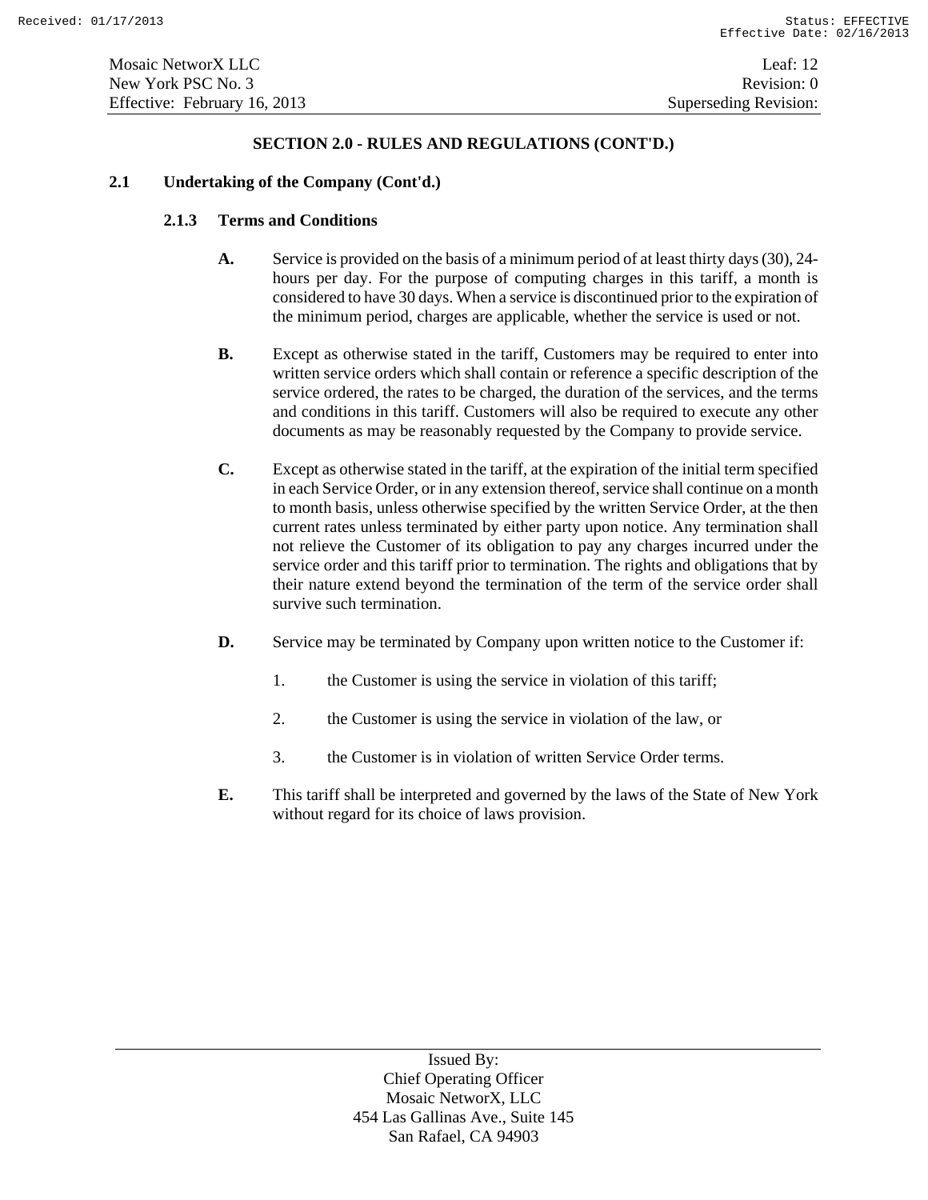## SECTION 2.0 - RULES AND REGULATIONS (CONT'D.)

### 2.1 Undertaking of the Company (Cont'd.)

#### 2.1.3 Terms and Conditions

**A.** Service is provided on the basis of a minimum period of at least thirty days (30), 24-hours per day. For the purpose of computing charges in this tariff, a month is considered to have 30 days. When a service is discontinued prior to the expiration of the minimum period, charges are applicable, whether the service is used or not.

**B.** Except as otherwise stated in the tariff, Customers may be required to enter into written service orders which shall contain or reference a specific description of the service ordered, the rates to be charged, the duration of the services, and the terms and conditions in this tariff. Customers will also be required to execute any other documents as may be reasonably requested by the Company to provide service.

**C.** Except as otherwise stated in the tariff, at the expiration of the initial term specified in each Service Order, or in any extension thereof, service shall continue on a month to month basis, unless otherwise specified by the written Service Order, at the then current rates unless terminated by either party upon notice. Any termination shall not relieve the Customer of its obligation to pay any charges incurred under the service order and this tariff prior to termination. The rights and obligations that by their nature extend beyond the termination of the term of the service order shall survive such termination.

**D.** Service may be terminated by Company upon written notice to the Customer if:

1. the Customer is using the service in violation of this tariff;
2. the Customer is using the service in violation of the law, or
3. the Customer is in violation of written Service Order terms.

**E.** This tariff shall be interpreted and governed by the laws of the State of New York without regard for its choice of laws provision.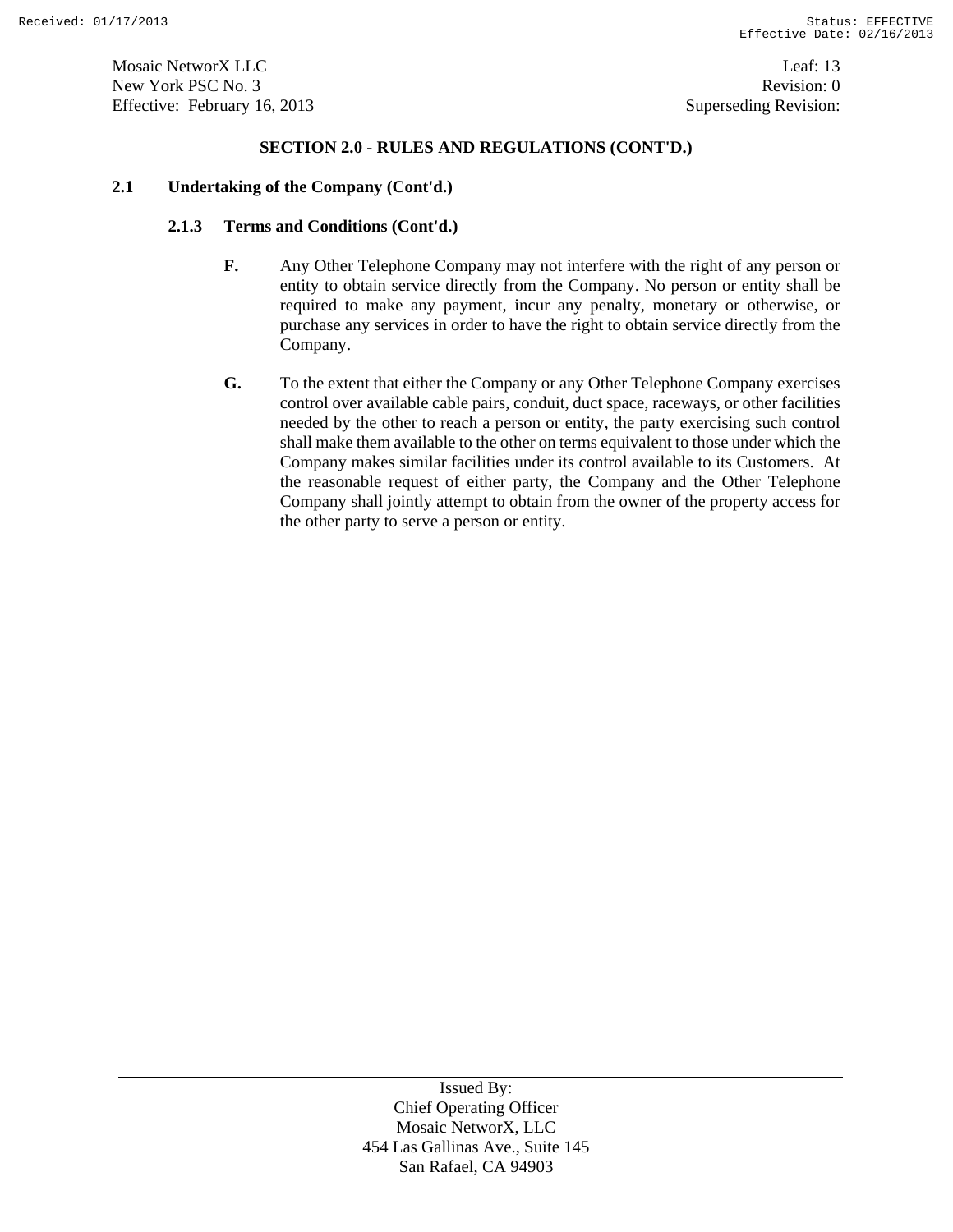## SECTION 2.0 - RULES AND REGULATIONS (CONT'D.)

### 2.1 Undertaking of the Company (Cont'd.)

#### 2.1.3 Terms and Conditions (Cont'd.)

**F.** Any Other Telephone Company may not interfere with the right of any person or entity to obtain service directly from the Company. No person or entity shall be required to make any payment, incur any penalty, monetary or otherwise, or purchase any services in order to have the right to obtain service directly from the Company.

**G.** To the extent that either the Company or any Other Telephone Company exercises control over available cable pairs, conduit, duct space, raceways, or other facilities needed by the other to reach a person or entity, the party exercising such control shall make them available to the other on terms equivalent to those under which the Company makes similar facilities under its control available to its Customers. At the reasonable request of either party, the Company and the Other Telephone Company shall jointly attempt to obtain from the owner of the property access for the other party to serve a person or entity.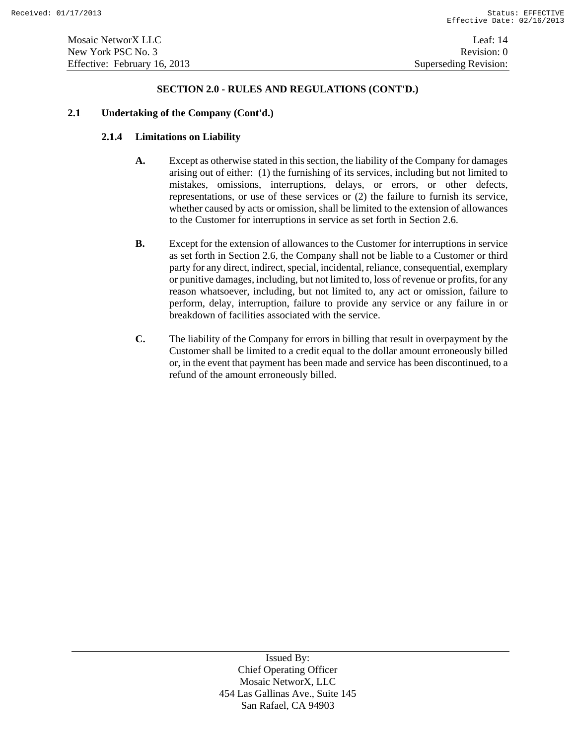## SECTION 2.0 - RULES AND REGULATIONS (CONT'D.)

### 2.1 Undertaking of the Company (Cont'd.)

#### 2.1.4 Limitations on Liability

**A.** Except as otherwise stated in this section, the liability of the Company for damages arising out of either: (1) the furnishing of its services, including but not limited to mistakes, omissions, interruptions, delays, or errors, or other defects, representations, or use of these services or (2) the failure to furnish its service, whether caused by acts or omission, shall be limited to the extension of allowances to the Customer for interruptions in service as set forth in Section 2.6.

**B.** Except for the extension of allowances to the Customer for interruptions in service as set forth in Section 2.6, the Company shall not be liable to a Customer or third party for any direct, indirect, special, incidental, reliance, consequential, exemplary or punitive damages, including, but not limited to, loss of revenue or profits, for any reason whatsoever, including, but not limited to, any act or omission, failure to perform, delay, interruption, failure to provide any service or any failure in or breakdown of facilities associated with the service.

**C.** The liability of the Company for errors in billing that result in overpayment by the Customer shall be limited to a credit equal to the dollar amount erroneously billed or, in the event that payment has been made and service has been discontinued, to a refund of the amount erroneously billed.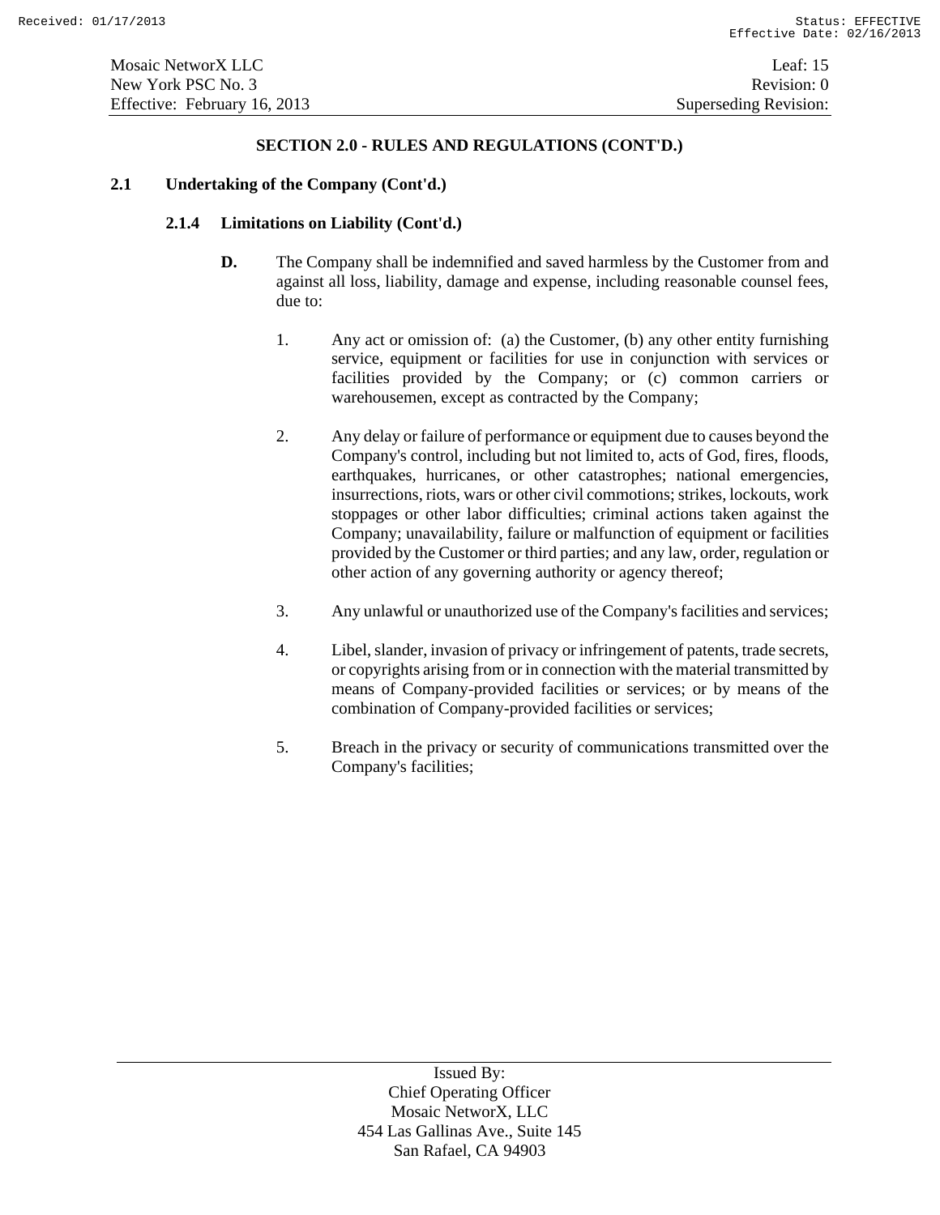## SECTION 2.0 - RULES AND REGULATIONS (CONT'D.)

### 2.1 Undertaking of the Company (Cont'd.)

#### 2.1.4 Limitations on Liability (Cont'd.)

**D.** The Company shall be indemnified and saved harmless by the Customer from and against all loss, liability, damage and expense, including reasonable counsel fees, due to:

1. Any act or omission of: (a) the Customer, (b) any other entity furnishing service, equipment or facilities for use in conjunction with services or facilities provided by the Company; or (c) common carriers or warehousemen, except as contracted by the Company;

2. Any delay or failure of performance or equipment due to causes beyond the Company's control, including but not limited to, acts of God, fires, floods, earthquakes, hurricanes, or other catastrophes; national emergencies, insurrections, riots, wars or other civil commotions; strikes, lockouts, work stoppages or other labor difficulties; criminal actions taken against the Company; unavailability, failure or malfunction of equipment or facilities provided by the Customer or third parties; and any law, order, regulation or other action of any governing authority or agency thereof;

3. Any unlawful or unauthorized use of the Company's facilities and services;

4. Libel, slander, invasion of privacy or infringement of patents, trade secrets, or copyrights arising from or in connection with the material transmitted by means of Company-provided facilities or services; or by means of the combination of Company-provided facilities or services;

5. Breach in the privacy or security of communications transmitted over the Company's facilities;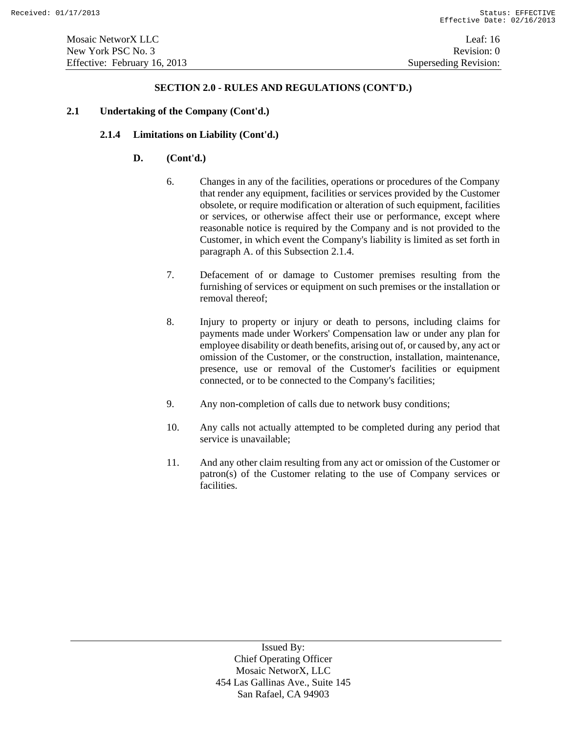## SECTION 2.0 - RULES AND REGULATIONS (CONT'D.)

### 2.1 Undertaking of the Company (Cont'd.)

#### 2.1.4 Limitations on Liability (Cont'd.)

**D. (Cont'd.)**

6. Changes in any of the facilities, operations or procedures of the Company that render any equipment, facilities or services provided by the Customer obsolete, or require modification or alteration of such equipment, facilities or services, or otherwise affect their use or performance, except where reasonable notice is required by the Company and is not provided to the Customer, in which event the Company's liability is limited as set forth in paragraph A. of this Subsection 2.1.4.

7. Defacement of or damage to Customer premises resulting from the furnishing of services or equipment on such premises or the installation or removal thereof;

8. Injury to property or injury or death to persons, including claims for payments made under Workers' Compensation law or under any plan for employee disability or death benefits, arising out of, or caused by, any act or omission of the Customer, or the construction, installation, maintenance, presence, use or removal of the Customer's facilities or equipment connected, or to be connected to the Company's facilities;

9. Any non-completion of calls due to network busy conditions;

10. Any calls not actually attempted to be completed during any period that service is unavailable;

11. And any other claim resulting from any act or omission of the Customer or patron(s) of the Customer relating to the use of Company services or facilities.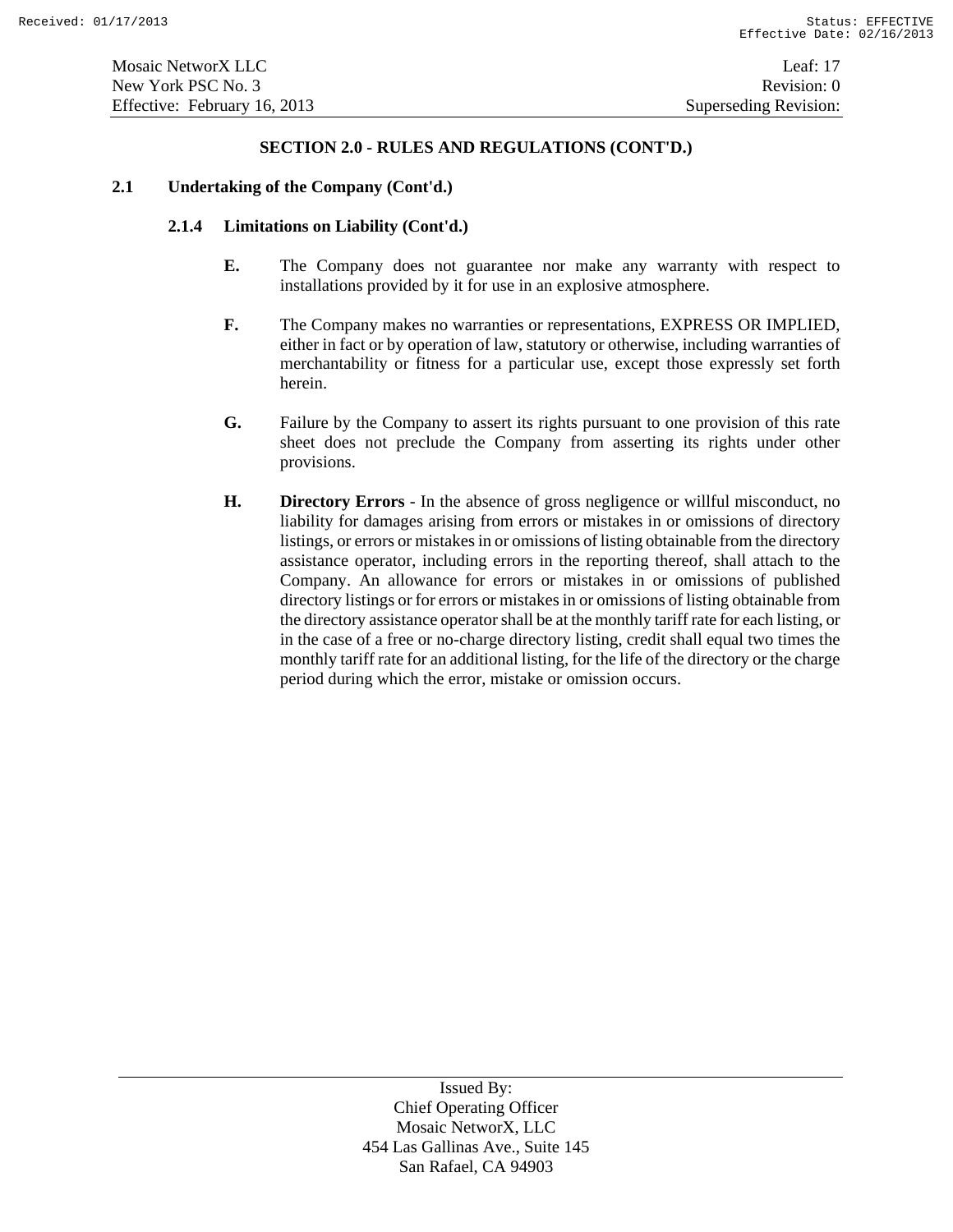## SECTION 2.0 - RULES AND REGULATIONS (CONT'D.)

### 2.1 Undertaking of the Company (Cont'd.)

#### 2.1.4 Limitations on Liability (Cont'd.)

**E.** The Company does not guarantee nor make any warranty with respect to installations provided by it for use in an explosive atmosphere.

**F.** The Company makes no warranties or representations, EXPRESS OR IMPLIED, either in fact or by operation of law, statutory or otherwise, including warranties of merchantability or fitness for a particular use, except those expressly set forth herein.

**G.** Failure by the Company to assert its rights pursuant to one provision of this rate sheet does not preclude the Company from asserting its rights under other provisions.

**H.** **Directory Errors** - In the absence of gross negligence or willful misconduct, no liability for damages arising from errors or mistakes in or omissions of directory listings, or errors or mistakes in or omissions of listing obtainable from the directory assistance operator, including errors in the reporting thereof, shall attach to the Company. An allowance for errors or mistakes in or omissions of published directory listings or for errors or mistakes in or omissions of listing obtainable from the directory assistance operator shall be at the monthly tariff rate for each listing, or in the case of a free or no-charge directory listing, credit shall equal two times the monthly tariff rate for an additional listing, for the life of the directory or the charge period during which the error, mistake or omission occurs.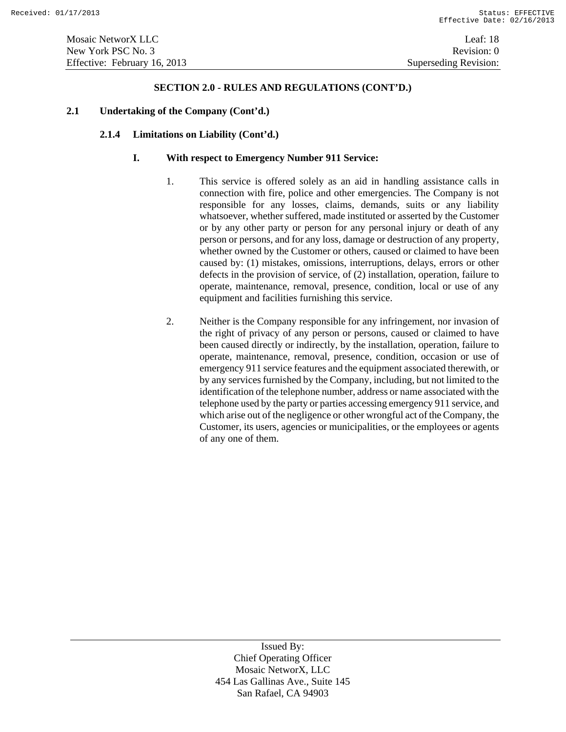## SECTION 2.0 - RULES AND REGULATIONS (CONT'D.)

### 2.1 Undertaking of the Company (Cont'd.)

#### 2.1.4 Limitations on Liability (Cont'd.)

**I. With respect to Emergency Number 911 Service:**

1. This service is offered solely as an aid in handling assistance calls in connection with fire, police and other emergencies. The Company is not responsible for any losses, claims, demands, suits or any liability whatsoever, whether suffered, made instituted or asserted by the Customer or by any other party or person for any personal injury or death of any person or persons, and for any loss, damage or destruction of any property, whether owned by the Customer or others, caused or claimed to have been caused by: (1) mistakes, omissions, interruptions, delays, errors or other defects in the provision of service, of (2) installation, operation, failure to operate, maintenance, removal, presence, condition, local or use of any equipment and facilities furnishing this service.

2. Neither is the Company responsible for any infringement, nor invasion of the right of privacy of any person or persons, caused or claimed to have been caused directly or indirectly, by the installation, operation, failure to operate, maintenance, removal, presence, condition, occasion or use of emergency 911 service features and the equipment associated therewith, or by any services furnished by the Company, including, but not limited to the identification of the telephone number, address or name associated with the telephone used by the party or parties accessing emergency 911 service, and which arise out of the negligence or other wrongful act of the Company, the Customer, its users, agencies or municipalities, or the employees or agents of any one of them.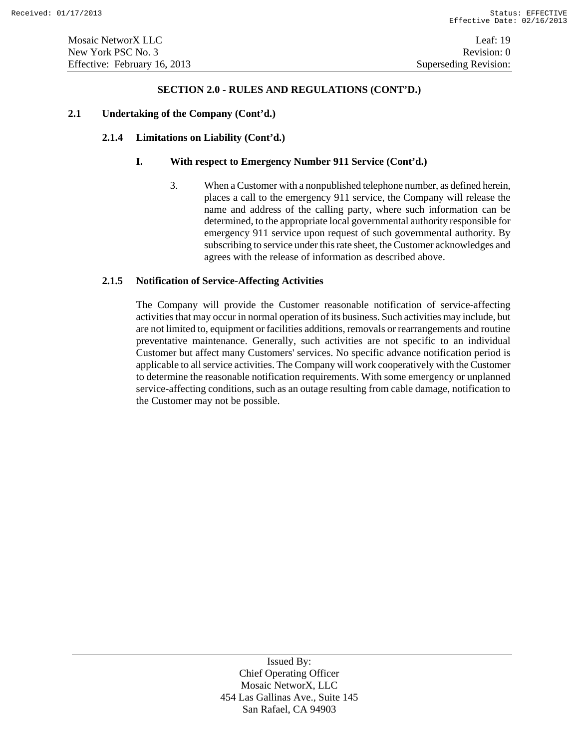## SECTION 2.0 - RULES AND REGULATIONS (CONT'D.)

### 2.1 Undertaking of the Company (Cont'd.)

#### 2.1.4 Limitations on Liability (Cont'd.)

**I. With respect to Emergency Number 911 Service (Cont'd.)**

3. When a Customer with a nonpublished telephone number, as defined herein, places a call to the emergency 911 service, the Company will release the name and address of the calling party, where such information can be determined, to the appropriate local governmental authority responsible for emergency 911 service upon request of such governmental authority. By subscribing to service under this rate sheet, the Customer acknowledges and agrees with the release of information as described above.

#### 2.1.5 Notification of Service-Affecting Activities

The Company will provide the Customer reasonable notification of service-affecting activities that may occur in normal operation of its business. Such activities may include, but are not limited to, equipment or facilities additions, removals or rearrangements and routine preventative maintenance. Generally, such activities are not specific to an individual Customer but affect many Customers' services. No specific advance notification period is applicable to all service activities. The Company will work cooperatively with the Customer to determine the reasonable notification requirements. With some emergency or unplanned service-affecting conditions, such as an outage resulting from cable damage, notification to the Customer may not be possible.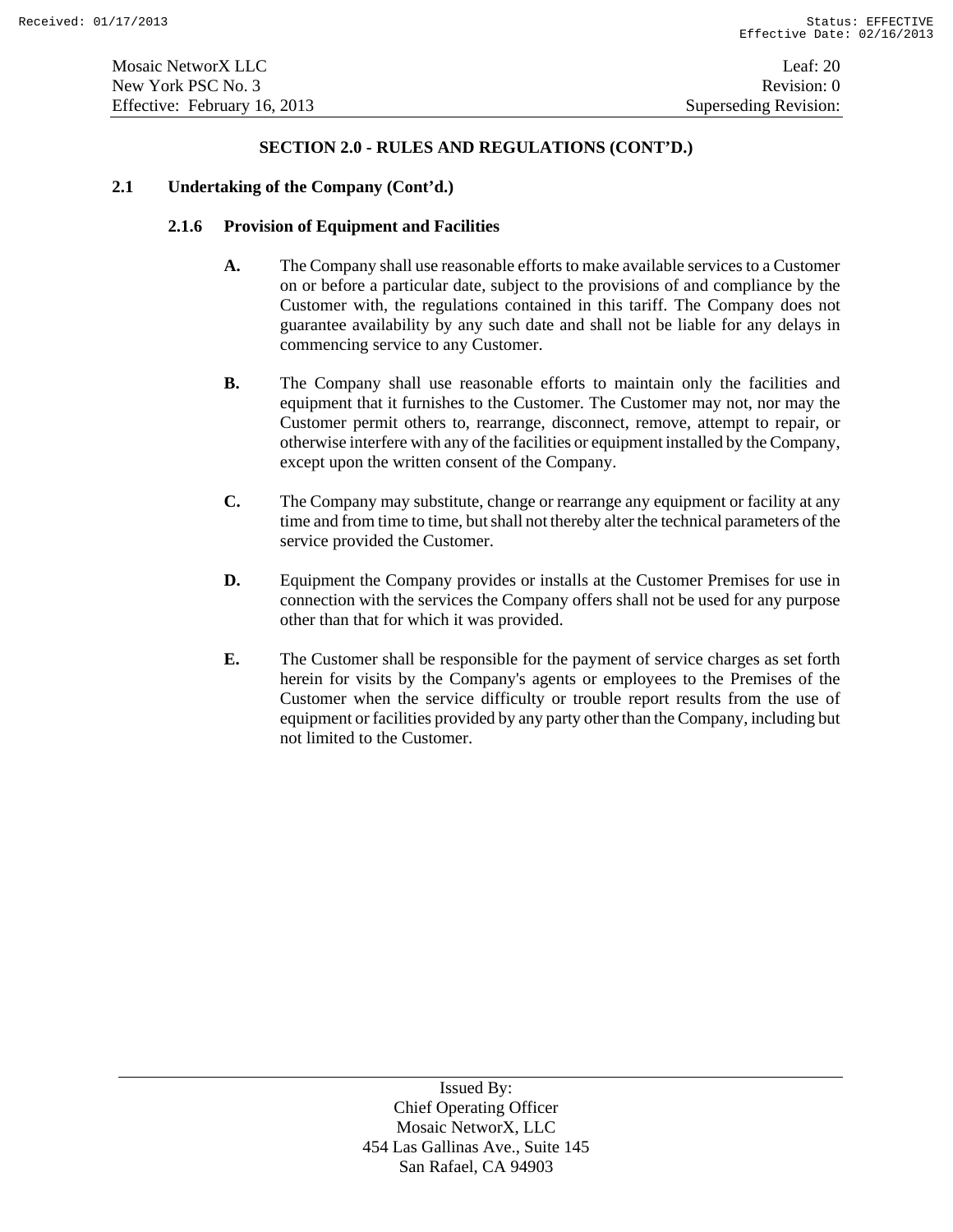## SECTION 2.0 - RULES AND REGULATIONS (CONT'D.)

### 2.1 Undertaking of the Company (Cont'd.)

#### 2.1.6 Provision of Equipment and Facilities

**A.** The Company shall use reasonable efforts to make available services to a Customer on or before a particular date, subject to the provisions of and compliance by the Customer with, the regulations contained in this tariff. The Company does not guarantee availability by any such date and shall not be liable for any delays in commencing service to any Customer.

**B.** The Company shall use reasonable efforts to maintain only the facilities and equipment that it furnishes to the Customer. The Customer may not, nor may the Customer permit others to, rearrange, disconnect, remove, attempt to repair, or otherwise interfere with any of the facilities or equipment installed by the Company, except upon the written consent of the Company.

**C.** The Company may substitute, change or rearrange any equipment or facility at any time and from time to time, but shall not thereby alter the technical parameters of the service provided the Customer.

**D.** Equipment the Company provides or installs at the Customer Premises for use in connection with the services the Company offers shall not be used for any purpose other than that for which it was provided.

**E.** The Customer shall be responsible for the payment of service charges as set forth herein for visits by the Company's agents or employees to the Premises of the Customer when the service difficulty or trouble report results from the use of equipment or facilities provided by any party other than the Company, including but not limited to the Customer.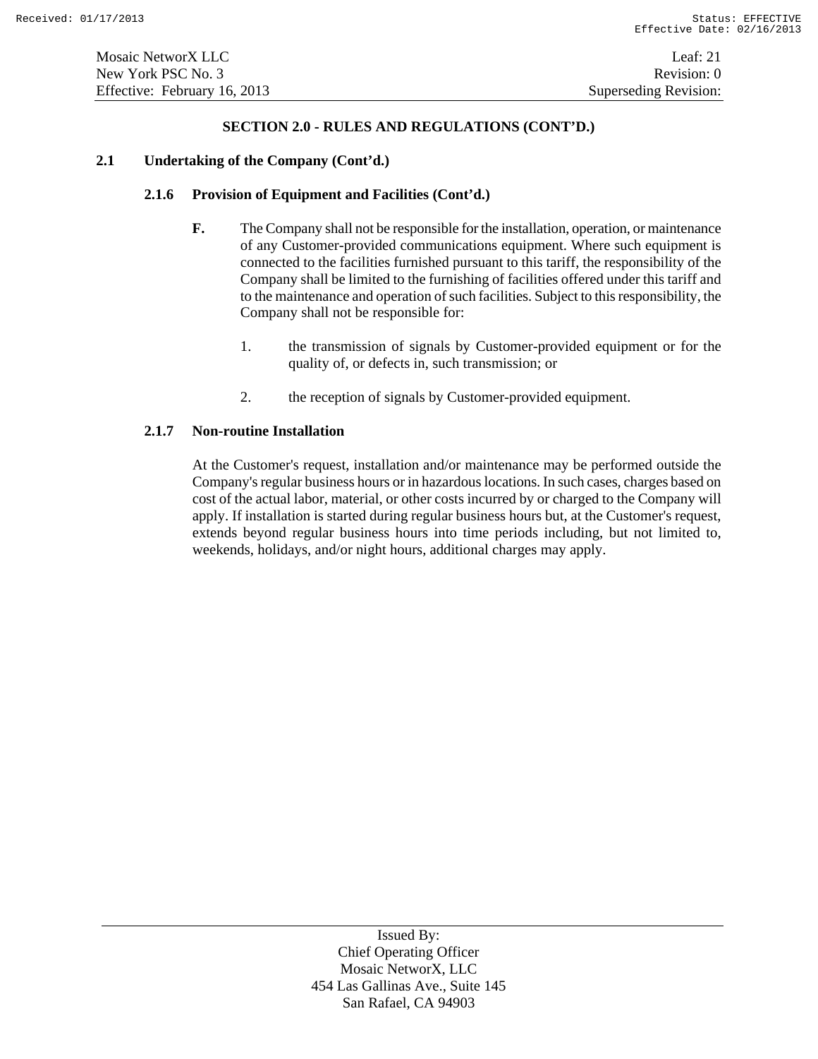## SECTION 2.0 - RULES AND REGULATIONS (CONT'D.)

### 2.1 Undertaking of the Company (Cont'd.)

#### 2.1.6 Provision of Equipment and Facilities (Cont'd.)

**F.** The Company shall not be responsible for the installation, operation, or maintenance of any Customer-provided communications equipment. Where such equipment is connected to the facilities furnished pursuant to this tariff, the responsibility of the Company shall be limited to the furnishing of facilities offered under this tariff and to the maintenance and operation of such facilities. Subject to this responsibility, the Company shall not be responsible for:

1. the transmission of signals by Customer-provided equipment or for the quality of, or defects in, such transmission; or

2. the reception of signals by Customer-provided equipment.

#### 2.1.7 Non-routine Installation

At the Customer's request, installation and/or maintenance may be performed outside the Company's regular business hours or in hazardous locations. In such cases, charges based on cost of the actual labor, material, or other costs incurred by or charged to the Company will apply. If installation is started during regular business hours but, at the Customer's request, extends beyond regular business hours into time periods including, but not limited to, weekends, holidays, and/or night hours, additional charges may apply.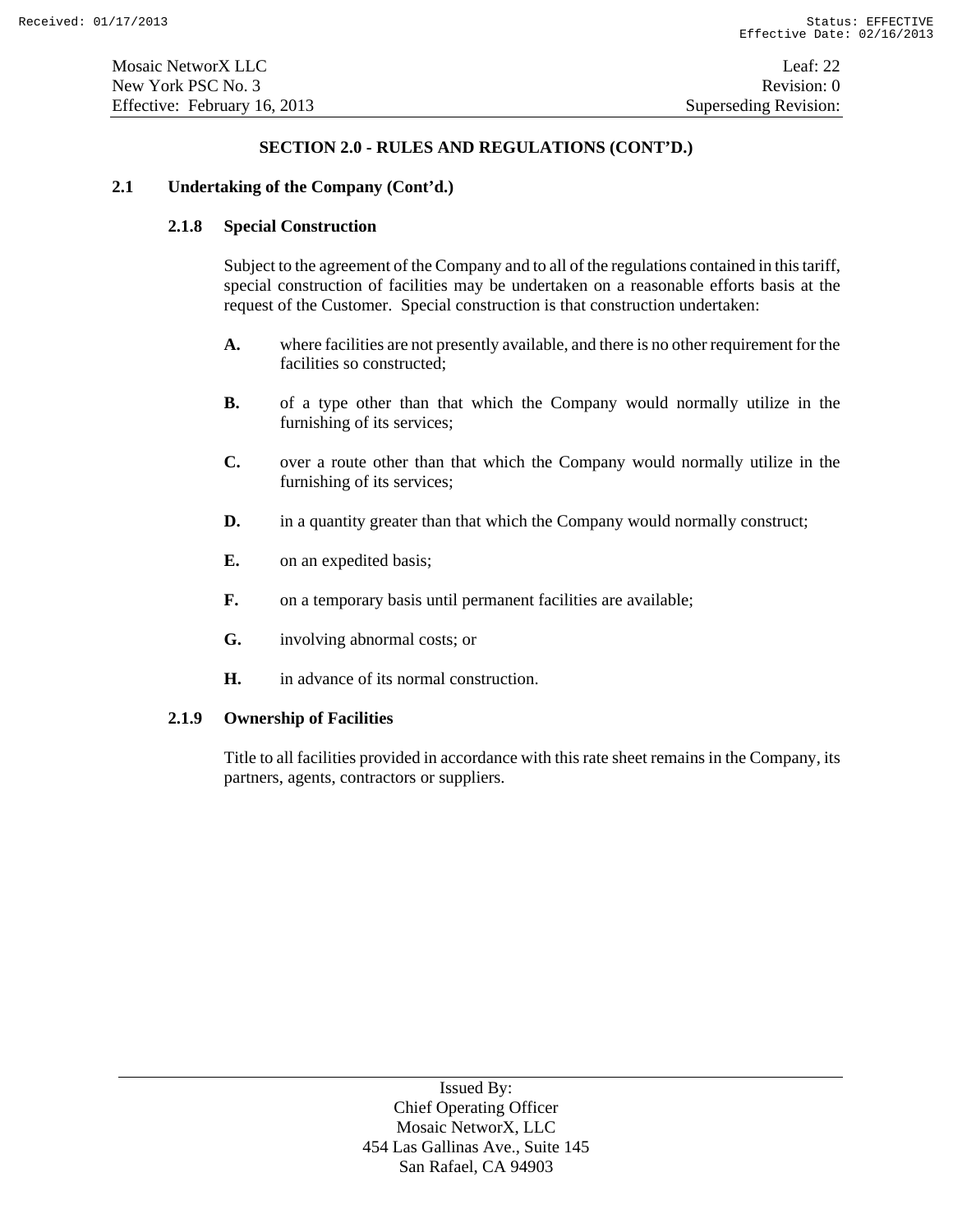## SECTION 2.0 - RULES AND REGULATIONS (CONT'D.)

### 2.1 Undertaking of the Company (Cont'd.)

#### 2.1.8 Special Construction

Subject to the agreement of the Company and to all of the regulations contained in this tariff, special construction of facilities may be undertaken on a reasonable efforts basis at the request of the Customer. Special construction is that construction undertaken:

**A.** where facilities are not presently available, and there is no other requirement for the facilities so constructed;

**B.** of a type other than that which the Company would normally utilize in the furnishing of its services;

**C.** over a route other than that which the Company would normally utilize in the furnishing of its services;

**D.** in a quantity greater than that which the Company would normally construct;

**E.** on an expedited basis;

**F.** on a temporary basis until permanent facilities are available;

**G.** involving abnormal costs; or

**H.** in advance of its normal construction.

#### 2.1.9 Ownership of Facilities

Title to all facilities provided in accordance with this rate sheet remains in the Company, its partners, agents, contractors or suppliers.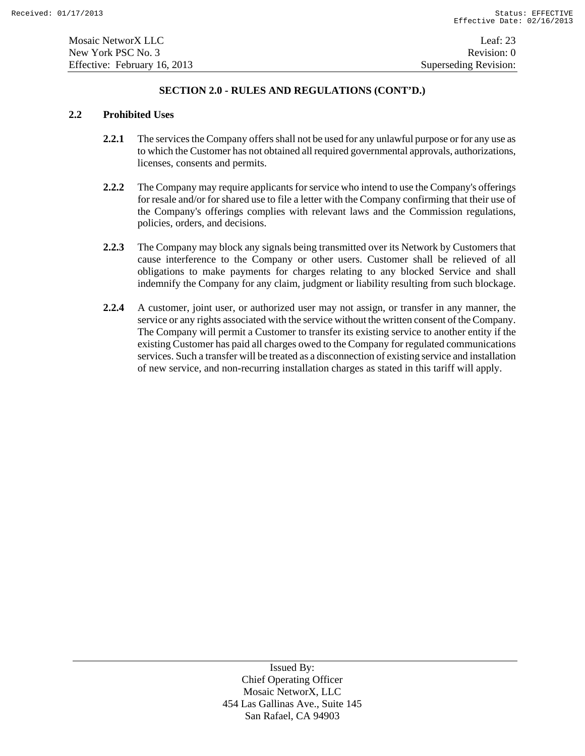## SECTION 2.0 - RULES AND REGULATIONS (CONT'D.)

### 2.2 Prohibited Uses

**2.2.1** The services the Company offers shall not be used for any unlawful purpose or for any use as to which the Customer has not obtained all required governmental approvals, authorizations, licenses, consents and permits.

**2.2.2** The Company may require applicants for service who intend to use the Company's offerings for resale and/or for shared use to file a letter with the Company confirming that their use of the Company's offerings complies with relevant laws and the Commission regulations, policies, orders, and decisions.

**2.2.3** The Company may block any signals being transmitted over its Network by Customers that cause interference to the Company or other users. Customer shall be relieved of all obligations to make payments for charges relating to any blocked Service and shall indemnify the Company for any claim, judgment or liability resulting from such blockage.

**2.2.4** A customer, joint user, or authorized user may not assign, or transfer in any manner, the service or any rights associated with the service without the written consent of the Company. The Company will permit a Customer to transfer its existing service to another entity if the existing Customer has paid all charges owed to the Company for regulated communications services. Such a transfer will be treated as a disconnection of existing service and installation of new service, and non-recurring installation charges as stated in this tariff will apply.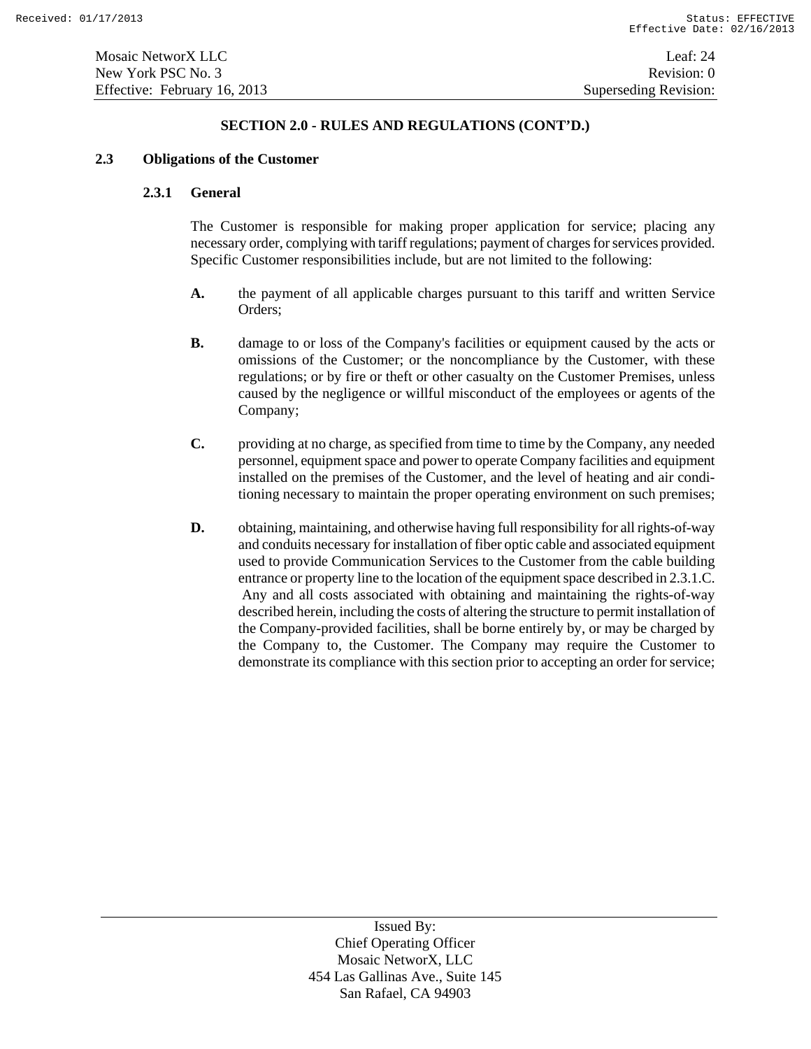## SECTION 2.0 - RULES AND REGULATIONS (CONT'D.)

### 2.3 Obligations of the Customer

#### 2.3.1 General

The Customer is responsible for making proper application for service; placing any necessary order, complying with tariff regulations; payment of charges for services provided. Specific Customer responsibilities include, but are not limited to the following:

**A.** the payment of all applicable charges pursuant to this tariff and written Service Orders;

**B.** damage to or loss of the Company's facilities or equipment caused by the acts or omissions of the Customer; or the noncompliance by the Customer, with these regulations; or by fire or theft or other casualty on the Customer Premises, unless caused by the negligence or willful misconduct of the employees or agents of the Company;

**C.** providing at no charge, as specified from time to time by the Company, any needed personnel, equipment space and power to operate Company facilities and equipment installed on the premises of the Customer, and the level of heating and air conditioning necessary to maintain the proper operating environment on such premises;

**D.** obtaining, maintaining, and otherwise having full responsibility for all rights-of-way and conduits necessary for installation of fiber optic cable and associated equipment used to provide Communication Services to the Customer from the cable building entrance or property line to the location of the equipment space described in 2.3.1.C. Any and all costs associated with obtaining and maintaining the rights-of-way described herein, including the costs of altering the structure to permit installation of the Company-provided facilities, shall be borne entirely by, or may be charged by the Company to, the Customer. The Company may require the Customer to demonstrate its compliance with this section prior to accepting an order for service;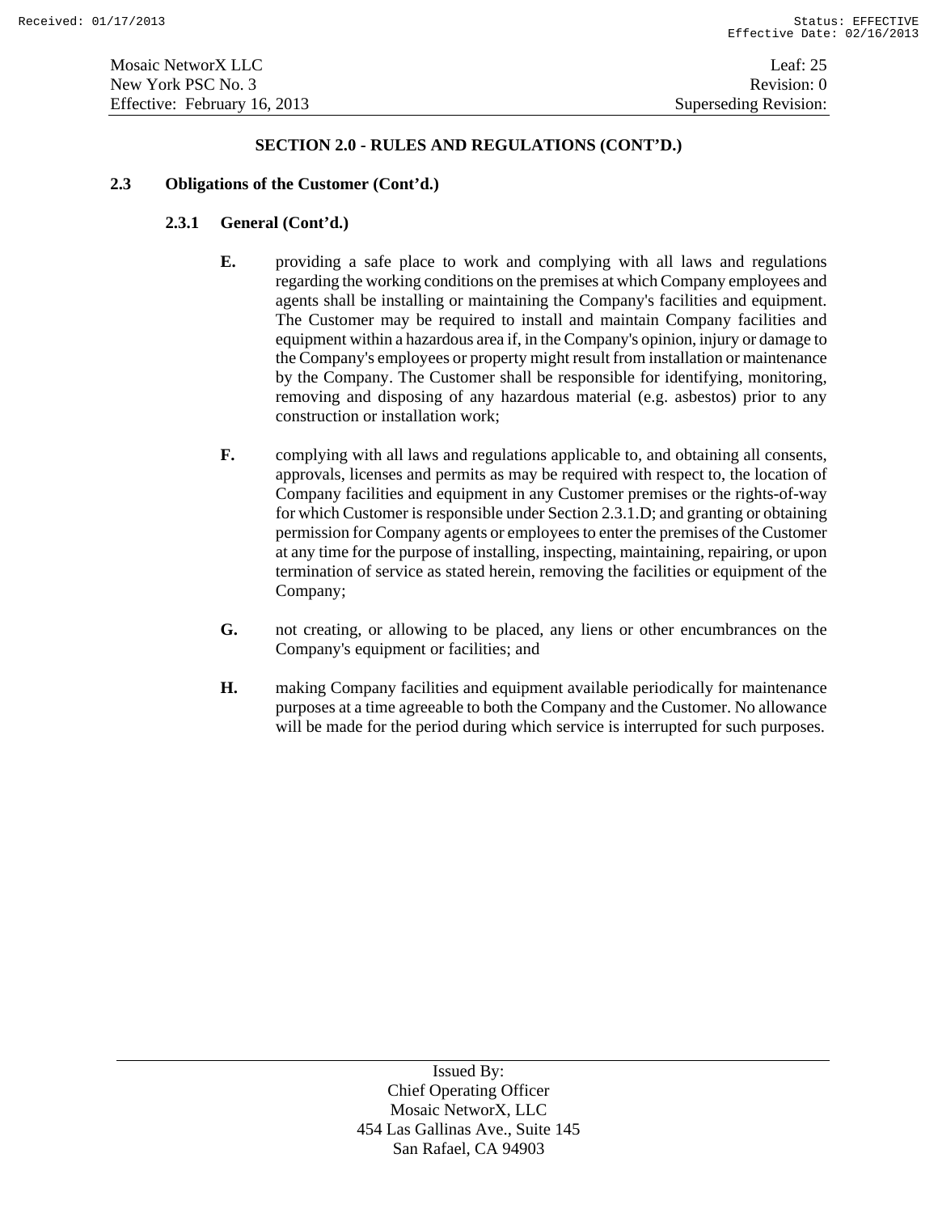## SECTION 2.0 - RULES AND REGULATIONS (CONT'D.)

### 2.3 Obligations of the Customer (Cont'd.)

#### 2.3.1 General (Cont'd.)

**E.** providing a safe place to work and complying with all laws and regulations regarding the working conditions on the premises at which Company employees and agents shall be installing or maintaining the Company's facilities and equipment. The Customer may be required to install and maintain Company facilities and equipment within a hazardous area if, in the Company's opinion, injury or damage to the Company's employees or property might result from installation or maintenance by the Company. The Customer shall be responsible for identifying, monitoring, removing and disposing of any hazardous material (e.g. asbestos) prior to any construction or installation work;

**F.** complying with all laws and regulations applicable to, and obtaining all consents, approvals, licenses and permits as may be required with respect to, the location of Company facilities and equipment in any Customer premises or the rights-of-way for which Customer is responsible under Section 2.3.1.D; and granting or obtaining permission for Company agents or employees to enter the premises of the Customer at any time for the purpose of installing, inspecting, maintaining, repairing, or upon termination of service as stated herein, removing the facilities or equipment of the Company;

**G.** not creating, or allowing to be placed, any liens or other encumbrances on the Company's equipment or facilities; and

**H.** making Company facilities and equipment available periodically for maintenance purposes at a time agreeable to both the Company and the Customer. No allowance will be made for the period during which service is interrupted for such purposes.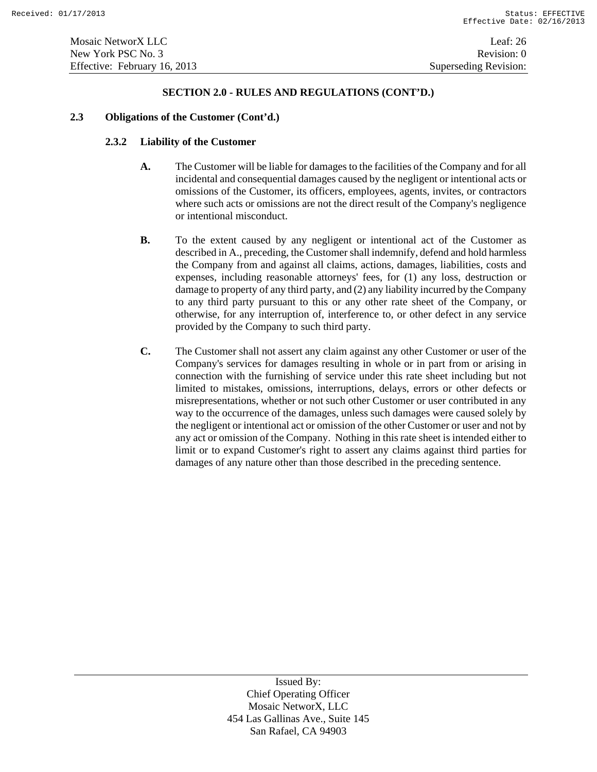**SECTION 2.0 - RULES AND REGULATIONS (CONT'D.)**

**2.3 Obligations of the Customer (Cont'd.)**

**2.3.2 Liability of the Customer**

**A.** The Customer will be liable for damages to the facilities of the Company and for all incidental and consequential damages caused by the negligent or intentional acts or omissions of the Customer, its officers, employees, agents, invites, or contractors where such acts or omissions are not the direct result of the Company's negligence or intentional misconduct.

**B.** To the extent caused by any negligent or intentional act of the Customer as described in A., preceding, the Customer shall indemnify, defend and hold harmless the Company from and against all claims, actions, damages, liabilities, costs and expenses, including reasonable attorneys' fees, for (1) any loss, destruction or damage to property of any third party, and (2) any liability incurred by the Company to any third party pursuant to this or any other rate sheet of the Company, or otherwise, for any interruption of, interference to, or other defect in any service provided by the Company to such third party.

**C.** The Customer shall not assert any claim against any other Customer or user of the Company's services for damages resulting in whole or in part from or arising in connection with the furnishing of service under this rate sheet including but not limited to mistakes, omissions, interruptions, delays, errors or other defects or misrepresentations, whether or not such other Customer or user contributed in any way to the occurrence of the damages, unless such damages were caused solely by the negligent or intentional act or omission of the other Customer or user and not by any act or omission of the Company. Nothing in this rate sheet is intended either to limit or to expand Customer's right to assert any claims against third parties for damages of any nature other than those described in the preceding sentence.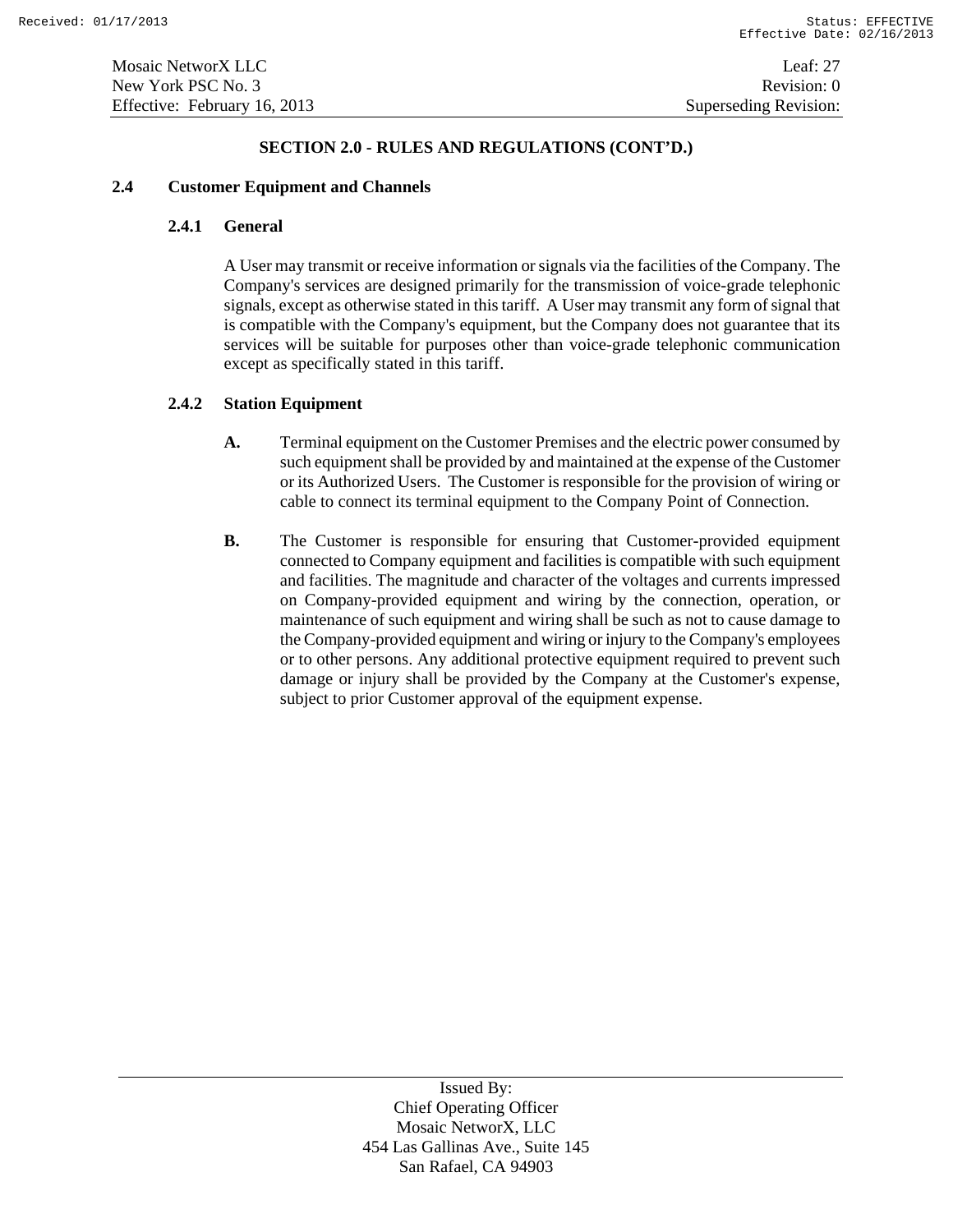## SECTION 2.0 - RULES AND REGULATIONS (CONT'D.)

### 2.4 Customer Equipment and Channels

#### 2.4.1 General

A User may transmit or receive information or signals via the facilities of the Company. The Company's services are designed primarily for the transmission of voice-grade telephonic signals, except as otherwise stated in this tariff. A User may transmit any form of signal that is compatible with the Company's equipment, but the Company does not guarantee that its services will be suitable for purposes other than voice-grade telephonic communication except as specifically stated in this tariff.

#### 2.4.2 Station Equipment

**A.** Terminal equipment on the Customer Premises and the electric power consumed by such equipment shall be provided by and maintained at the expense of the Customer or its Authorized Users. The Customer is responsible for the provision of wiring or cable to connect its terminal equipment to the Company Point of Connection.

**B.** The Customer is responsible for ensuring that Customer-provided equipment connected to Company equipment and facilities is compatible with such equipment and facilities. The magnitude and character of the voltages and currents impressed on Company-provided equipment and wiring by the connection, operation, or maintenance of such equipment and wiring shall be such as not to cause damage to the Company-provided equipment and wiring or injury to the Company's employees or to other persons. Any additional protective equipment required to prevent such damage or injury shall be provided by the Company at the Customer's expense, subject to prior Customer approval of the equipment expense.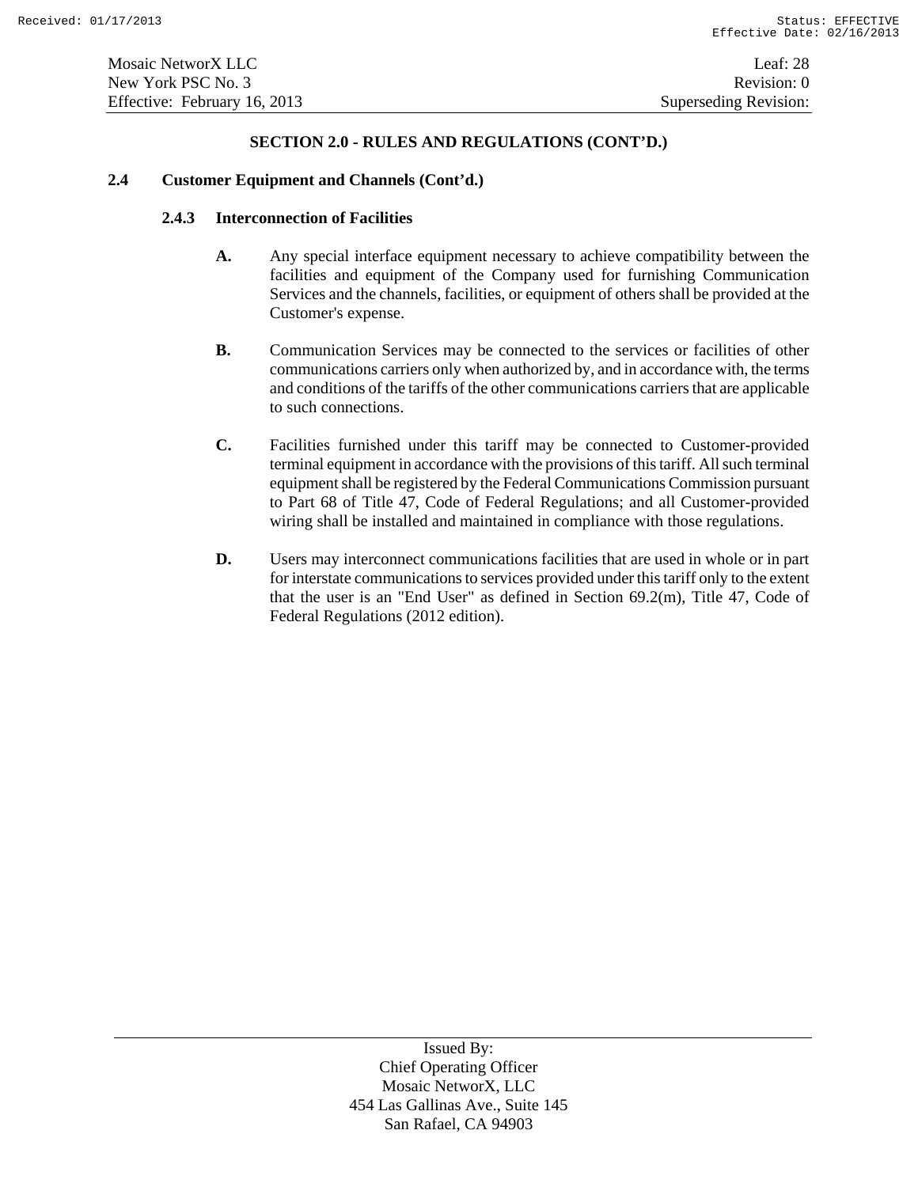## SECTION 2.0 - RULES AND REGULATIONS (CONT'D.)

### 2.4 Customer Equipment and Channels (Cont'd.)

#### 2.4.3 Interconnection of Facilities

**A.** Any special interface equipment necessary to achieve compatibility between the facilities and equipment of the Company used for furnishing Communication Services and the channels, facilities, or equipment of others shall be provided at the Customer's expense.

**B.** Communication Services may be connected to the services or facilities of other communications carriers only when authorized by, and in accordance with, the terms and conditions of the tariffs of the other communications carriers that are applicable to such connections.

**C.** Facilities furnished under this tariff may be connected to Customer-provided terminal equipment in accordance with the provisions of this tariff. All such terminal equipment shall be registered by the Federal Communications Commission pursuant to Part 68 of Title 47, Code of Federal Regulations; and all Customer-provided wiring shall be installed and maintained in compliance with those regulations.

**D.** Users may interconnect communications facilities that are used in whole or in part for interstate communications to services provided under this tariff only to the extent that the user is an "End User" as defined in Section 69.2(m), Title 47, Code of Federal Regulations (2012 edition).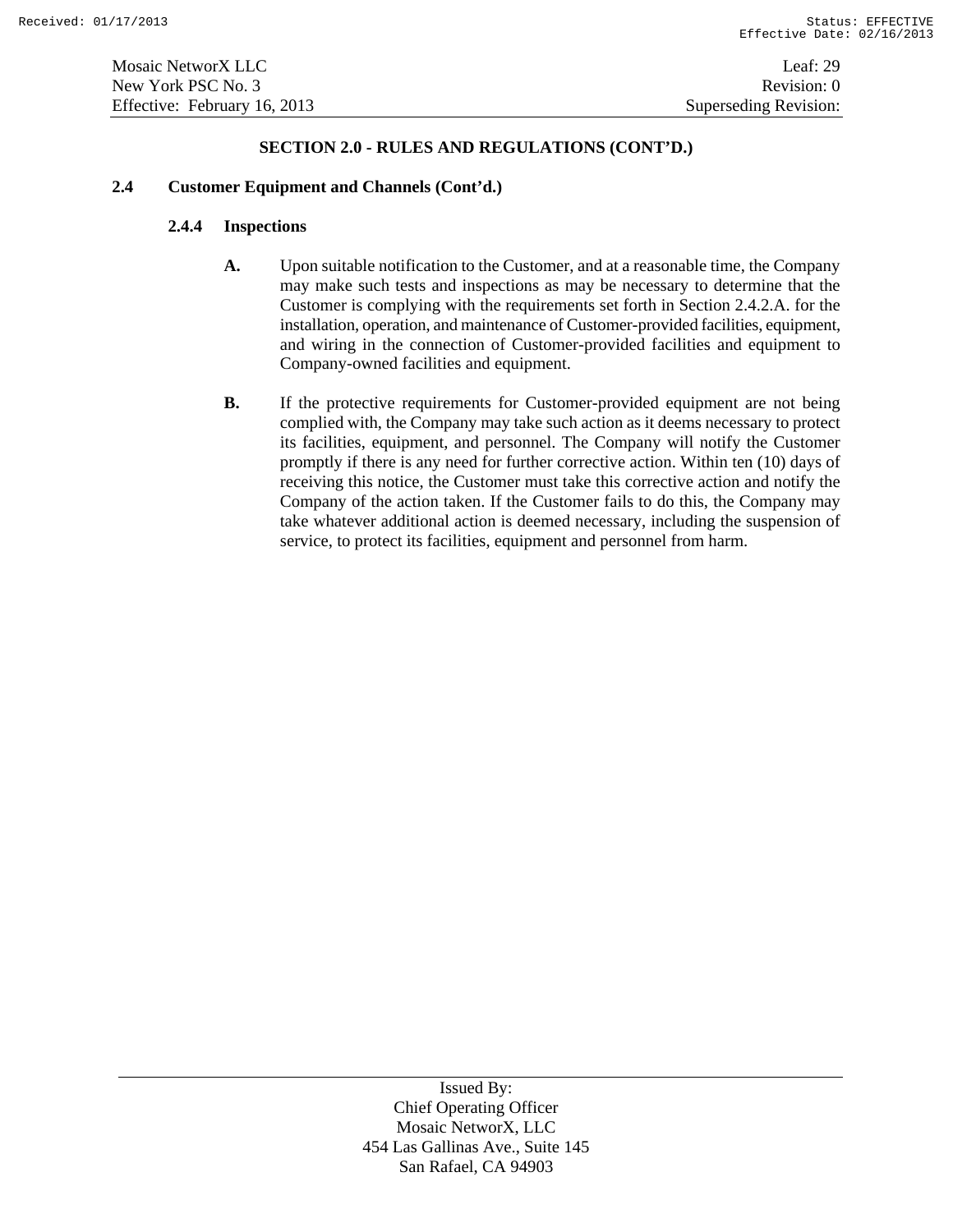## SECTION 2.0 - RULES AND REGULATIONS (CONT'D.)

### 2.4 Customer Equipment and Channels (Cont'd.)

#### 2.4.4 Inspections

**A.** Upon suitable notification to the Customer, and at a reasonable time, the Company may make such tests and inspections as may be necessary to determine that the Customer is complying with the requirements set forth in Section 2.4.2.A. for the installation, operation, and maintenance of Customer-provided facilities, equipment, and wiring in the connection of Customer-provided facilities and equipment to Company-owned facilities and equipment.

**B.** If the protective requirements for Customer-provided equipment are not being complied with, the Company may take such action as it deems necessary to protect its facilities, equipment, and personnel. The Company will notify the Customer promptly if there is any need for further corrective action. Within ten (10) days of receiving this notice, the Customer must take this corrective action and notify the Company of the action taken. If the Customer fails to do this, the Company may take whatever additional action is deemed necessary, including the suspension of service, to protect its facilities, equipment and personnel from harm.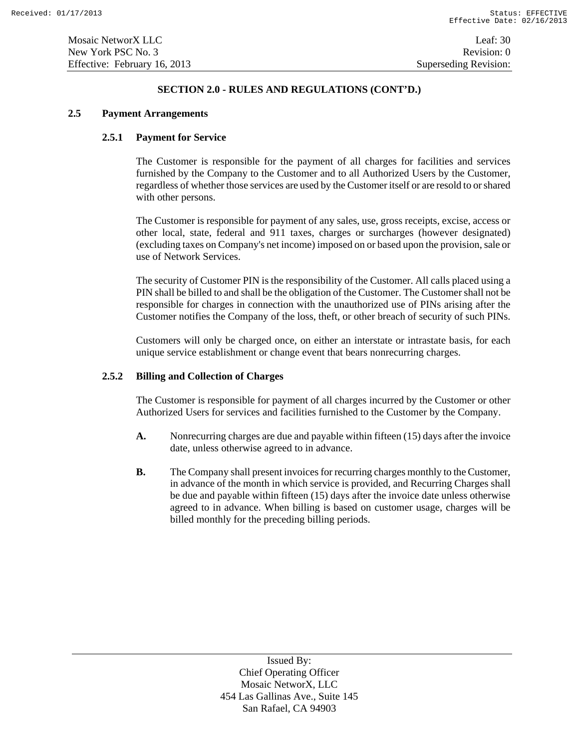## SECTION 2.0 - RULES AND REGULATIONS (CONT'D.)

### 2.5 Payment Arrangements

#### 2.5.1 Payment for Service

The Customer is responsible for the payment of all charges for facilities and services furnished by the Company to the Customer and to all Authorized Users by the Customer, regardless of whether those services are used by the Customer itself or are resold to or shared with other persons.

The Customer is responsible for payment of any sales, use, gross receipts, excise, access or other local, state, federal and 911 taxes, charges or surcharges (however designated) (excluding taxes on Company's net income) imposed on or based upon the provision, sale or use of Network Services.

The security of Customer PIN is the responsibility of the Customer. All calls placed using a PIN shall be billed to and shall be the obligation of the Customer. The Customer shall not be responsible for charges in connection with the unauthorized use of PINs arising after the Customer notifies the Company of the loss, theft, or other breach of security of such PINs.

Customers will only be charged once, on either an interstate or intrastate basis, for each unique service establishment or change event that bears nonrecurring charges.

#### 2.5.2 Billing and Collection of Charges

The Customer is responsible for payment of all charges incurred by the Customer or other Authorized Users for services and facilities furnished to the Customer by the Company.

**A.** Nonrecurring charges are due and payable within fifteen (15) days after the invoice date, unless otherwise agreed to in advance.

**B.** The Company shall present invoices for recurring charges monthly to the Customer, in advance of the month in which service is provided, and Recurring Charges shall be due and payable within fifteen (15) days after the invoice date unless otherwise agreed to in advance. When billing is based on customer usage, charges will be billed monthly for the preceding billing periods.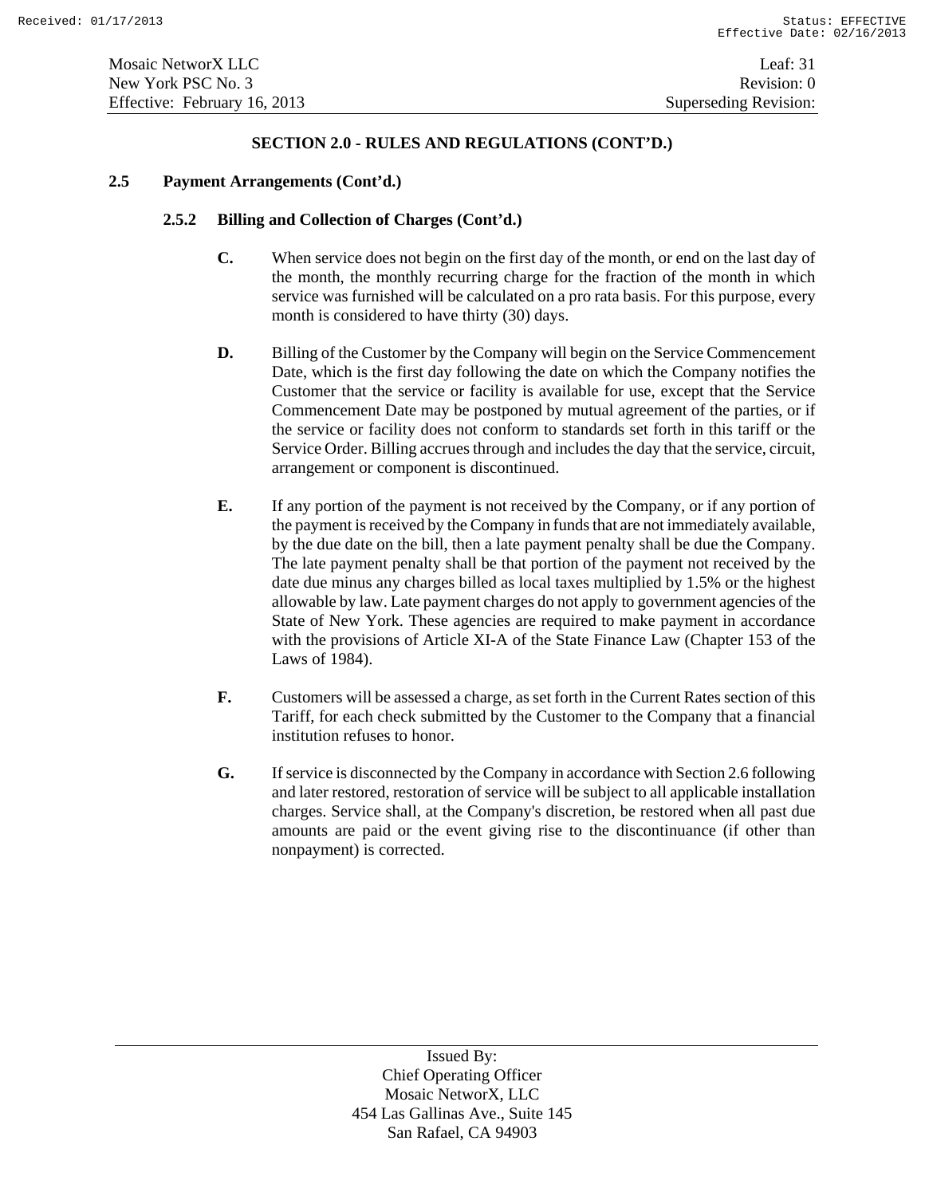## SECTION 2.0 - RULES AND REGULATIONS (CONT'D.)

### 2.5 Payment Arrangements (Cont'd.)

#### 2.5.2 Billing and Collection of Charges (Cont'd.)

**C.** When service does not begin on the first day of the month, or end on the last day of the month, the monthly recurring charge for the fraction of the month in which service was furnished will be calculated on a pro rata basis. For this purpose, every month is considered to have thirty (30) days.

**D.** Billing of the Customer by the Company will begin on the Service Commencement Date, which is the first day following the date on which the Company notifies the Customer that the service or facility is available for use, except that the Service Commencement Date may be postponed by mutual agreement of the parties, or if the service or facility does not conform to standards set forth in this tariff or the Service Order. Billing accrues through and includes the day that the service, circuit, arrangement or component is discontinued.

**E.** If any portion of the payment is not received by the Company, or if any portion of the payment is received by the Company in funds that are not immediately available, by the due date on the bill, then a late payment penalty shall be due the Company. The late payment penalty shall be that portion of the payment not received by the date due minus any charges billed as local taxes multiplied by 1.5% or the highest allowable by law. Late payment charges do not apply to government agencies of the State of New York. These agencies are required to make payment in accordance with the provisions of Article XI-A of the State Finance Law (Chapter 153 of the Laws of 1984).

**F.** Customers will be assessed a charge, as set forth in the Current Rates section of this Tariff, for each check submitted by the Customer to the Company that a financial institution refuses to honor.

**G.** If service is disconnected by the Company in accordance with Section 2.6 following and later restored, restoration of service will be subject to all applicable installation charges. Service shall, at the Company's discretion, be restored when all past due amounts are paid or the event giving rise to the discontinuance (if other than nonpayment) is corrected.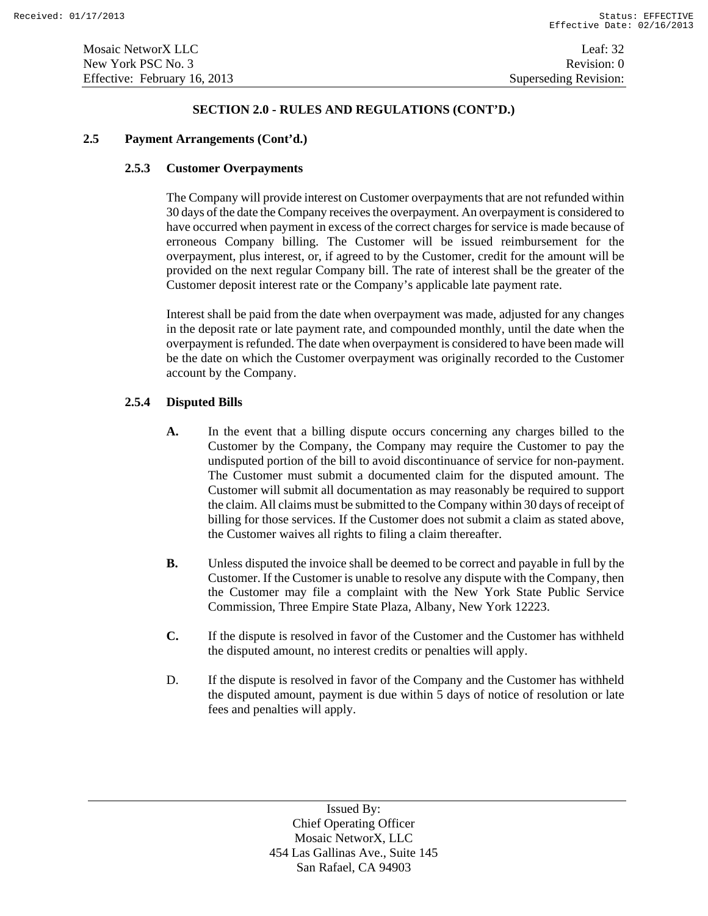## SECTION 2.0 - RULES AND REGULATIONS (CONT'D.)

### 2.5 Payment Arrangements (Cont'd.)

#### 2.5.3 Customer Overpayments

The Company will provide interest on Customer overpayments that are not refunded within 30 days of the date the Company receives the overpayment. An overpayment is considered to have occurred when payment in excess of the correct charges for service is made because of erroneous Company billing. The Customer will be issued reimbursement for the overpayment, plus interest, or, if agreed to by the Customer, credit for the amount will be provided on the next regular Company bill. The rate of interest shall be the greater of the Customer deposit interest rate or the Company's applicable late payment rate.

Interest shall be paid from the date when overpayment was made, adjusted for any changes in the deposit rate or late payment rate, and compounded monthly, until the date when the overpayment is refunded. The date when overpayment is considered to have been made will be the date on which the Customer overpayment was originally recorded to the Customer account by the Company.

#### 2.5.4 Disputed Bills

**A.** In the event that a billing dispute occurs concerning any charges billed to the Customer by the Company, the Company may require the Customer to pay the undisputed portion of the bill to avoid discontinuance of service for non-payment. The Customer must submit a documented claim for the disputed amount. The Customer will submit all documentation as may reasonably be required to support the claim. All claims must be submitted to the Company within 30 days of receipt of billing for those services. If the Customer does not submit a claim as stated above, the Customer waives all rights to filing a claim thereafter.

**B.** Unless disputed the invoice shall be deemed to be correct and payable in full by the Customer. If the Customer is unable to resolve any dispute with the Company, then the Customer may file a complaint with the New York State Public Service Commission, Three Empire State Plaza, Albany, New York 12223.

**C.** If the dispute is resolved in favor of the Customer and the Customer has withheld the disputed amount, no interest credits or penalties will apply.

D. If the dispute is resolved in favor of the Company and the Customer has withheld the disputed amount, payment is due within 5 days of notice of resolution or late fees and penalties will apply.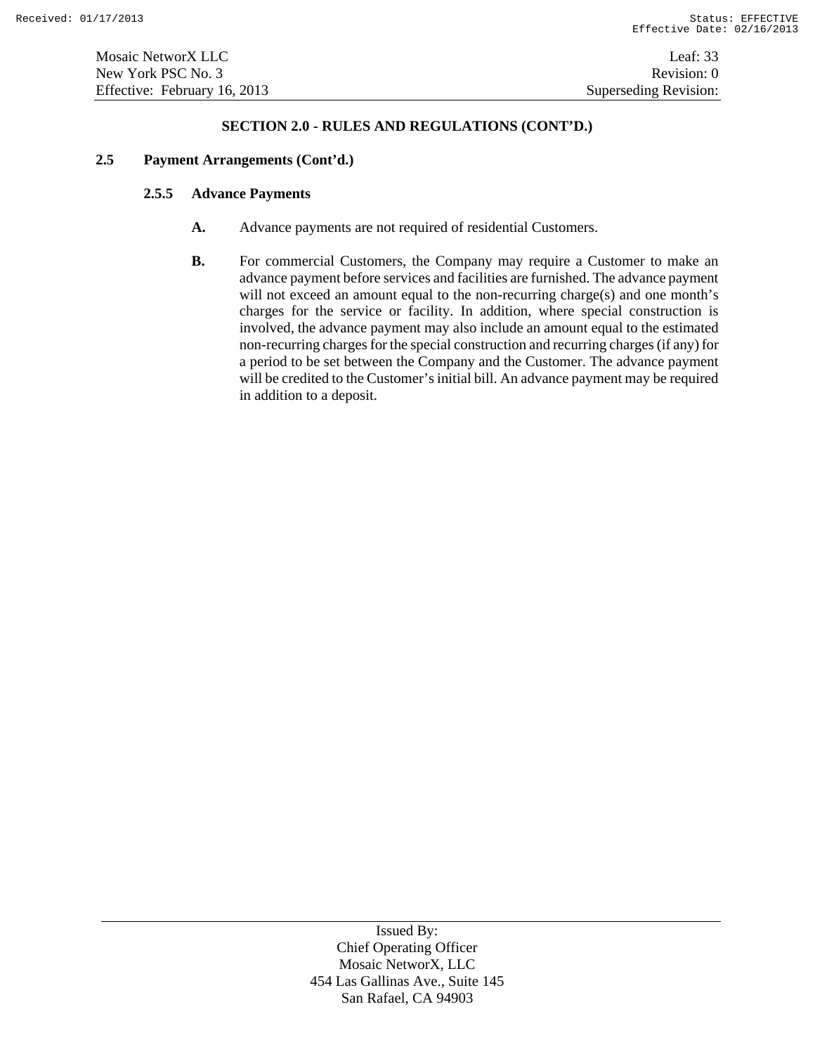## SECTION 2.0 - RULES AND REGULATIONS (CONT'D.)

### 2.5 Payment Arrangements (Cont'd.)

#### 2.5.5 Advance Payments

**A.** Advance payments are not required of residential Customers.

**B.** For commercial Customers, the Company may require a Customer to make an advance payment before services and facilities are furnished. The advance payment will not exceed an amount equal to the non-recurring charge(s) and one month's charges for the service or facility. In addition, where special construction is involved, the advance payment may also include an amount equal to the estimated non-recurring charges for the special construction and recurring charges (if any) for a period to be set between the Company and the Customer. The advance payment will be credited to the Customer's initial bill. An advance payment may be required in addition to a deposit.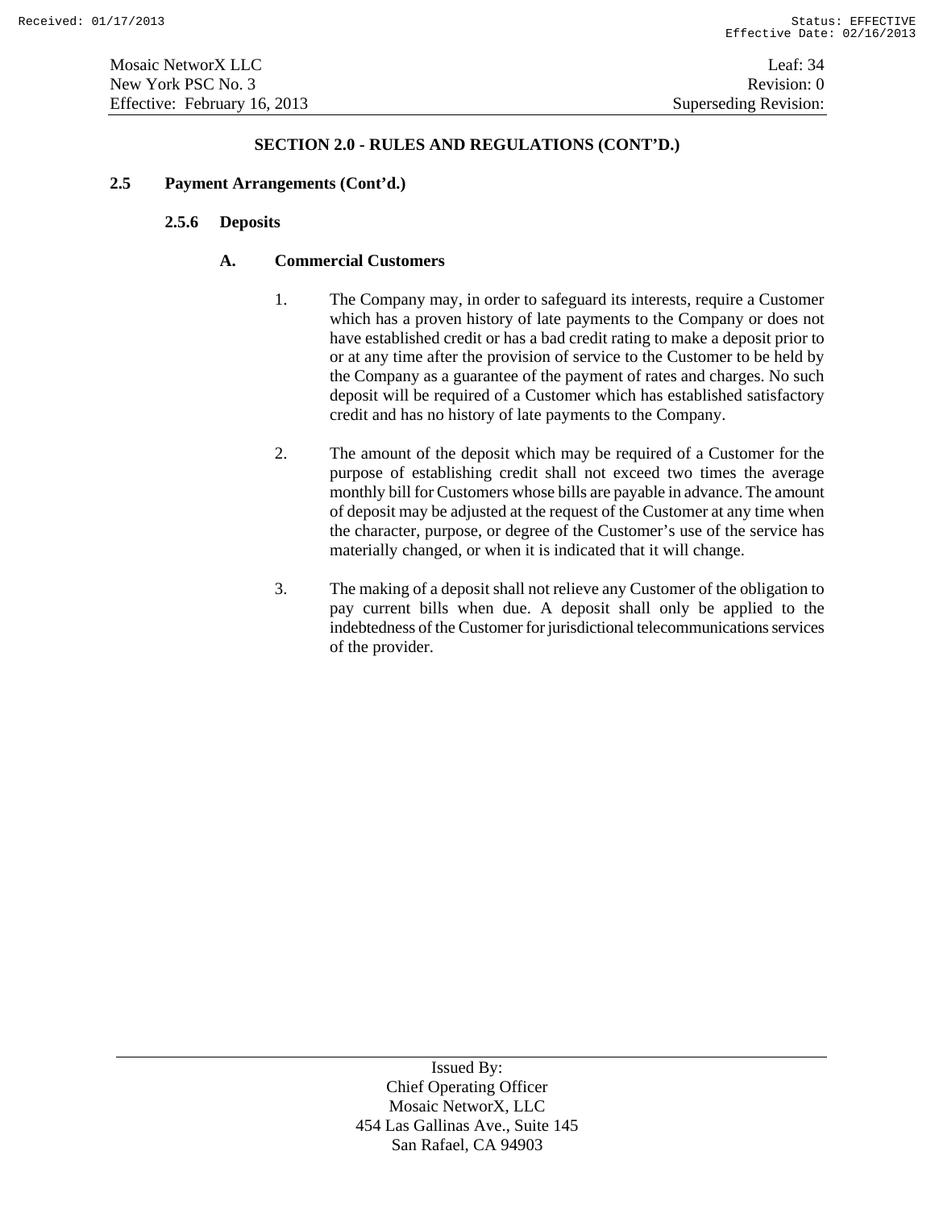## SECTION 2.0 - RULES AND REGULATIONS (CONT'D.)

### 2.5 Payment Arrangements (Cont'd.)

#### 2.5.6 Deposits

**A. Commercial Customers**

1. The Company may, in order to safeguard its interests, require a Customer which has a proven history of late payments to the Company or does not have established credit or has a bad credit rating to make a deposit prior to or at any time after the provision of service to the Customer to be held by the Company as a guarantee of the payment of rates and charges. No such deposit will be required of a Customer which has established satisfactory credit and has no history of late payments to the Company.

2. The amount of the deposit which may be required of a Customer for the purpose of establishing credit shall not exceed two times the average monthly bill for Customers whose bills are payable in advance. The amount of deposit may be adjusted at the request of the Customer at any time when the character, purpose, or degree of the Customer's use of the service has materially changed, or when it is indicated that it will change.

3. The making of a deposit shall not relieve any Customer of the obligation to pay current bills when due. A deposit shall only be applied to the indebtedness of the Customer for jurisdictional telecommunications services of the provider.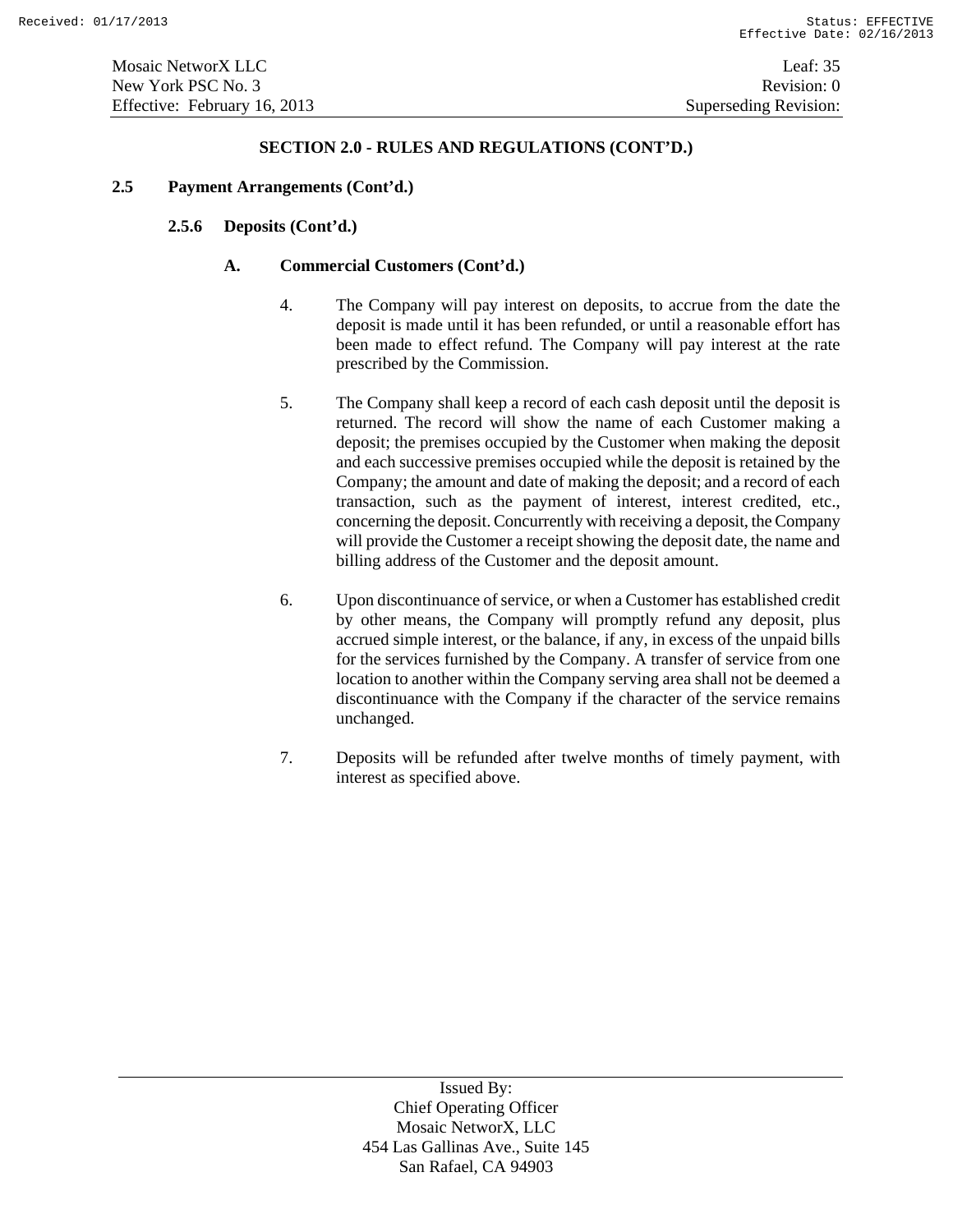## SECTION 2.0 - RULES AND REGULATIONS (CONT'D.)

### 2.5 Payment Arrangements (Cont'd.)

#### 2.5.6 Deposits (Cont'd.)

**A. Commercial Customers (Cont'd.)**

4. The Company will pay interest on deposits, to accrue from the date the deposit is made until it has been refunded, or until a reasonable effort has been made to effect refund. The Company will pay interest at the rate prescribed by the Commission.

5. The Company shall keep a record of each cash deposit until the deposit is returned. The record will show the name of each Customer making a deposit; the premises occupied by the Customer when making the deposit and each successive premises occupied while the deposit is retained by the Company; the amount and date of making the deposit; and a record of each transaction, such as the payment of interest, interest credited, etc., concerning the deposit. Concurrently with receiving a deposit, the Company will provide the Customer a receipt showing the deposit date, the name and billing address of the Customer and the deposit amount.

6. Upon discontinuance of service, or when a Customer has established credit by other means, the Company will promptly refund any deposit, plus accrued simple interest, or the balance, if any, in excess of the unpaid bills for the services furnished by the Company. A transfer of service from one location to another within the Company serving area shall not be deemed a discontinuance with the Company if the character of the service remains unchanged.

7. Deposits will be refunded after twelve months of timely payment, with interest as specified above.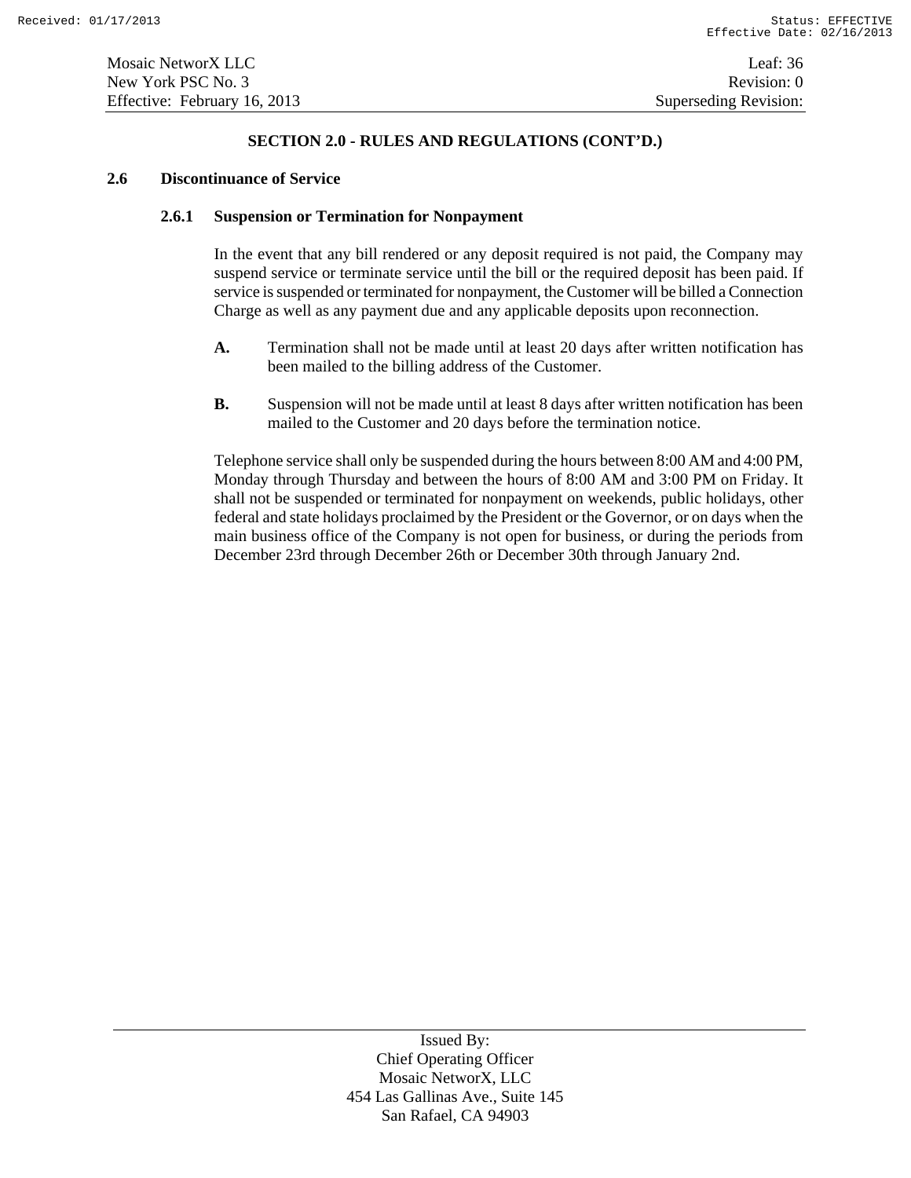## SECTION 2.0 - RULES AND REGULATIONS (CONT'D.)

### 2.6 Discontinuance of Service

#### 2.6.1 Suspension or Termination for Nonpayment

In the event that any bill rendered or any deposit required is not paid, the Company may suspend service or terminate service until the bill or the required deposit has been paid. If service is suspended or terminated for nonpayment, the Customer will be billed a Connection Charge as well as any payment due and any applicable deposits upon reconnection.

**A.** Termination shall not be made until at least 20 days after written notification has been mailed to the billing address of the Customer.

**B.** Suspension will not be made until at least 8 days after written notification has been mailed to the Customer and 20 days before the termination notice.

Telephone service shall only be suspended during the hours between 8:00 AM and 4:00 PM, Monday through Thursday and between the hours of 8:00 AM and 3:00 PM on Friday. It shall not be suspended or terminated for nonpayment on weekends, public holidays, other federal and state holidays proclaimed by the President or the Governor, or on days when the main business office of the Company is not open for business, or during the periods from December 23rd through December 26th or December 30th through January 2nd.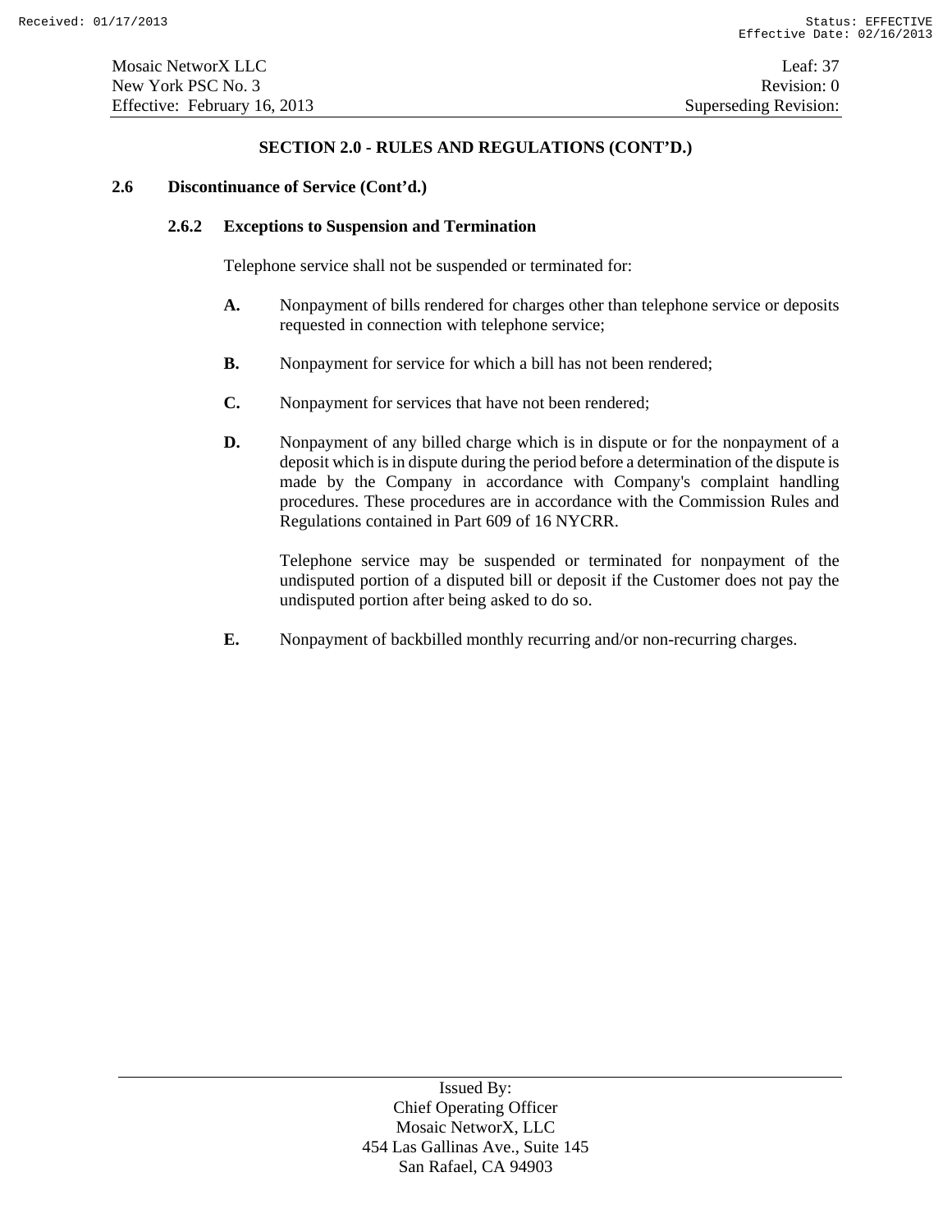## SECTION 2.0 - RULES AND REGULATIONS (CONT'D.)

### 2.6 Discontinuance of Service (Cont'd.)

#### 2.6.2 Exceptions to Suspension and Termination

Telephone service shall not be suspended or terminated for:

**A.** Nonpayment of bills rendered for charges other than telephone service or deposits requested in connection with telephone service;

**B.** Nonpayment for service for which a bill has not been rendered;

**C.** Nonpayment for services that have not been rendered;

**D.** Nonpayment of any billed charge which is in dispute or for the nonpayment of a deposit which is in dispute during the period before a determination of the dispute is made by the Company in accordance with Company's complaint handling procedures. These procedures are in accordance with the Commission Rules and Regulations contained in Part 609 of 16 NYCRR.

Telephone service may be suspended or terminated for nonpayment of the undisputed portion of a disputed bill or deposit if the Customer does not pay the undisputed portion after being asked to do so.

**E.** Nonpayment of backbilled monthly recurring and/or non-recurring charges.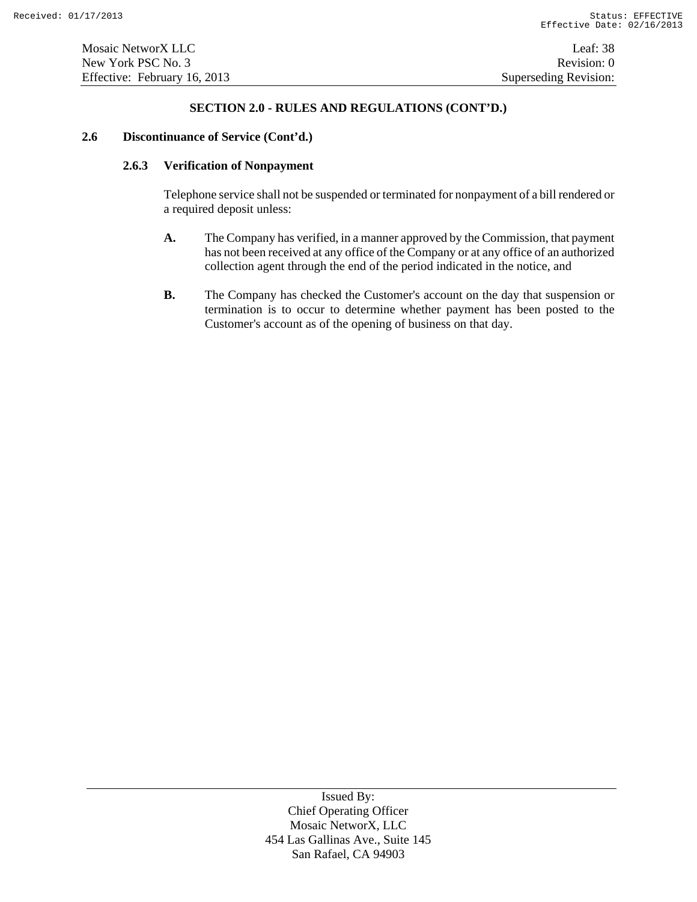## SECTION 2.0 - RULES AND REGULATIONS (CONT'D.)

### 2.6 Discontinuance of Service (Cont'd.)

#### 2.6.3 Verification of Nonpayment

Telephone service shall not be suspended or terminated for nonpayment of a bill rendered or a required deposit unless:

**A.** The Company has verified, in a manner approved by the Commission, that payment has not been received at any office of the Company or at any office of an authorized collection agent through the end of the period indicated in the notice, and

**B.** The Company has checked the Customer's account on the day that suspension or termination is to occur to determine whether payment has been posted to the Customer's account as of the opening of business on that day.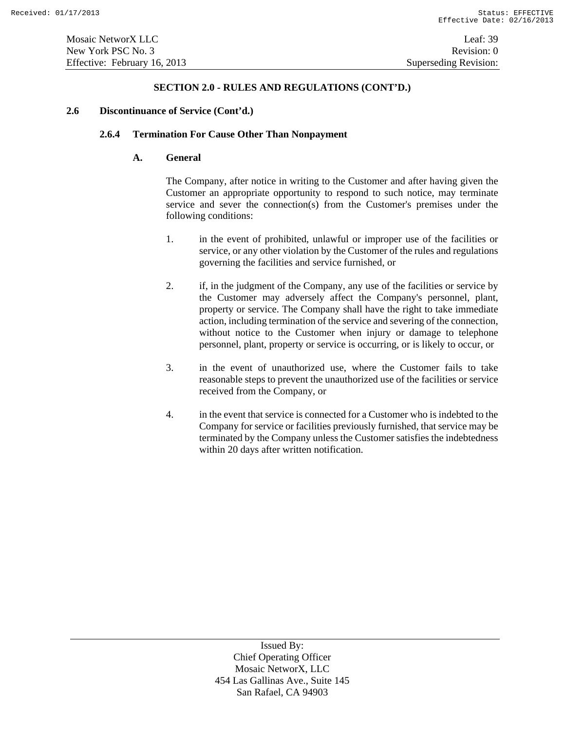## SECTION 2.0 - RULES AND REGULATIONS (CONT'D.)

### 2.6 Discontinuance of Service (Cont'd.)

#### 2.6.4 Termination For Cause Other Than Nonpayment

**A. General**

The Company, after notice in writing to the Customer and after having given the Customer an appropriate opportunity to respond to such notice, may terminate service and sever the connection(s) from the Customer's premises under the following conditions:

1. in the event of prohibited, unlawful or improper use of the facilities or service, or any other violation by the Customer of the rules and regulations governing the facilities and service furnished, or

2. if, in the judgment of the Company, any use of the facilities or service by the Customer may adversely affect the Company's personnel, plant, property or service. The Company shall have the right to take immediate action, including termination of the service and severing of the connection, without notice to the Customer when injury or damage to telephone personnel, plant, property or service is occurring, or is likely to occur, or

3. in the event of unauthorized use, where the Customer fails to take reasonable steps to prevent the unauthorized use of the facilities or service received from the Company, or

4. in the event that service is connected for a Customer who is indebted to the Company for service or facilities previously furnished, that service may be terminated by the Company unless the Customer satisfies the indebtedness within 20 days after written notification.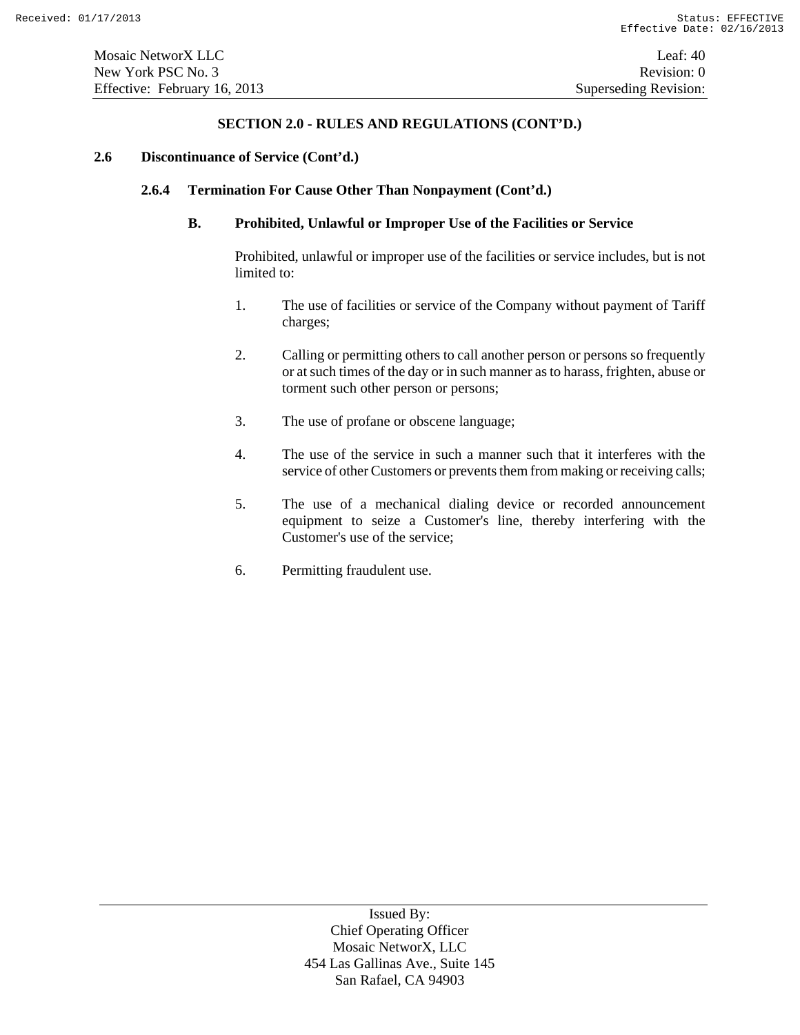## SECTION 2.0 - RULES AND REGULATIONS (CONT'D.)

### 2.6 Discontinuance of Service (Cont'd.)

#### 2.6.4 Termination For Cause Other Than Nonpayment (Cont'd.)

**B. Prohibited, Unlawful or Improper Use of the Facilities or Service**

Prohibited, unlawful or improper use of the facilities or service includes, but is not limited to:

1. The use of facilities or service of the Company without payment of Tariff charges;

2. Calling or permitting others to call another person or persons so frequently or at such times of the day or in such manner as to harass, frighten, abuse or torment such other person or persons;

3. The use of profane or obscene language;

4. The use of the service in such a manner such that it interferes with the service of other Customers or prevents them from making or receiving calls;

5. The use of a mechanical dialing device or recorded announcement equipment to seize a Customer's line, thereby interfering with the Customer's use of the service;

6. Permitting fraudulent use.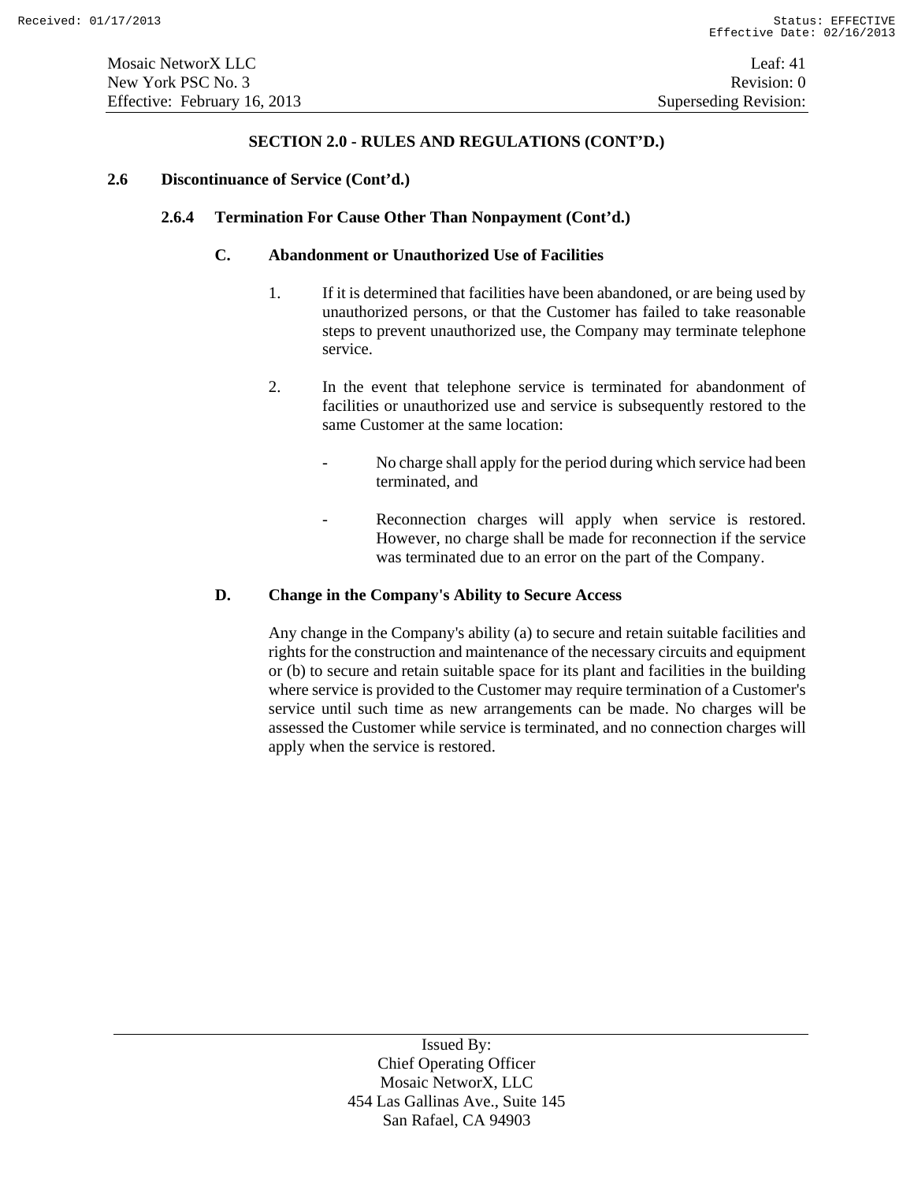## SECTION 2.0 - RULES AND REGULATIONS (CONT'D.)

### 2.6 Discontinuance of Service (Cont'd.)

#### 2.6.4 Termination For Cause Other Than Nonpayment (Cont'd.)

**C. Abandonment or Unauthorized Use of Facilities**

1. If it is determined that facilities have been abandoned, or are being used by unauthorized persons, or that the Customer has failed to take reasonable steps to prevent unauthorized use, the Company may terminate telephone service.

2. In the event that telephone service is terminated for abandonment of facilities or unauthorized use and service is subsequently restored to the same Customer at the same location:

   - No charge shall apply for the period during which service had been terminated, and

   - Reconnection charges will apply when service is restored. However, no charge shall be made for reconnection if the service was terminated due to an error on the part of the Company.

**D. Change in the Company's Ability to Secure Access**

Any change in the Company's ability (a) to secure and retain suitable facilities and rights for the construction and maintenance of the necessary circuits and equipment or (b) to secure and retain suitable space for its plant and facilities in the building where service is provided to the Customer may require termination of a Customer's service until such time as new arrangements can be made. No charges will be assessed the Customer while service is terminated, and no connection charges will apply when the service is restored.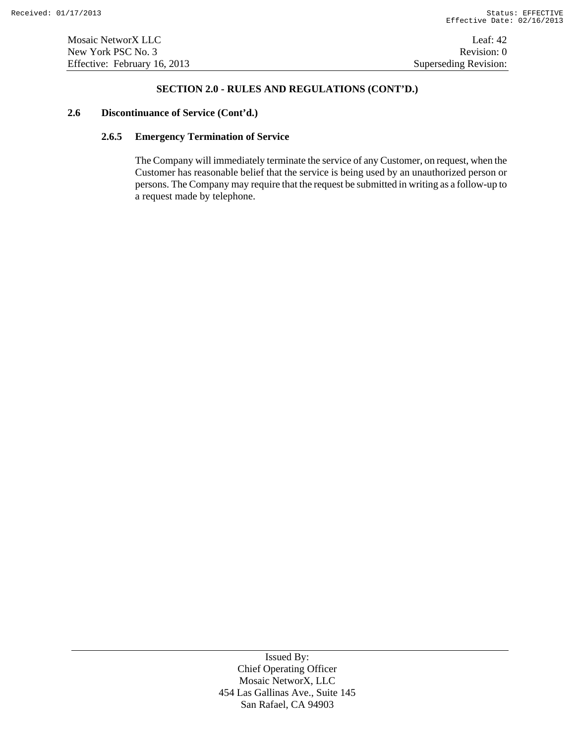## SECTION 2.0 - RULES AND REGULATIONS (CONT'D.)

### 2.6 Discontinuance of Service (Cont'd.)

#### 2.6.5 Emergency Termination of Service

The Company will immediately terminate the service of any Customer, on request, when the Customer has reasonable belief that the service is being used by an unauthorized person or persons. The Company may require that the request be submitted in writing as a follow-up to a request made by telephone.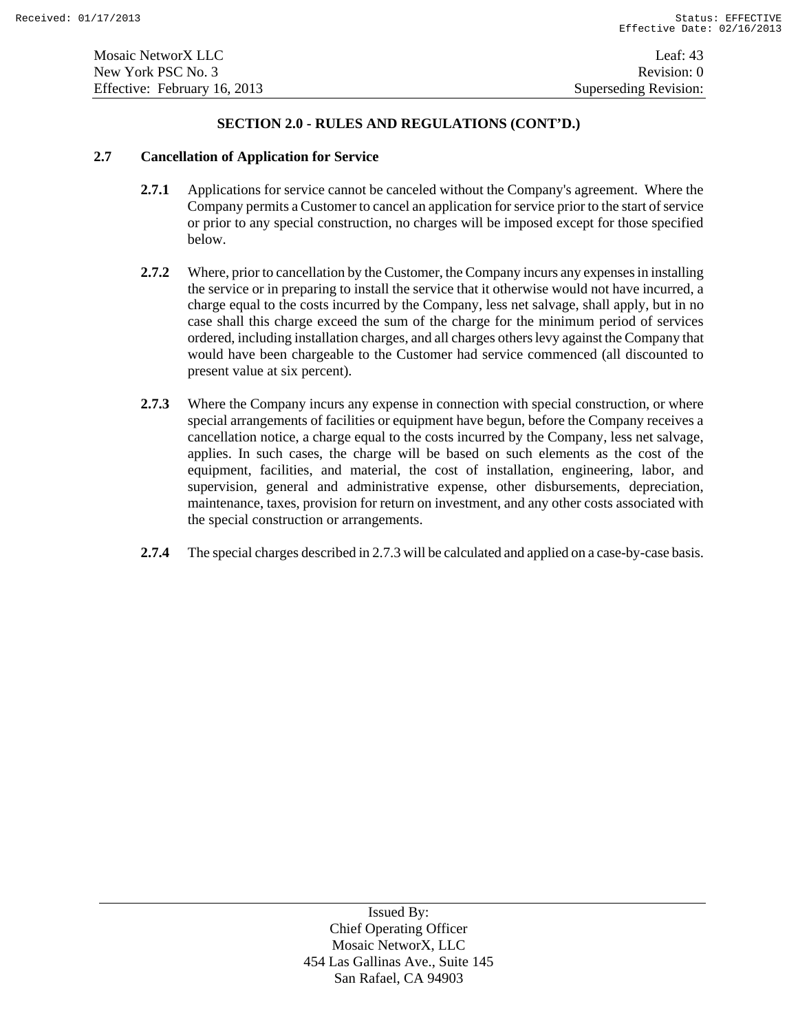## SECTION 2.0 - RULES AND REGULATIONS (CONT'D.)

### 2.7 Cancellation of Application for Service

**2.7.1** Applications for service cannot be canceled without the Company's agreement. Where the Company permits a Customer to cancel an application for service prior to the start of service or prior to any special construction, no charges will be imposed except for those specified below.

**2.7.2** Where, prior to cancellation by the Customer, the Company incurs any expenses in installing the service or in preparing to install the service that it otherwise would not have incurred, a charge equal to the costs incurred by the Company, less net salvage, shall apply, but in no case shall this charge exceed the sum of the charge for the minimum period of services ordered, including installation charges, and all charges others levy against the Company that would have been chargeable to the Customer had service commenced (all discounted to present value at six percent).

**2.7.3** Where the Company incurs any expense in connection with special construction, or where special arrangements of facilities or equipment have begun, before the Company receives a cancellation notice, a charge equal to the costs incurred by the Company, less net salvage, applies. In such cases, the charge will be based on such elements as the cost of the equipment, facilities, and material, the cost of installation, engineering, labor, and supervision, general and administrative expense, other disbursements, depreciation, maintenance, taxes, provision for return on investment, and any other costs associated with the special construction or arrangements.

**2.7.4** The special charges described in 2.7.3 will be calculated and applied on a case-by-case basis.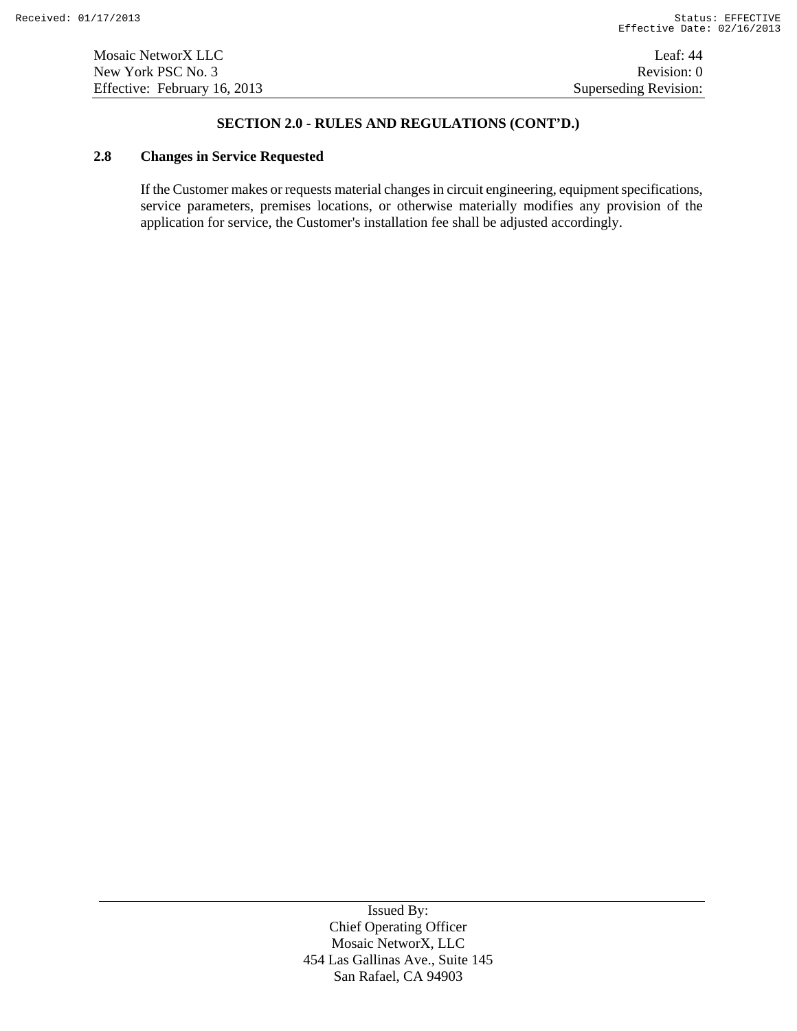## SECTION 2.0 - RULES AND REGULATIONS (CONT'D.)

### 2.8 Changes in Service Requested

If the Customer makes or requests material changes in circuit engineering, equipment specifications, service parameters, premises locations, or otherwise materially modifies any provision of the application for service, the Customer's installation fee shall be adjusted accordingly.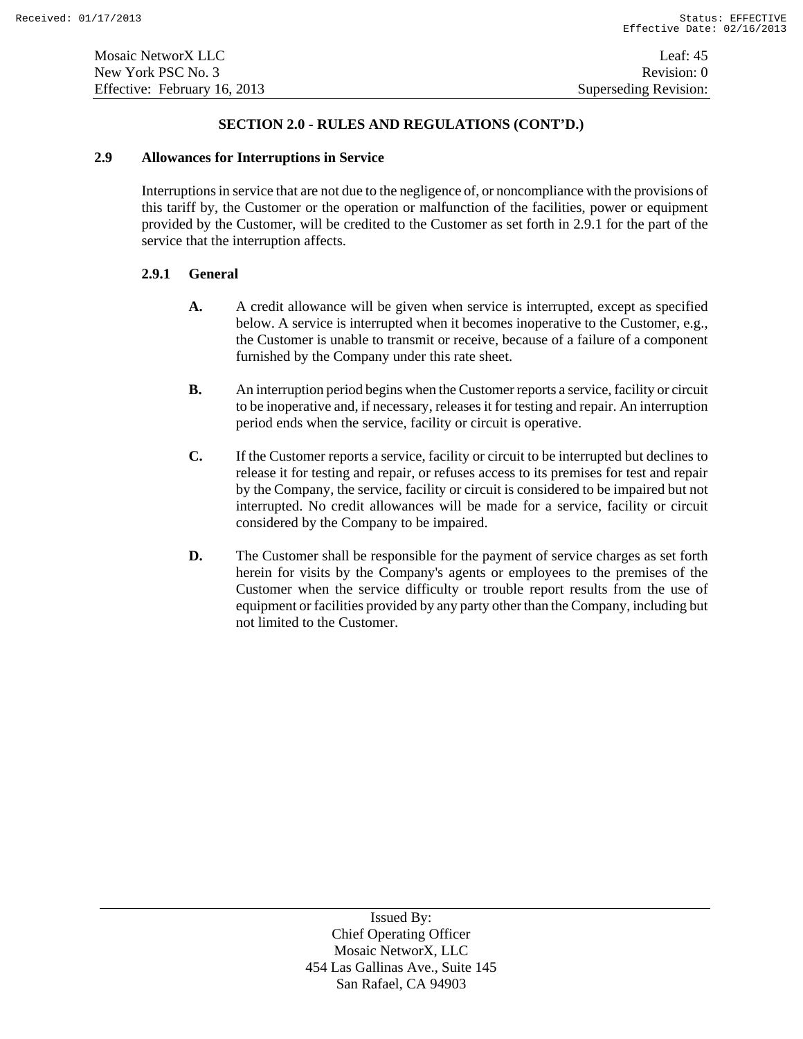## SECTION 2.0 - RULES AND REGULATIONS (CONT'D.)

### 2.9 Allowances for Interruptions in Service

Interruptions in service that are not due to the negligence of, or noncompliance with the provisions of this tariff by, the Customer or the operation or malfunction of the facilities, power or equipment provided by the Customer, will be credited to the Customer as set forth in 2.9.1 for the part of the service that the interruption affects.

#### 2.9.1 General

**A.** A credit allowance will be given when service is interrupted, except as specified below. A service is interrupted when it becomes inoperative to the Customer, e.g., the Customer is unable to transmit or receive, because of a failure of a component furnished by the Company under this rate sheet.

**B.** An interruption period begins when the Customer reports a service, facility or circuit to be inoperative and, if necessary, releases it for testing and repair. An interruption period ends when the service, facility or circuit is operative.

**C.** If the Customer reports a service, facility or circuit to be interrupted but declines to release it for testing and repair, or refuses access to its premises for test and repair by the Company, the service, facility or circuit is considered to be impaired but not interrupted. No credit allowances will be made for a service, facility or circuit considered by the Company to be impaired.

**D.** The Customer shall be responsible for the payment of service charges as set forth herein for visits by the Company's agents or employees to the premises of the Customer when the service difficulty or trouble report results from the use of equipment or facilities provided by any party other than the Company, including but not limited to the Customer.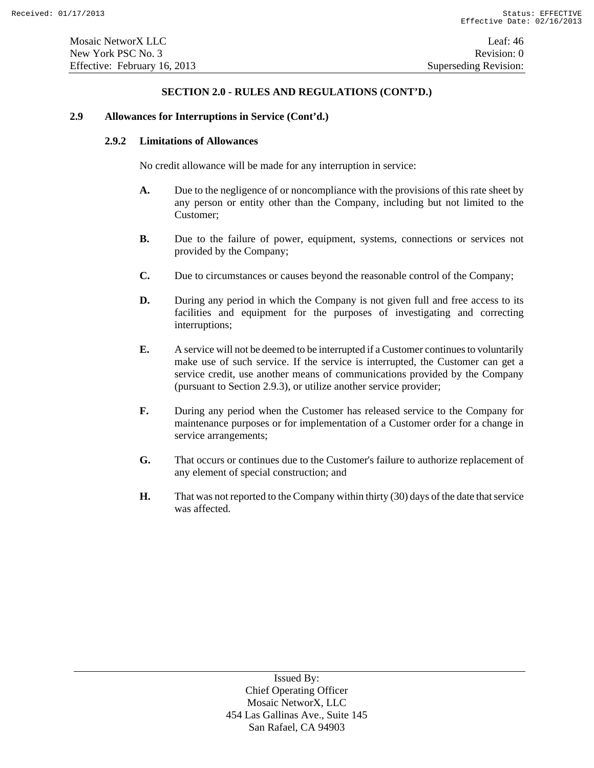## SECTION 2.0 - RULES AND REGULATIONS (CONT'D.)

### 2.9 Allowances for Interruptions in Service (Cont'd.)

#### 2.9.2 Limitations of Allowances

No credit allowance will be made for any interruption in service:

**A.** Due to the negligence of or noncompliance with the provisions of this rate sheet by any person or entity other than the Company, including but not limited to the Customer;

**B.** Due to the failure of power, equipment, systems, connections or services not provided by the Company;

**C.** Due to circumstances or causes beyond the reasonable control of the Company;

**D.** During any period in which the Company is not given full and free access to its facilities and equipment for the purposes of investigating and correcting interruptions;

**E.** A service will not be deemed to be interrupted if a Customer continues to voluntarily make use of such service. If the service is interrupted, the Customer can get a service credit, use another means of communications provided by the Company (pursuant to Section 2.9.3), or utilize another service provider;

**F.** During any period when the Customer has released service to the Company for maintenance purposes or for implementation of a Customer order for a change in service arrangements;

**G.** That occurs or continues due to the Customer's failure to authorize replacement of any element of special construction; and

**H.** That was not reported to the Company within thirty (30) days of the date that service was affected.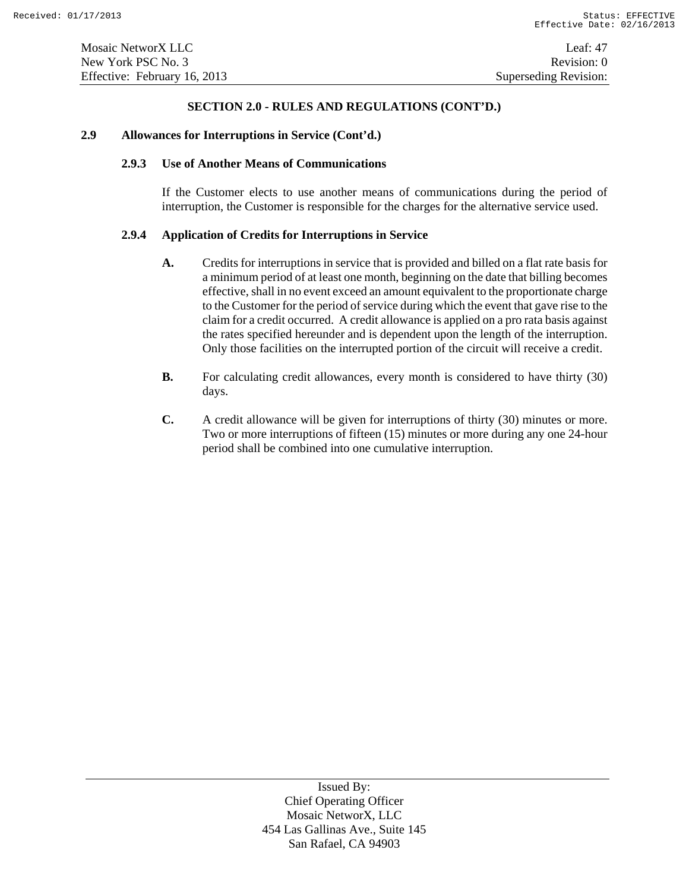## SECTION 2.0 - RULES AND REGULATIONS (CONT'D.)

### 2.9 Allowances for Interruptions in Service (Cont'd.)

#### 2.9.3 Use of Another Means of Communications

If the Customer elects to use another means of communications during the period of interruption, the Customer is responsible for the charges for the alternative service used.

#### 2.9.4 Application of Credits for Interruptions in Service

**A.** Credits for interruptions in service that is provided and billed on a flat rate basis for a minimum period of at least one month, beginning on the date that billing becomes effective, shall in no event exceed an amount equivalent to the proportionate charge to the Customer for the period of service during which the event that gave rise to the claim for a credit occurred. A credit allowance is applied on a pro rata basis against the rates specified hereunder and is dependent upon the length of the interruption. Only those facilities on the interrupted portion of the circuit will receive a credit.

**B.** For calculating credit allowances, every month is considered to have thirty (30) days.

**C.** A credit allowance will be given for interruptions of thirty (30) minutes or more. Two or more interruptions of fifteen (15) minutes or more during any one 24-hour period shall be combined into one cumulative interruption.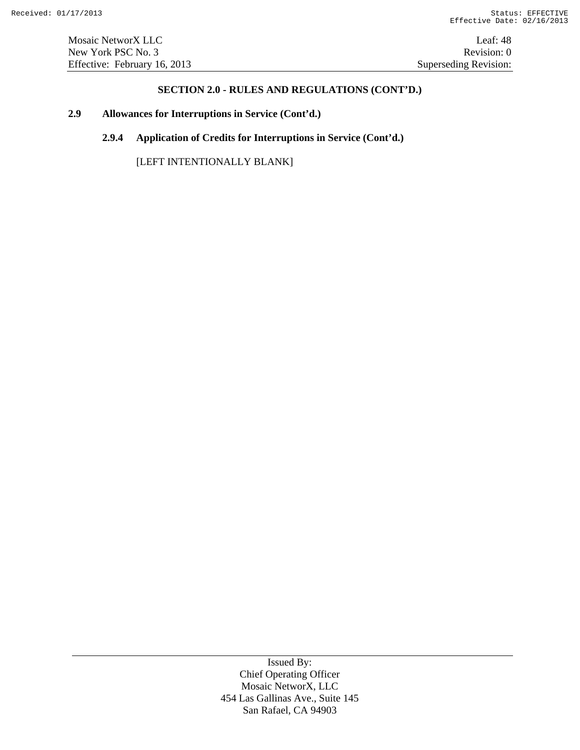## SECTION 2.0 - RULES AND REGULATIONS (CONT'D.)

### 2.9 Allowances for Interruptions in Service (Cont'd.)

#### 2.9.4 Application of Credits for Interruptions in Service (Cont'd.)

[LEFT INTENTIONALLY BLANK]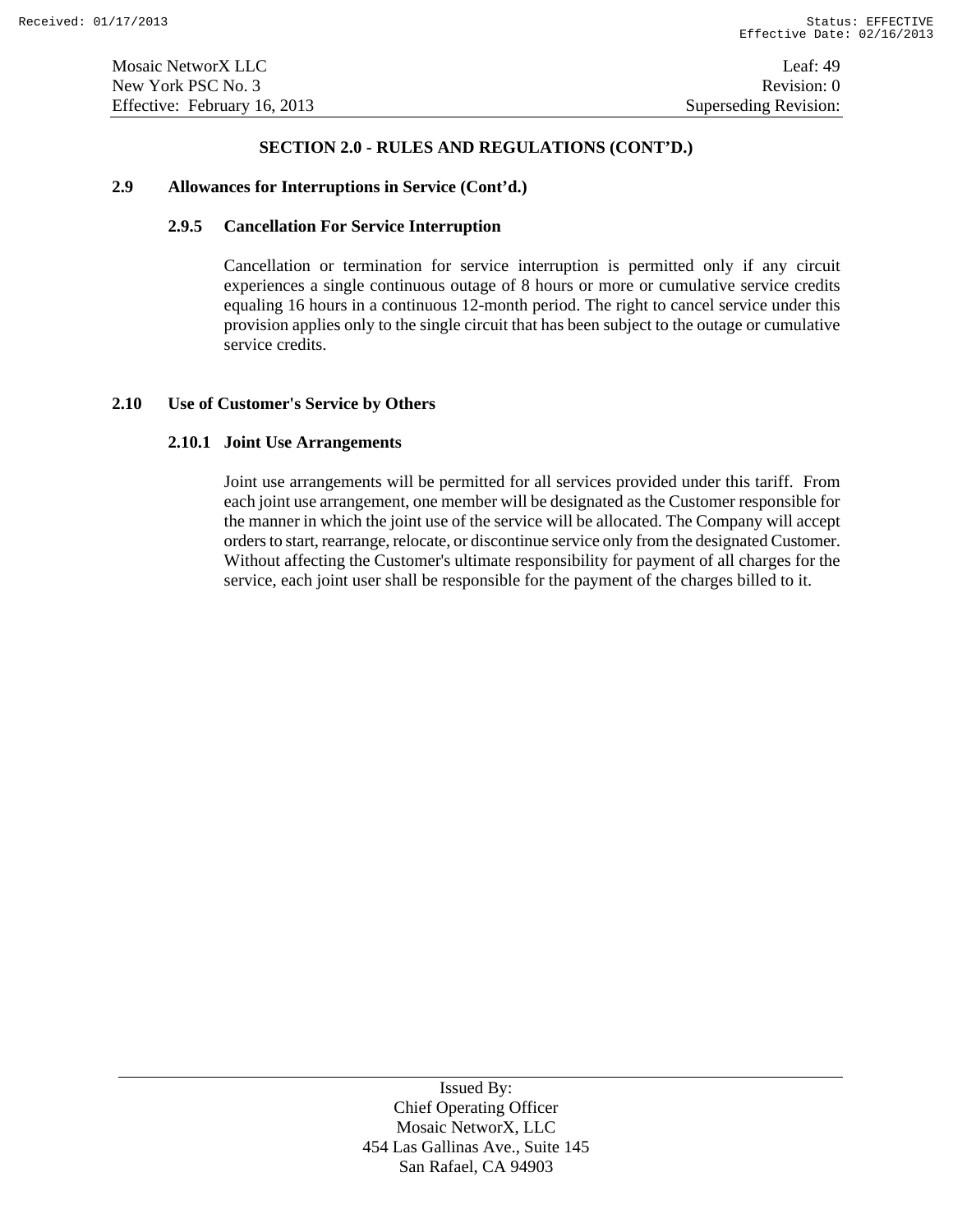## SECTION 2.0 - RULES AND REGULATIONS (CONT'D.)

### 2.9 Allowances for Interruptions in Service (Cont'd.)

#### 2.9.5 Cancellation For Service Interruption

Cancellation or termination for service interruption is permitted only if any circuit experiences a single continuous outage of 8 hours or more or cumulative service credits equaling 16 hours in a continuous 12-month period. The right to cancel service under this provision applies only to the single circuit that has been subject to the outage or cumulative service credits.

### 2.10 Use of Customer's Service by Others

#### 2.10.1 Joint Use Arrangements

Joint use arrangements will be permitted for all services provided under this tariff. From each joint use arrangement, one member will be designated as the Customer responsible for the manner in which the joint use of the service will be allocated. The Company will accept orders to start, rearrange, relocate, or discontinue service only from the designated Customer. Without affecting the Customer's ultimate responsibility for payment of all charges for the service, each joint user shall be responsible for the payment of the charges billed to it.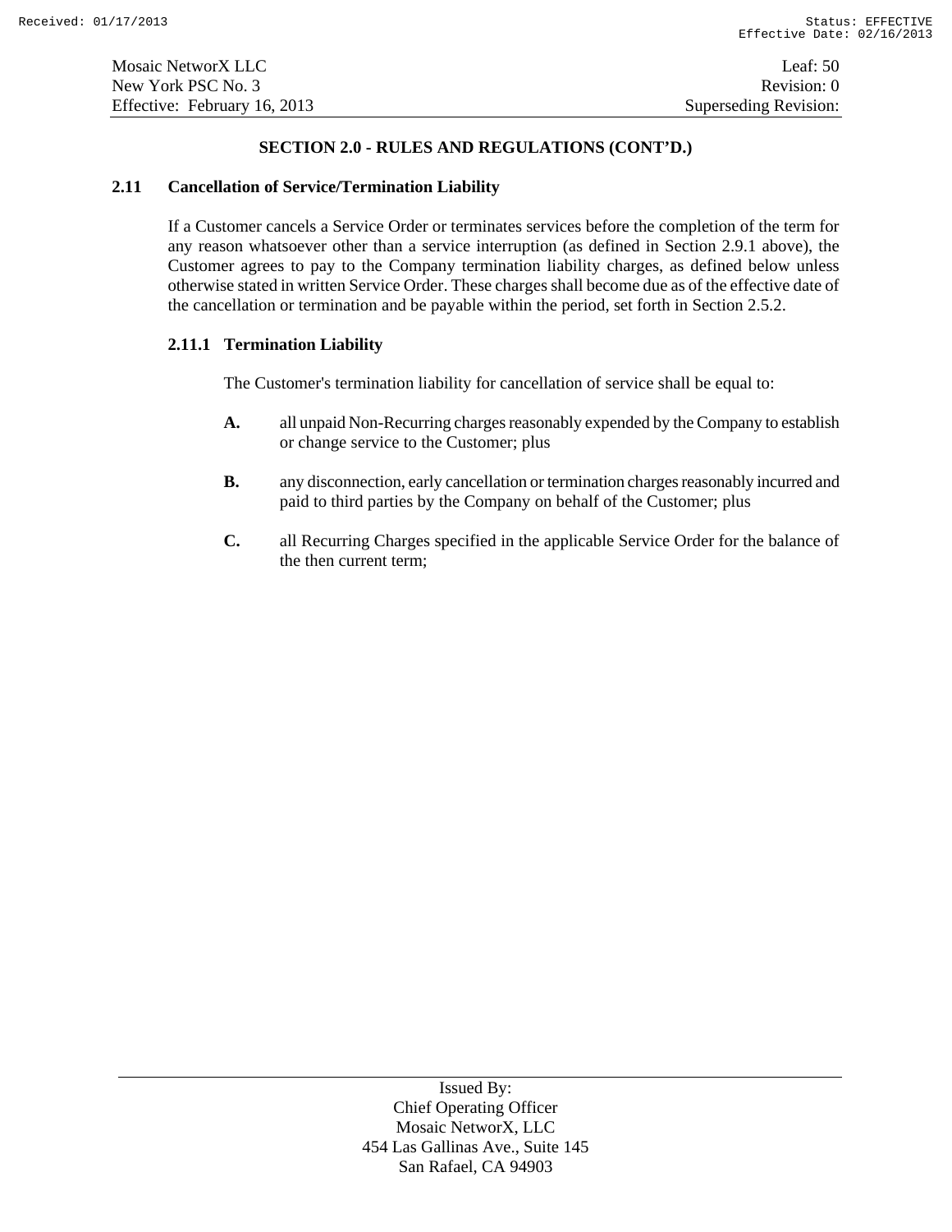## SECTION 2.0 - RULES AND REGULATIONS (CONT'D.)

### 2.11 Cancellation of Service/Termination Liability

If a Customer cancels a Service Order or terminates services before the completion of the term for any reason whatsoever other than a service interruption (as defined in Section 2.9.1 above), the Customer agrees to pay to the Company termination liability charges, as defined below unless otherwise stated in written Service Order. These charges shall become due as of the effective date of the cancellation or termination and be payable within the period, set forth in Section 2.5.2.

#### 2.11.1 Termination Liability

The Customer's termination liability for cancellation of service shall be equal to:

**A.** all unpaid Non-Recurring charges reasonably expended by the Company to establish or change service to the Customer; plus

**B.** any disconnection, early cancellation or termination charges reasonably incurred and paid to third parties by the Company on behalf of the Customer; plus

**C.** all Recurring Charges specified in the applicable Service Order for the balance of the then current term;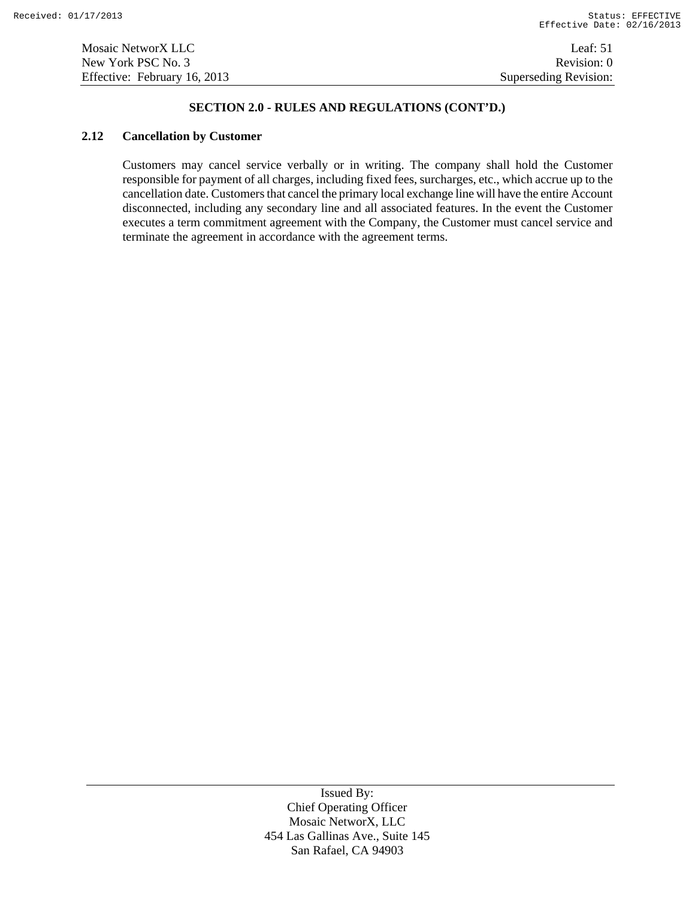## SECTION 2.0 - RULES AND REGULATIONS (CONT'D.)

### 2.12 Cancellation by Customer

Customers may cancel service verbally or in writing. The company shall hold the Customer responsible for payment of all charges, including fixed fees, surcharges, etc., which accrue up to the cancellation date. Customers that cancel the primary local exchange line will have the entire Account disconnected, including any secondary line and all associated features. In the event the Customer executes a term commitment agreement with the Company, the Customer must cancel service and terminate the agreement in accordance with the agreement terms.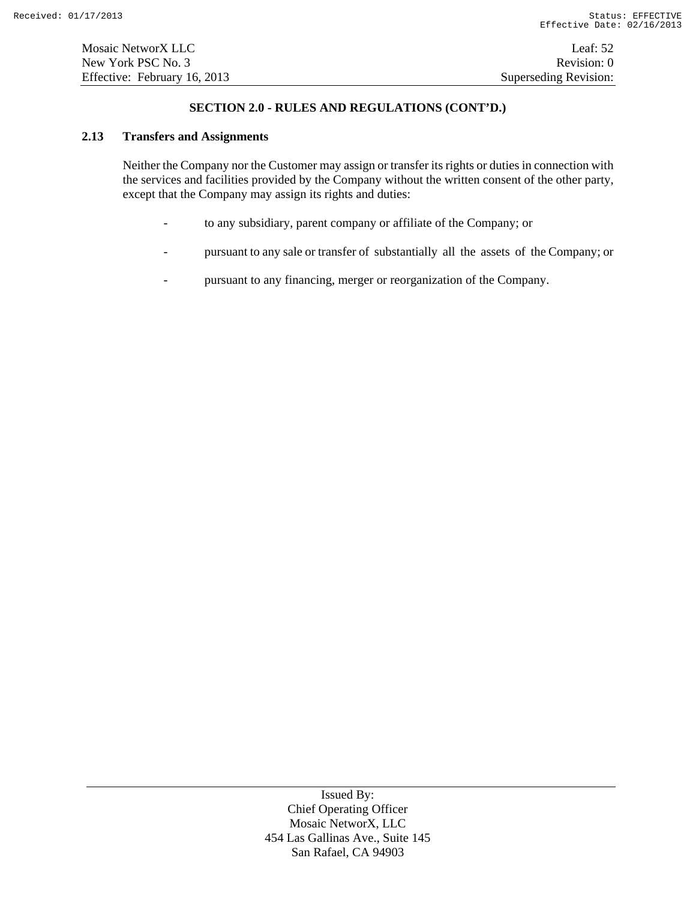## SECTION 2.0 - RULES AND REGULATIONS (CONT'D.)

### 2.13 Transfers and Assignments

Neither the Company nor the Customer may assign or transfer its rights or duties in connection with the services and facilities provided by the Company without the written consent of the other party, except that the Company may assign its rights and duties:

- to any subsidiary, parent company or affiliate of the Company; or
- pursuant to any sale or transfer of substantially all the assets of the Company; or
- pursuant to any financing, merger or reorganization of the Company.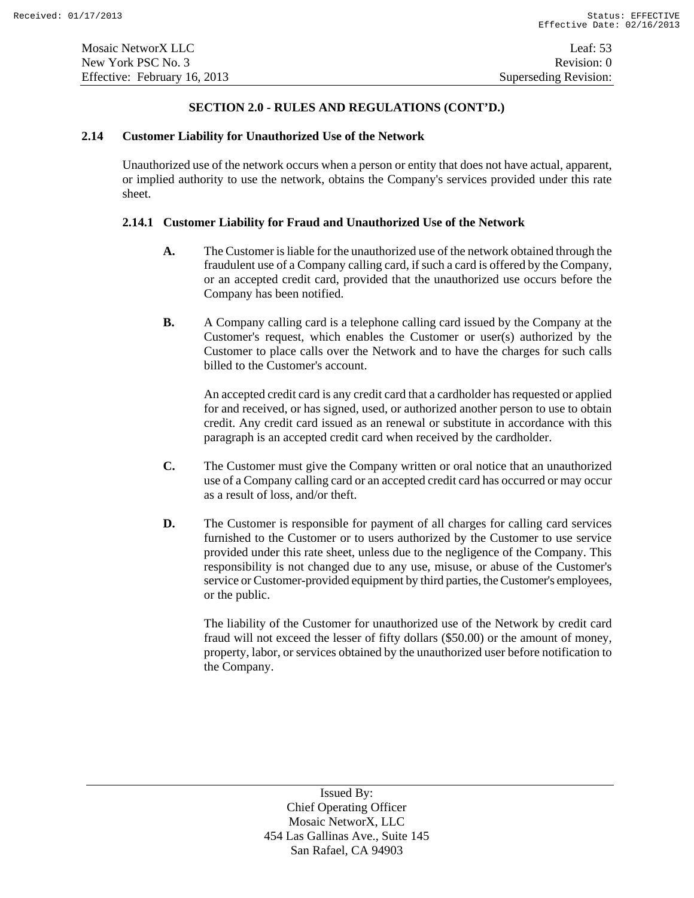## SECTION 2.0 - RULES AND REGULATIONS (CONT'D.)

### 2.14 Customer Liability for Unauthorized Use of the Network

Unauthorized use of the network occurs when a person or entity that does not have actual, apparent, or implied authority to use the network, obtains the Company's services provided under this rate sheet.

#### 2.14.1 Customer Liability for Fraud and Unauthorized Use of the Network

**A.** The Customer is liable for the unauthorized use of the network obtained through the fraudulent use of a Company calling card, if such a card is offered by the Company, or an accepted credit card, provided that the unauthorized use occurs before the Company has been notified.

**B.** A Company calling card is a telephone calling card issued by the Company at the Customer's request, which enables the Customer or user(s) authorized by the Customer to place calls over the Network and to have the charges for such calls billed to the Customer's account.

An accepted credit card is any credit card that a cardholder has requested or applied for and received, or has signed, used, or authorized another person to use to obtain credit. Any credit card issued as an renewal or substitute in accordance with this paragraph is an accepted credit card when received by the cardholder.

**C.** The Customer must give the Company written or oral notice that an unauthorized use of a Company calling card or an accepted credit card has occurred or may occur as a result of loss, and/or theft.

**D.** The Customer is responsible for payment of all charges for calling card services furnished to the Customer or to users authorized by the Customer to use service provided under this rate sheet, unless due to the negligence of the Company. This responsibility is not changed due to any use, misuse, or abuse of the Customer's service or Customer-provided equipment by third parties, the Customer's employees, or the public.

The liability of the Customer for unauthorized use of the Network by credit card fraud will not exceed the lesser of fifty dollars ($50.00) or the amount of money, property, labor, or services obtained by the unauthorized user before notification to the Company.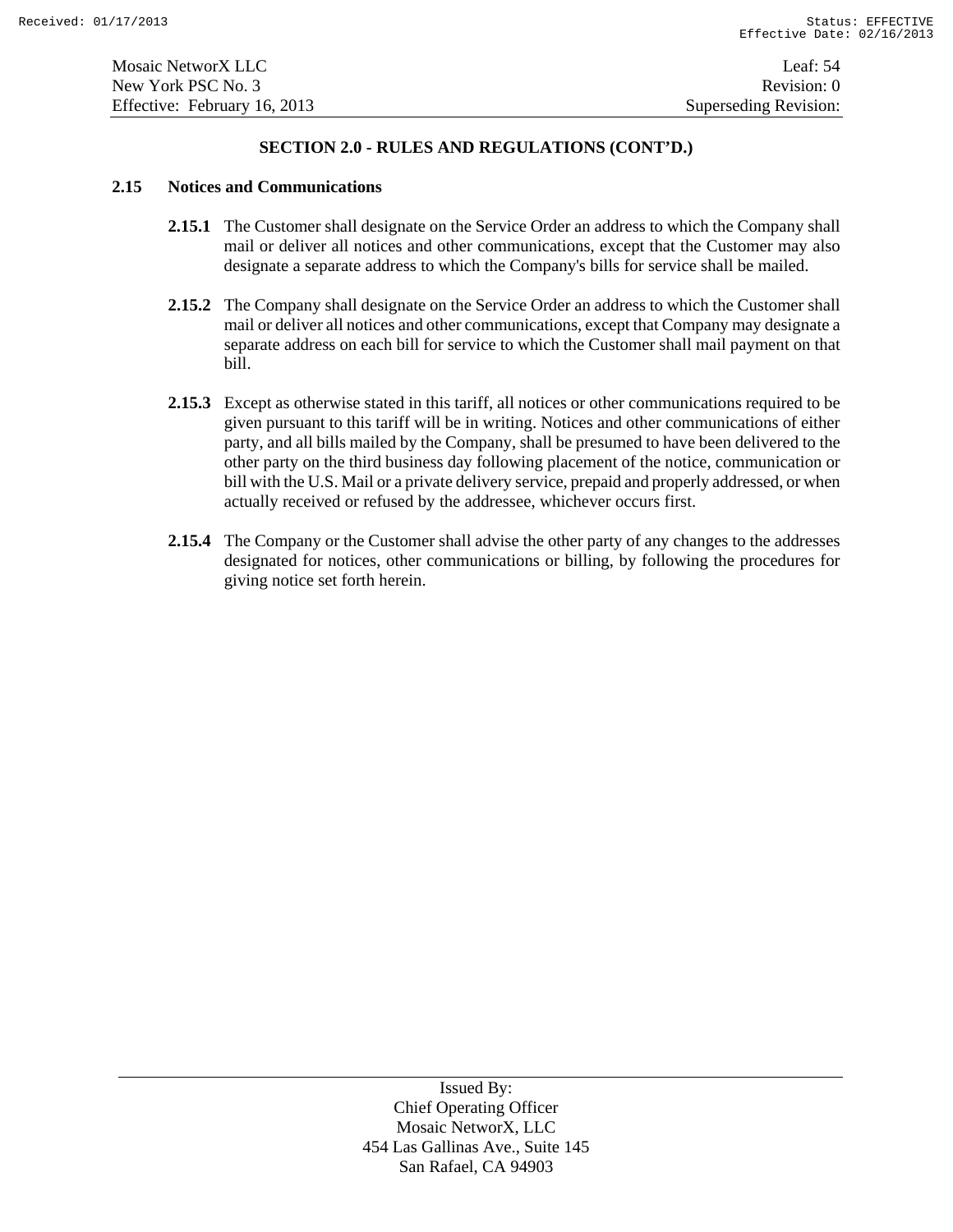## SECTION 2.0 - RULES AND REGULATIONS (CONT'D.)

### 2.15 Notices and Communications

**2.15.1** The Customer shall designate on the Service Order an address to which the Company shall mail or deliver all notices and other communications, except that the Customer may also designate a separate address to which the Company's bills for service shall be mailed.

**2.15.2** The Company shall designate on the Service Order an address to which the Customer shall mail or deliver all notices and other communications, except that Company may designate a separate address on each bill for service to which the Customer shall mail payment on that bill.

**2.15.3** Except as otherwise stated in this tariff, all notices or other communications required to be given pursuant to this tariff will be in writing. Notices and other communications of either party, and all bills mailed by the Company, shall be presumed to have been delivered to the other party on the third business day following placement of the notice, communication or bill with the U.S. Mail or a private delivery service, prepaid and properly addressed, or when actually received or refused by the addressee, whichever occurs first.

**2.15.4** The Company or the Customer shall advise the other party of any changes to the addresses designated for notices, other communications or billing, by following the procedures for giving notice set forth herein.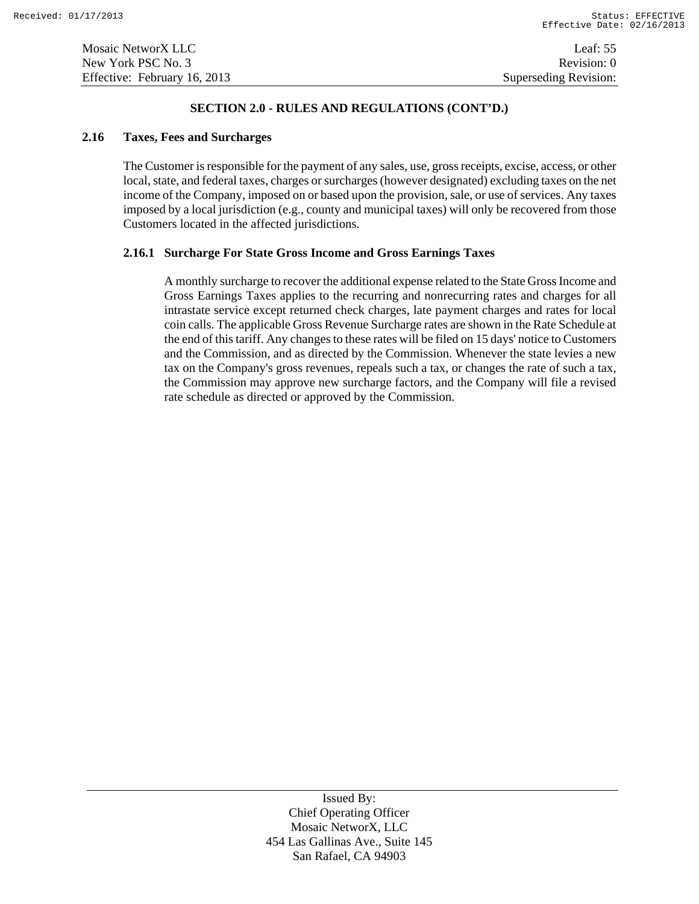## SECTION 2.0 - RULES AND REGULATIONS (CONT'D.)

### 2.16 Taxes, Fees and Surcharges

The Customer is responsible for the payment of any sales, use, gross receipts, excise, access, or other local, state, and federal taxes, charges or surcharges (however designated) excluding taxes on the net income of the Company, imposed on or based upon the provision, sale, or use of services. Any taxes imposed by a local jurisdiction (e.g., county and municipal taxes) will only be recovered from those Customers located in the affected jurisdictions.

#### 2.16.1 Surcharge For State Gross Income and Gross Earnings Taxes

A monthly surcharge to recover the additional expense related to the State Gross Income and Gross Earnings Taxes applies to the recurring and nonrecurring rates and charges for all intrastate service except returned check charges, late payment charges and rates for local coin calls. The applicable Gross Revenue Surcharge rates are shown in the Rate Schedule at the end of this tariff. Any changes to these rates will be filed on 15 days' notice to Customers and the Commission, and as directed by the Commission. Whenever the state levies a new tax on the Company's gross revenues, repeals such a tax, or changes the rate of such a tax, the Commission may approve new surcharge factors, and the Company will file a revised rate schedule as directed or approved by the Commission.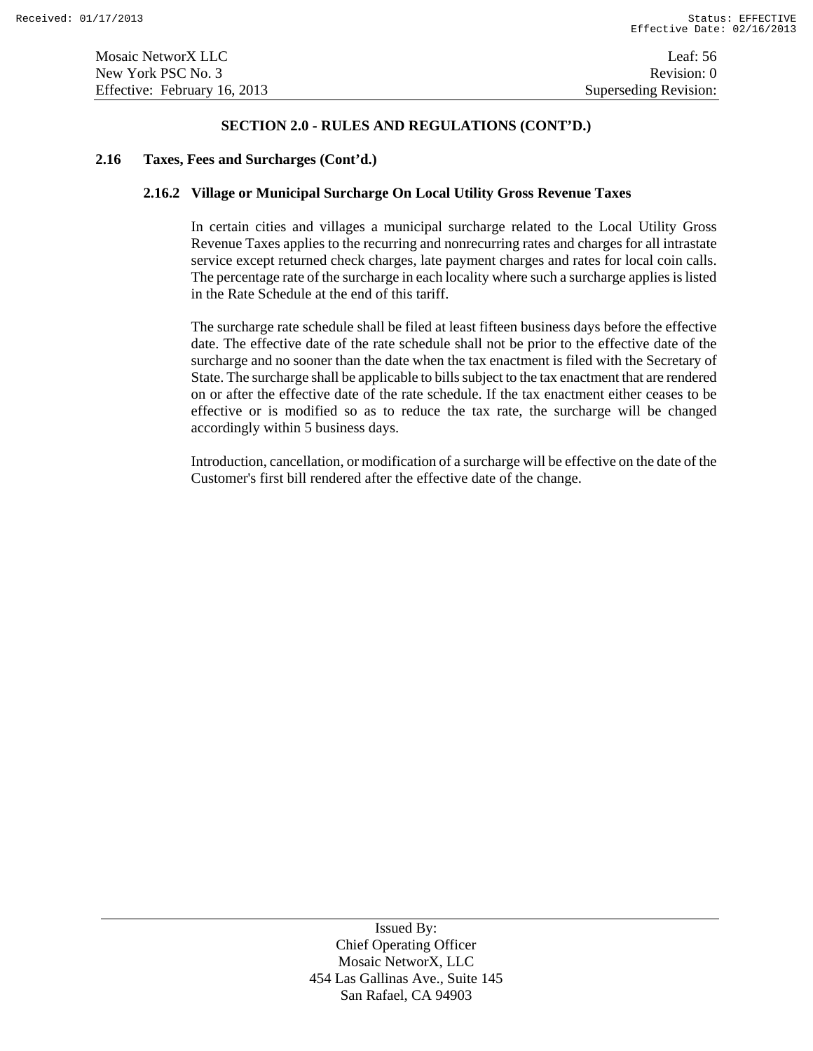## SECTION 2.0 - RULES AND REGULATIONS (CONT'D.)

### 2.16 Taxes, Fees and Surcharges (Cont'd.)

#### 2.16.2 Village or Municipal Surcharge On Local Utility Gross Revenue Taxes

In certain cities and villages a municipal surcharge related to the Local Utility Gross Revenue Taxes applies to the recurring and nonrecurring rates and charges for all intrastate service except returned check charges, late payment charges and rates for local coin calls. The percentage rate of the surcharge in each locality where such a surcharge applies is listed in the Rate Schedule at the end of this tariff.

The surcharge rate schedule shall be filed at least fifteen business days before the effective date. The effective date of the rate schedule shall not be prior to the effective date of the surcharge and no sooner than the date when the tax enactment is filed with the Secretary of State. The surcharge shall be applicable to bills subject to the tax enactment that are rendered on or after the effective date of the rate schedule. If the tax enactment either ceases to be effective or is modified so as to reduce the tax rate, the surcharge will be changed accordingly within 5 business days.

Introduction, cancellation, or modification of a surcharge will be effective on the date of the Customer's first bill rendered after the effective date of the change.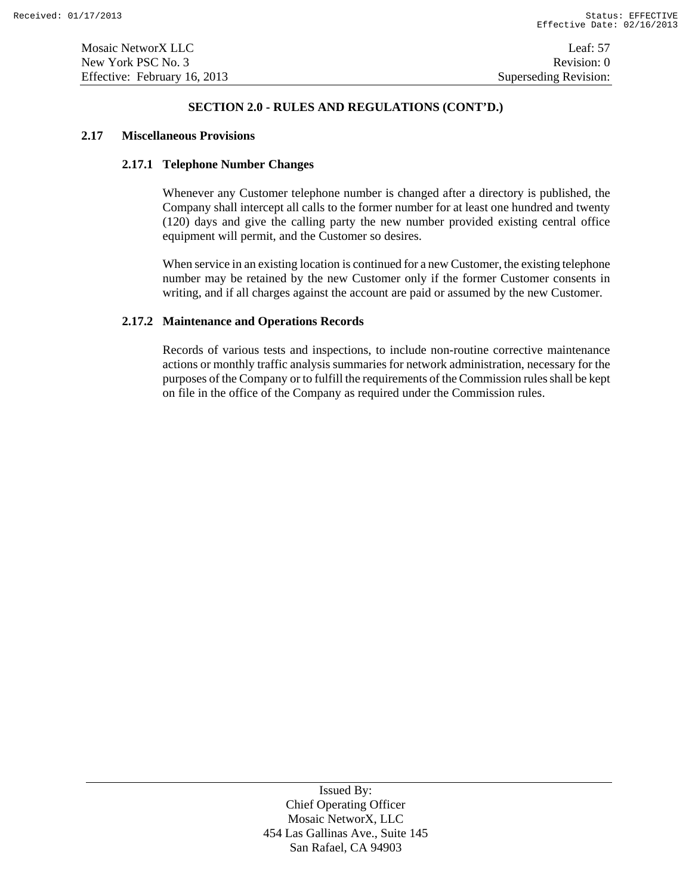## SECTION 2.0 - RULES AND REGULATIONS (CONT'D.)

### 2.17 Miscellaneous Provisions

#### 2.17.1 Telephone Number Changes

Whenever any Customer telephone number is changed after a directory is published, the Company shall intercept all calls to the former number for at least one hundred and twenty (120) days and give the calling party the new number provided existing central office equipment will permit, and the Customer so desires.

When service in an existing location is continued for a new Customer, the existing telephone number may be retained by the new Customer only if the former Customer consents in writing, and if all charges against the account are paid or assumed by the new Customer.

#### 2.17.2 Maintenance and Operations Records

Records of various tests and inspections, to include non-routine corrective maintenance actions or monthly traffic analysis summaries for network administration, necessary for the purposes of the Company or to fulfill the requirements of the Commission rules shall be kept on file in the office of the Company as required under the Commission rules.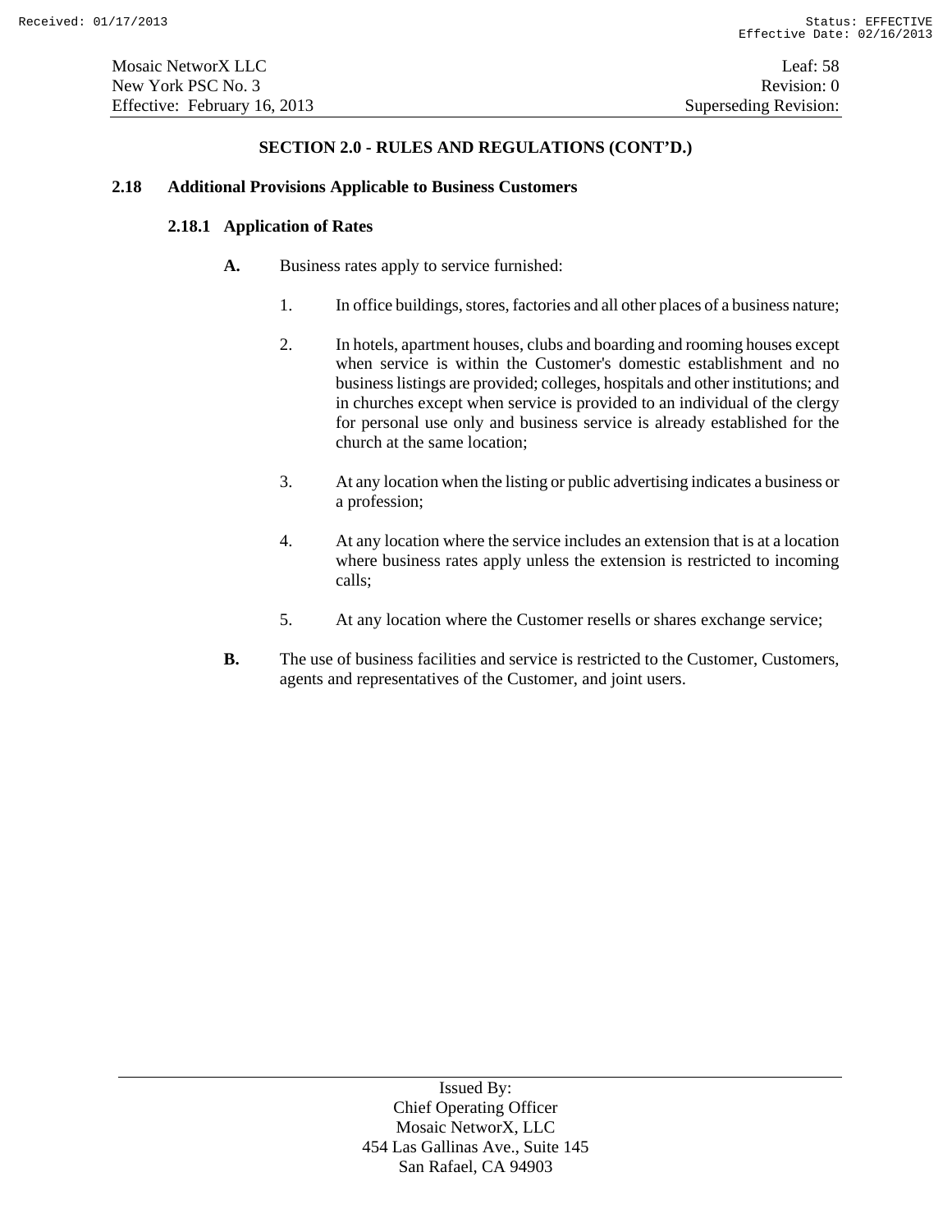## SECTION 2.0 - RULES AND REGULATIONS (CONT'D.)

### 2.18 Additional Provisions Applicable to Business Customers

#### 2.18.1 Application of Rates

**A.** Business rates apply to service furnished:

1. In office buildings, stores, factories and all other places of a business nature;

2. In hotels, apartment houses, clubs and boarding and rooming houses except when service is within the Customer's domestic establishment and no business listings are provided; colleges, hospitals and other institutions; and in churches except when service is provided to an individual of the clergy for personal use only and business service is already established for the church at the same location;

3. At any location when the listing or public advertising indicates a business or a profession;

4. At any location where the service includes an extension that is at a location where business rates apply unless the extension is restricted to incoming calls;

5. At any location where the Customer resells or shares exchange service;

**B.** The use of business facilities and service is restricted to the Customer, Customers, agents and representatives of the Customer, and joint users.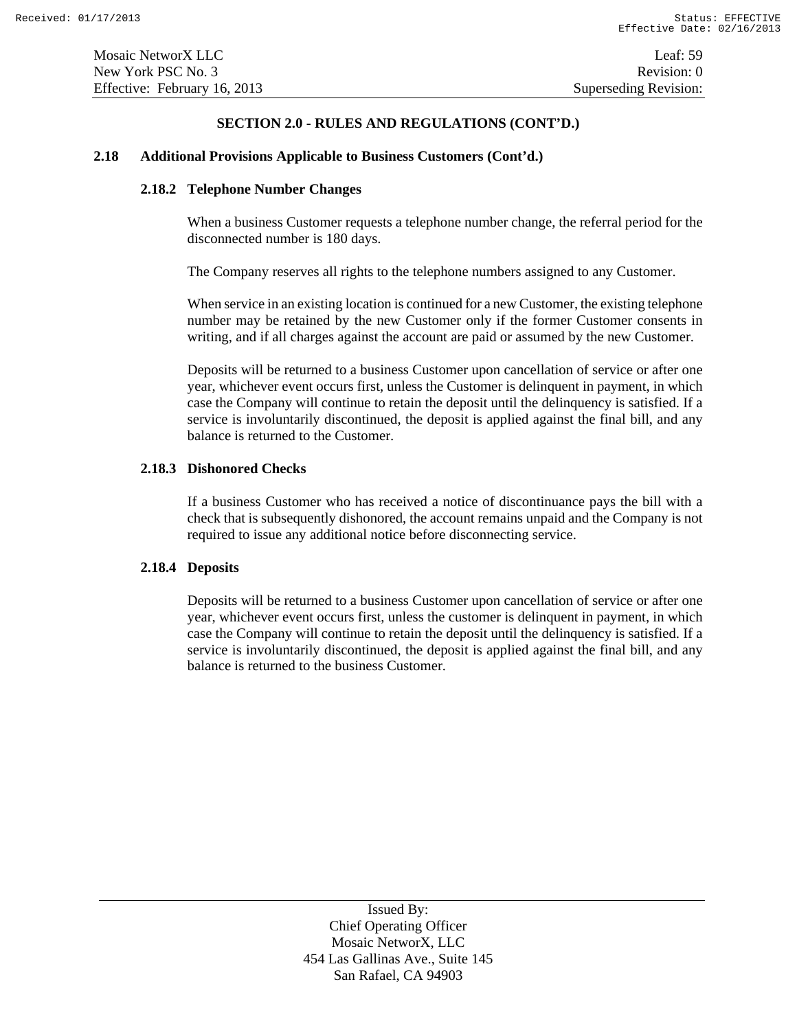## SECTION 2.0 - RULES AND REGULATIONS (CONT'D.)

### 2.18 Additional Provisions Applicable to Business Customers (Cont'd.)

#### 2.18.2 Telephone Number Changes

When a business Customer requests a telephone number change, the referral period for the disconnected number is 180 days.

The Company reserves all rights to the telephone numbers assigned to any Customer.

When service in an existing location is continued for a new Customer, the existing telephone number may be retained by the new Customer only if the former Customer consents in writing, and if all charges against the account are paid or assumed by the new Customer.

Deposits will be returned to a business Customer upon cancellation of service or after one year, whichever event occurs first, unless the Customer is delinquent in payment, in which case the Company will continue to retain the deposit until the delinquency is satisfied. If a service is involuntarily discontinued, the deposit is applied against the final bill, and any balance is returned to the Customer.

#### 2.18.3 Dishonored Checks

If a business Customer who has received a notice of discontinuance pays the bill with a check that is subsequently dishonored, the account remains unpaid and the Company is not required to issue any additional notice before disconnecting service.

#### 2.18.4 Deposits

Deposits will be returned to a business Customer upon cancellation of service or after one year, whichever event occurs first, unless the customer is delinquent in payment, in which case the Company will continue to retain the deposit until the delinquency is satisfied. If a service is involuntarily discontinued, the deposit is applied against the final bill, and any balance is returned to the business Customer.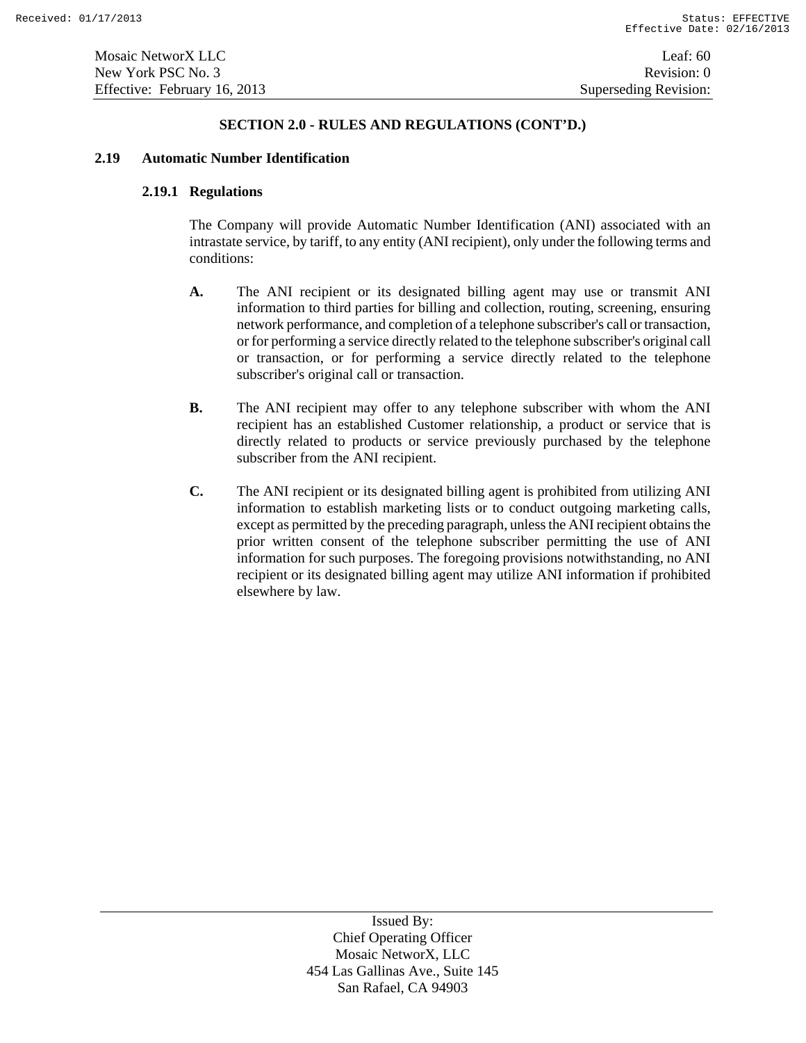## SECTION 2.0 - RULES AND REGULATIONS (CONT'D.)

### 2.19 Automatic Number Identification

#### 2.19.1 Regulations

The Company will provide Automatic Number Identification (ANI) associated with an intrastate service, by tariff, to any entity (ANI recipient), only under the following terms and conditions:

**A.** The ANI recipient or its designated billing agent may use or transmit ANI information to third parties for billing and collection, routing, screening, ensuring network performance, and completion of a telephone subscriber's call or transaction, or for performing a service directly related to the telephone subscriber's original call or transaction, or for performing a service directly related to the telephone subscriber's original call or transaction.

**B.** The ANI recipient may offer to any telephone subscriber with whom the ANI recipient has an established Customer relationship, a product or service that is directly related to products or service previously purchased by the telephone subscriber from the ANI recipient.

**C.** The ANI recipient or its designated billing agent is prohibited from utilizing ANI information to establish marketing lists or to conduct outgoing marketing calls, except as permitted by the preceding paragraph, unless the ANI recipient obtains the prior written consent of the telephone subscriber permitting the use of ANI information for such purposes. The foregoing provisions notwithstanding, no ANI recipient or its designated billing agent may utilize ANI information if prohibited elsewhere by law.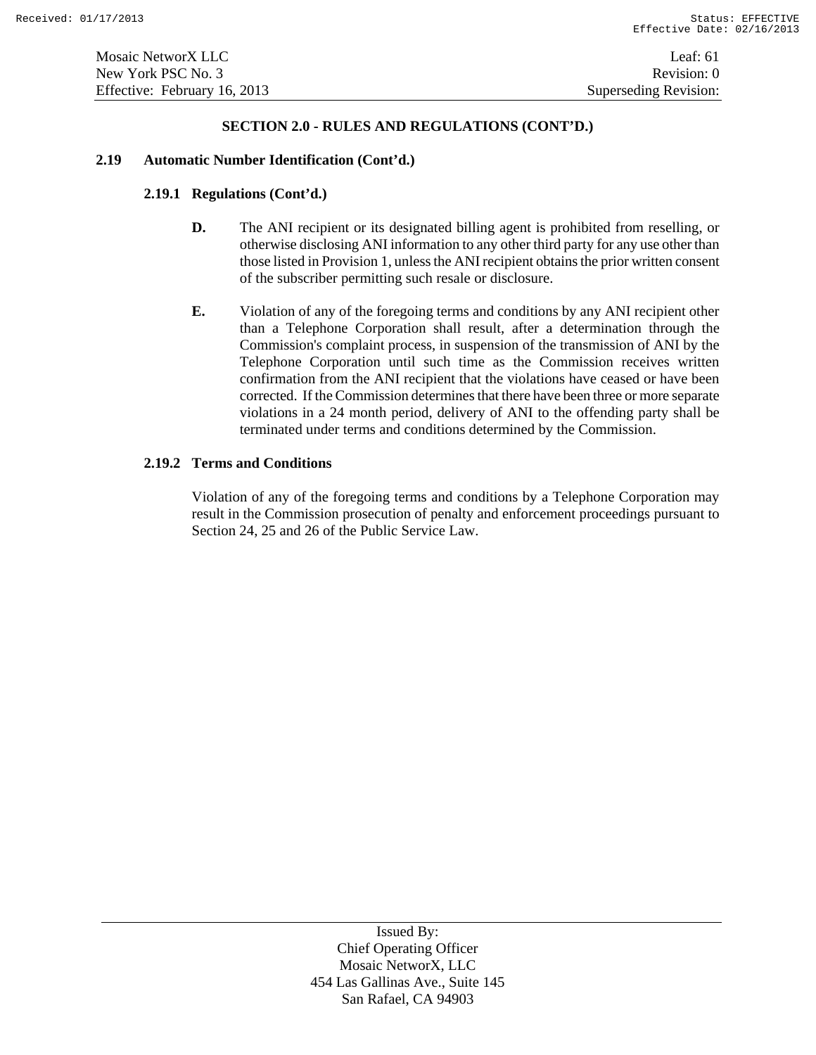## SECTION 2.0 - RULES AND REGULATIONS (CONT'D.)

### 2.19 Automatic Number Identification (Cont'd.)

#### 2.19.1 Regulations (Cont'd.)

**D.** The ANI recipient or its designated billing agent is prohibited from reselling, or otherwise disclosing ANI information to any other third party for any use other than those listed in Provision 1, unless the ANI recipient obtains the prior written consent of the subscriber permitting such resale or disclosure.

**E.** Violation of any of the foregoing terms and conditions by any ANI recipient other than a Telephone Corporation shall result, after a determination through the Commission's complaint process, in suspension of the transmission of ANI by the Telephone Corporation until such time as the Commission receives written confirmation from the ANI recipient that the violations have ceased or have been corrected. If the Commission determines that there have been three or more separate violations in a 24 month period, delivery of ANI to the offending party shall be terminated under terms and conditions determined by the Commission.

#### 2.19.2 Terms and Conditions

Violation of any of the foregoing terms and conditions by a Telephone Corporation may result in the Commission prosecution of penalty and enforcement proceedings pursuant to Section 24, 25 and 26 of the Public Service Law.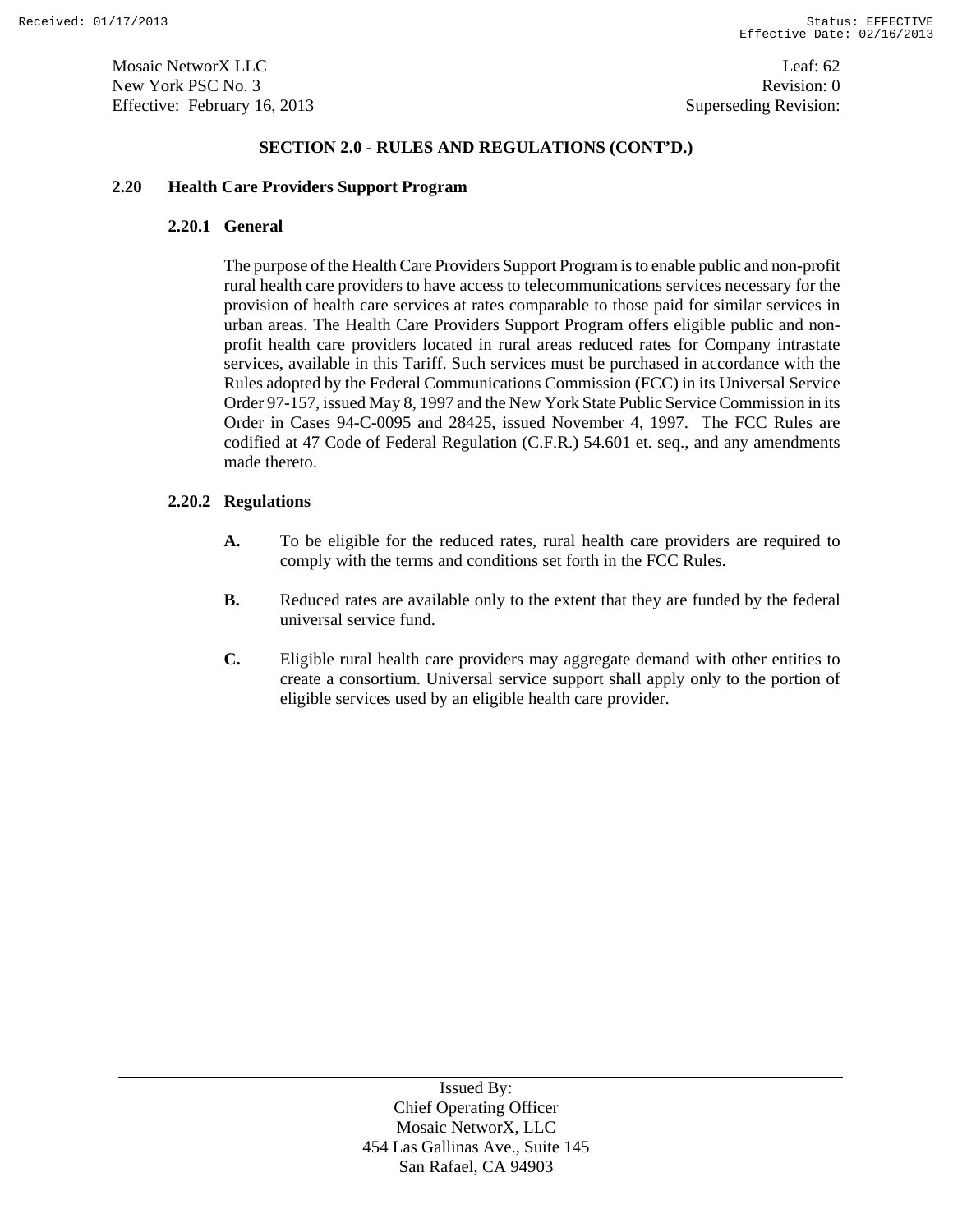## SECTION 2.0 - RULES AND REGULATIONS (CONT'D.)

### 2.20 Health Care Providers Support Program

#### 2.20.1 General

The purpose of the Health Care Providers Support Program is to enable public and non-profit rural health care providers to have access to telecommunications services necessary for the provision of health care services at rates comparable to those paid for similar services in urban areas. The Health Care Providers Support Program offers eligible public and non-profit health care providers located in rural areas reduced rates for Company intrastate services, available in this Tariff. Such services must be purchased in accordance with the Rules adopted by the Federal Communications Commission (FCC) in its Universal Service Order 97-157, issued May 8, 1997 and the New York State Public Service Commission in its Order in Cases 94-C-0095 and 28425, issued November 4, 1997. The FCC Rules are codified at 47 Code of Federal Regulation (C.F.R.) 54.601 et. seq., and any amendments made thereto.

#### 2.20.2 Regulations

**A.** To be eligible for the reduced rates, rural health care providers are required to comply with the terms and conditions set forth in the FCC Rules.

**B.** Reduced rates are available only to the extent that they are funded by the federal universal service fund.

**C.** Eligible rural health care providers may aggregate demand with other entities to create a consortium. Universal service support shall apply only to the portion of eligible services used by an eligible health care provider.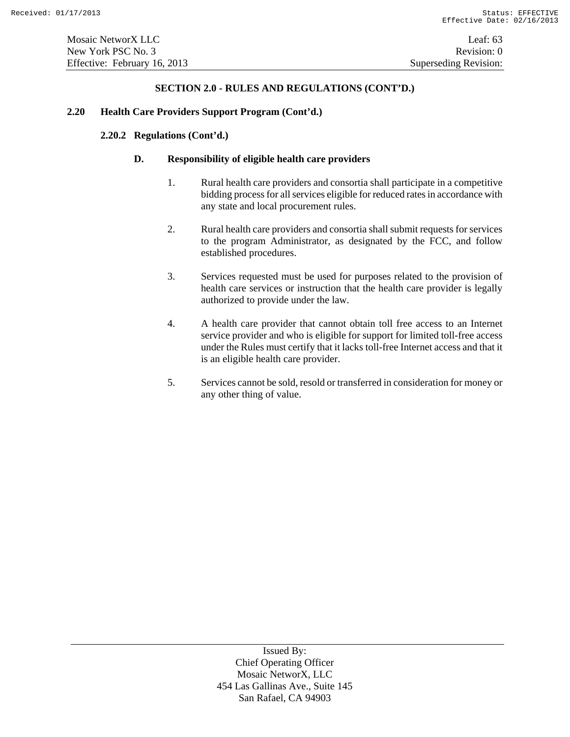## SECTION 2.0 - RULES AND REGULATIONS (CONT'D.)

### 2.20 Health Care Providers Support Program (Cont'd.)

#### 2.20.2 Regulations (Cont'd.)

**D. Responsibility of eligible health care providers**

1. Rural health care providers and consortia shall participate in a competitive bidding process for all services eligible for reduced rates in accordance with any state and local procurement rules.

2. Rural health care providers and consortia shall submit requests for services to the program Administrator, as designated by the FCC, and follow established procedures.

3. Services requested must be used for purposes related to the provision of health care services or instruction that the health care provider is legally authorized to provide under the law.

4. A health care provider that cannot obtain toll free access to an Internet service provider and who is eligible for support for limited toll-free access under the Rules must certify that it lacks toll-free Internet access and that it is an eligible health care provider.

5. Services cannot be sold, resold or transferred in consideration for money or any other thing of value.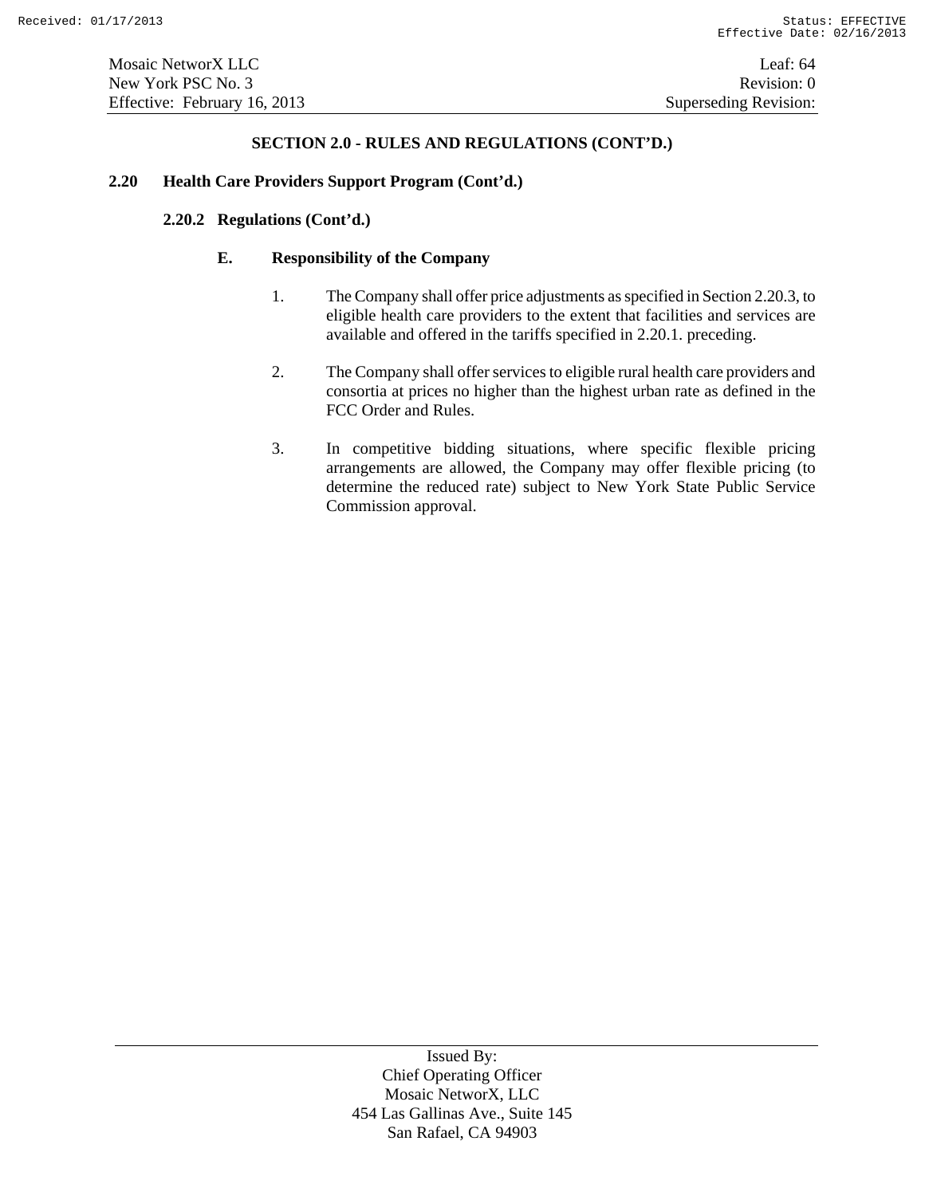## SECTION 2.0 - RULES AND REGULATIONS (CONT'D.)

### 2.20 Health Care Providers Support Program (Cont'd.)

#### 2.20.2 Regulations (Cont'd.)

**E. Responsibility of the Company**

1. The Company shall offer price adjustments as specified in Section 2.20.3, to eligible health care providers to the extent that facilities and services are available and offered in the tariffs specified in 2.20.1. preceding.

2. The Company shall offer services to eligible rural health care providers and consortia at prices no higher than the highest urban rate as defined in the FCC Order and Rules.

3. In competitive bidding situations, where specific flexible pricing arrangements are allowed, the Company may offer flexible pricing (to determine the reduced rate) subject to New York State Public Service Commission approval.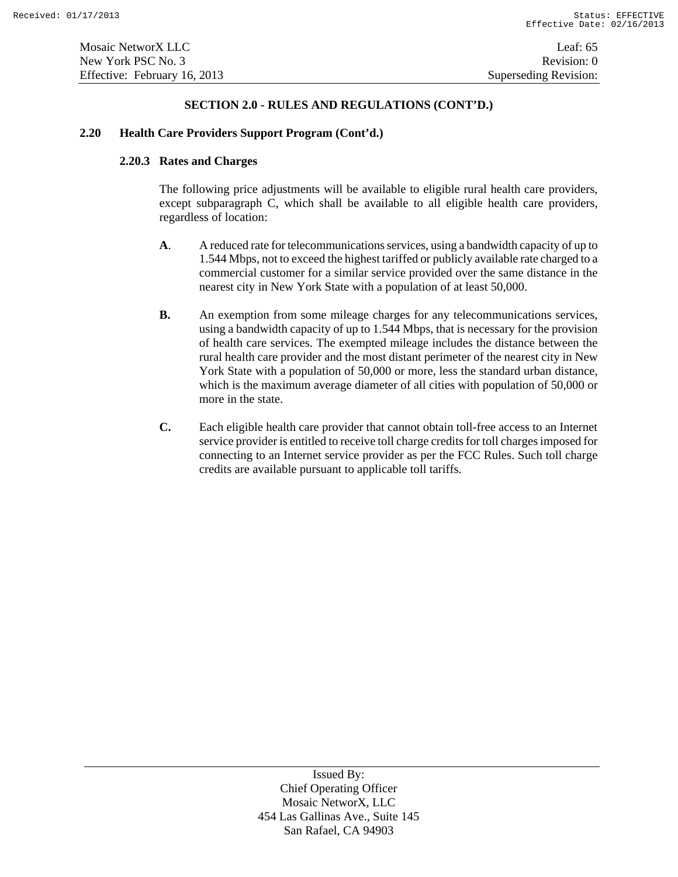## SECTION 2.0 - RULES AND REGULATIONS (CONT'D.)

### 2.20 Health Care Providers Support Program (Cont'd.)

#### 2.20.3 Rates and Charges

The following price adjustments will be available to eligible rural health care providers, except subparagraph C, which shall be available to all eligible health care providers, regardless of location:

**A**. A reduced rate for telecommunications services, using a bandwidth capacity of up to 1.544 Mbps, not to exceed the highest tariffed or publicly available rate charged to a commercial customer for a similar service provided over the same distance in the nearest city in New York State with a population of at least 50,000.

**B.** An exemption from some mileage charges for any telecommunications services, using a bandwidth capacity of up to 1.544 Mbps, that is necessary for the provision of health care services. The exempted mileage includes the distance between the rural health care provider and the most distant perimeter of the nearest city in New York State with a population of 50,000 or more, less the standard urban distance, which is the maximum average diameter of all cities with population of 50,000 or more in the state.

**C.** Each eligible health care provider that cannot obtain toll-free access to an Internet service provider is entitled to receive toll charge credits for toll charges imposed for connecting to an Internet service provider as per the FCC Rules. Such toll charge credits are available pursuant to applicable toll tariffs.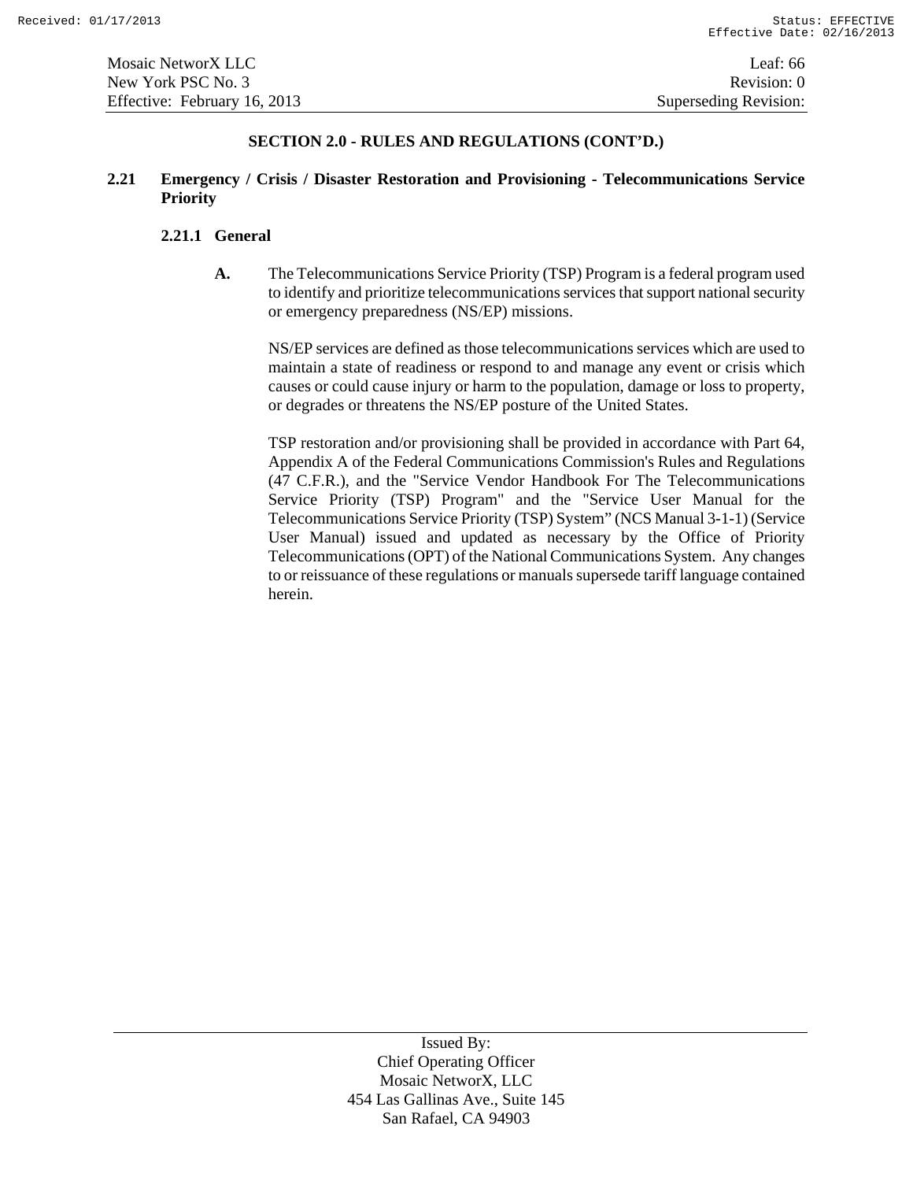## SECTION 2.0 - RULES AND REGULATIONS (CONT'D.)

### 2.21 Emergency / Crisis / Disaster Restoration and Provisioning - Telecommunications Service Priority

#### 2.21.1 General

**A.** The Telecommunications Service Priority (TSP) Program is a federal program used to identify and prioritize telecommunications services that support national security or emergency preparedness (NS/EP) missions.

NS/EP services are defined as those telecommunications services which are used to maintain a state of readiness or respond to and manage any event or crisis which causes or could cause injury or harm to the population, damage or loss to property, or degrades or threatens the NS/EP posture of the United States.

TSP restoration and/or provisioning shall be provided in accordance with Part 64, Appendix A of the Federal Communications Commission's Rules and Regulations (47 C.F.R.), and the "Service Vendor Handbook For The Telecommunications Service Priority (TSP) Program" and the "Service User Manual for the Telecommunications Service Priority (TSP) System" (NCS Manual 3-1-1) (Service User Manual) issued and updated as necessary by the Office of Priority Telecommunications (OPT) of the National Communications System. Any changes to or reissuance of these regulations or manuals supersede tariff language contained herein.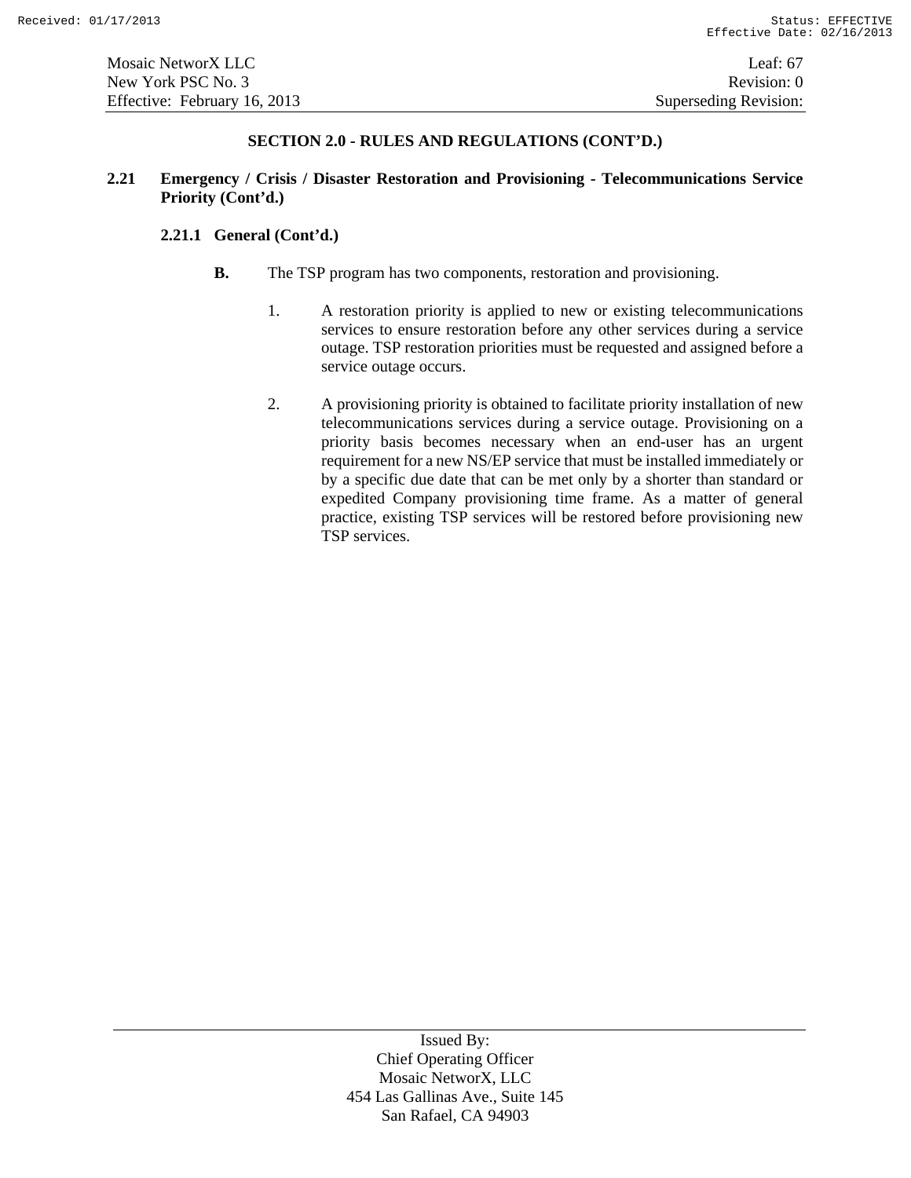## SECTION 2.0 - RULES AND REGULATIONS (CONT'D.)

**2.21 Emergency / Crisis / Disaster Restoration and Provisioning - Telecommunications Service Priority (Cont'd.)**

**2.21.1 General (Cont'd.)**

**B.** The TSP program has two components, restoration and provisioning.

1. A restoration priority is applied to new or existing telecommunications services to ensure restoration before any other services during a service outage. TSP restoration priorities must be requested and assigned before a service outage occurs.

2. A provisioning priority is obtained to facilitate priority installation of new telecommunications services during a service outage. Provisioning on a priority basis becomes necessary when an end-user has an urgent requirement for a new NS/EP service that must be installed immediately or by a specific due date that can be met only by a shorter than standard or expedited Company provisioning time frame. As a matter of general practice, existing TSP services will be restored before provisioning new TSP services.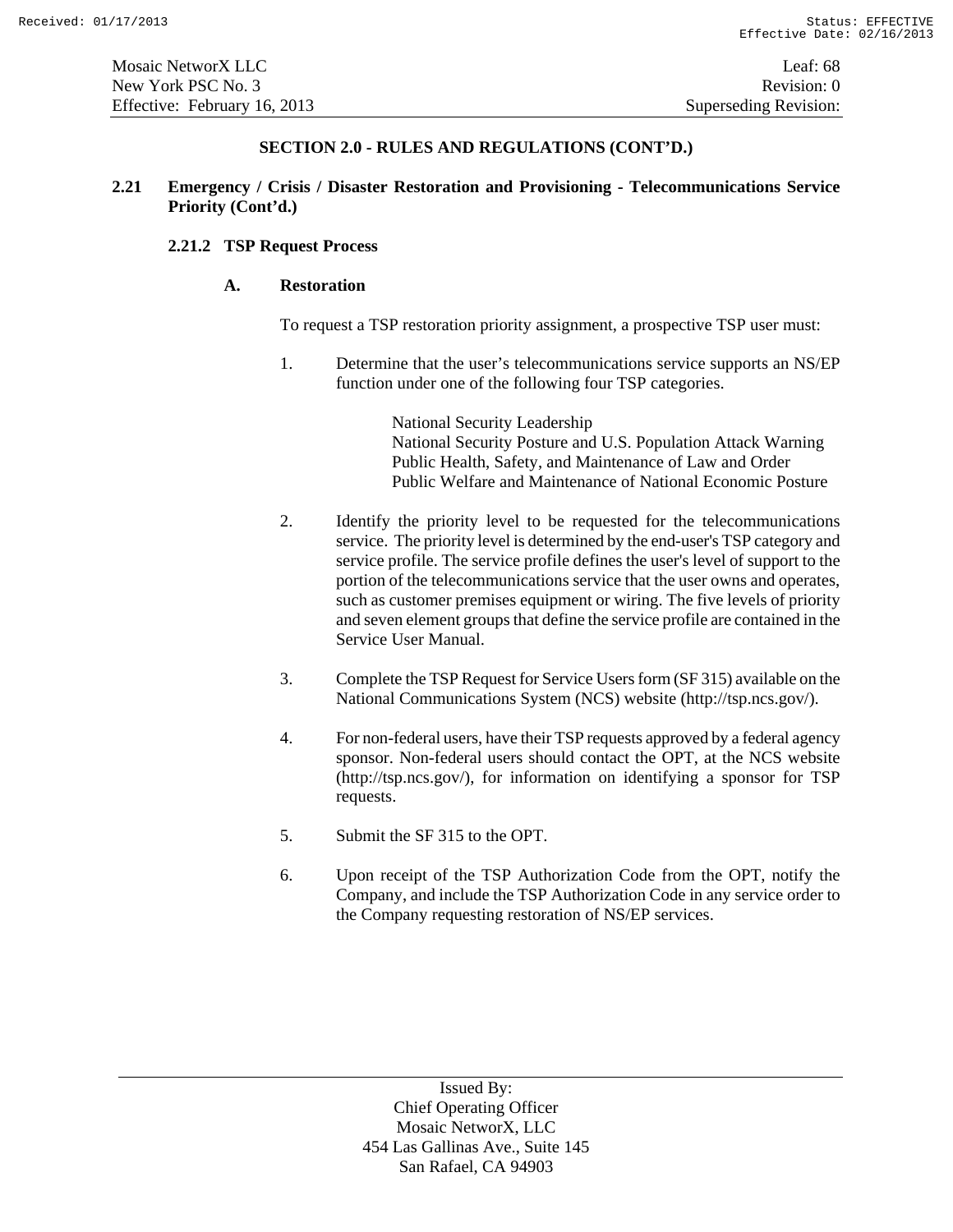## SECTION 2.0 - RULES AND REGULATIONS (CONT'D.)

**2.21 Emergency / Crisis / Disaster Restoration and Provisioning - Telecommunications Service Priority (Cont'd.)**

**2.21.2 TSP Request Process**

**A. Restoration**

To request a TSP restoration priority assignment, a prospective TSP user must:

1. Determine that the user's telecommunications service supports an NS/EP function under one of the following four TSP categories.

   National Security Leadership
   National Security Posture and U.S. Population Attack Warning
   Public Health, Safety, and Maintenance of Law and Order
   Public Welfare and Maintenance of National Economic Posture

2. Identify the priority level to be requested for the telecommunications service. The priority level is determined by the end-user's TSP category and service profile. The service profile defines the user's level of support to the portion of the telecommunications service that the user owns and operates, such as customer premises equipment or wiring. The five levels of priority and seven element groups that define the service profile are contained in the Service User Manual.

3. Complete the TSP Request for Service Users form (SF 315) available on the National Communications System (NCS) website (http://tsp.ncs.gov/).

4. For non-federal users, have their TSP requests approved by a federal agency sponsor. Non-federal users should contact the OPT, at the NCS website (http://tsp.ncs.gov/), for information on identifying a sponsor for TSP requests.

5. Submit the SF 315 to the OPT.

6. Upon receipt of the TSP Authorization Code from the OPT, notify the Company, and include the TSP Authorization Code in any service order to the Company requesting restoration of NS/EP services.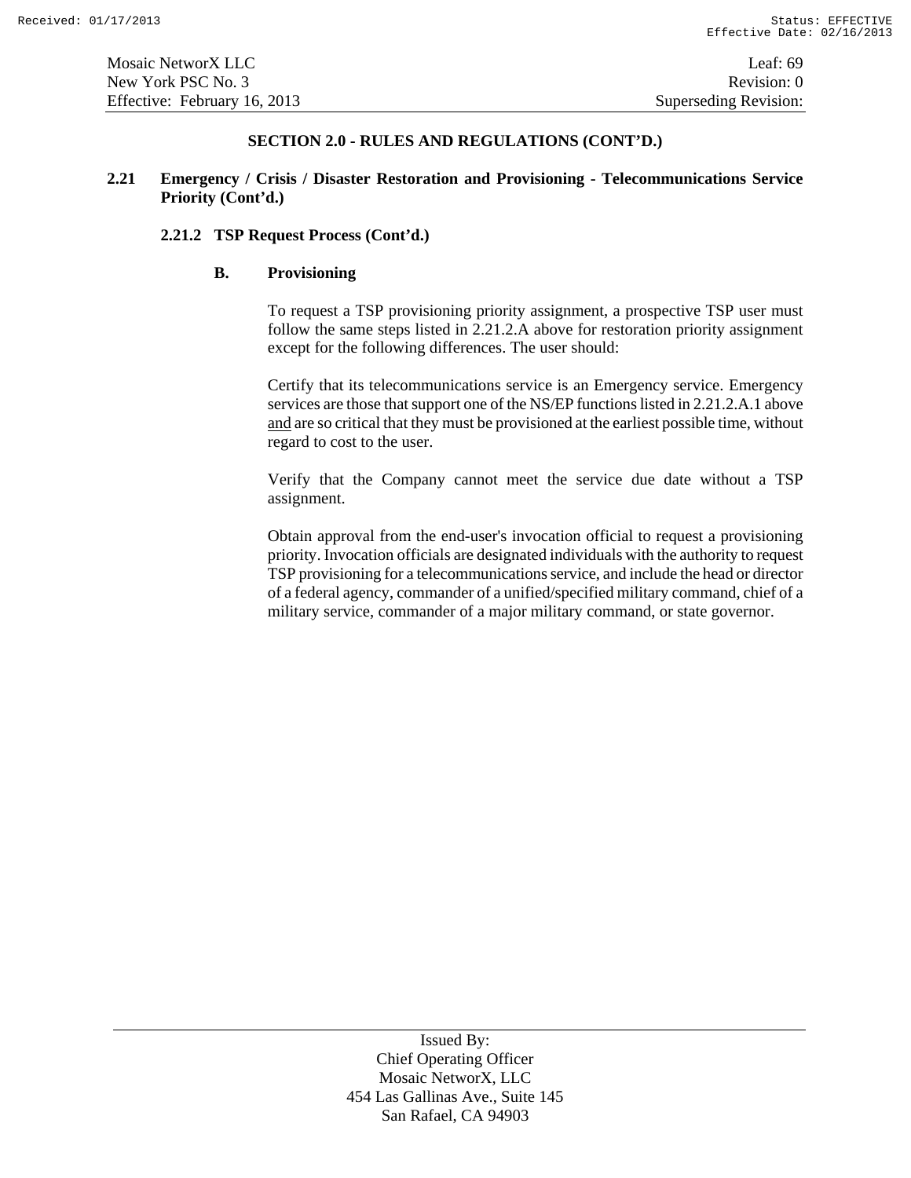## SECTION 2.0 - RULES AND REGULATIONS (CONT'D.)

**2.21 Emergency / Crisis / Disaster Restoration and Provisioning - Telecommunications Service Priority (Cont'd.)**

**2.21.2 TSP Request Process (Cont'd.)**

**B. Provisioning**

To request a TSP provisioning priority assignment, a prospective TSP user must follow the same steps listed in 2.21.2.A above for restoration priority assignment except for the following differences. The user should:

Certify that its telecommunications service is an Emergency service. Emergency services are those that support one of the NS/EP functions listed in 2.21.2.A.1 above and are so critical that they must be provisioned at the earliest possible time, without regard to cost to the user.

Verify that the Company cannot meet the service due date without a TSP assignment.

Obtain approval from the end-user's invocation official to request a provisioning priority. Invocation officials are designated individuals with the authority to request TSP provisioning for a telecommunications service, and include the head or director of a federal agency, commander of a unified/specified military command, chief of a military service, commander of a major military command, or state governor.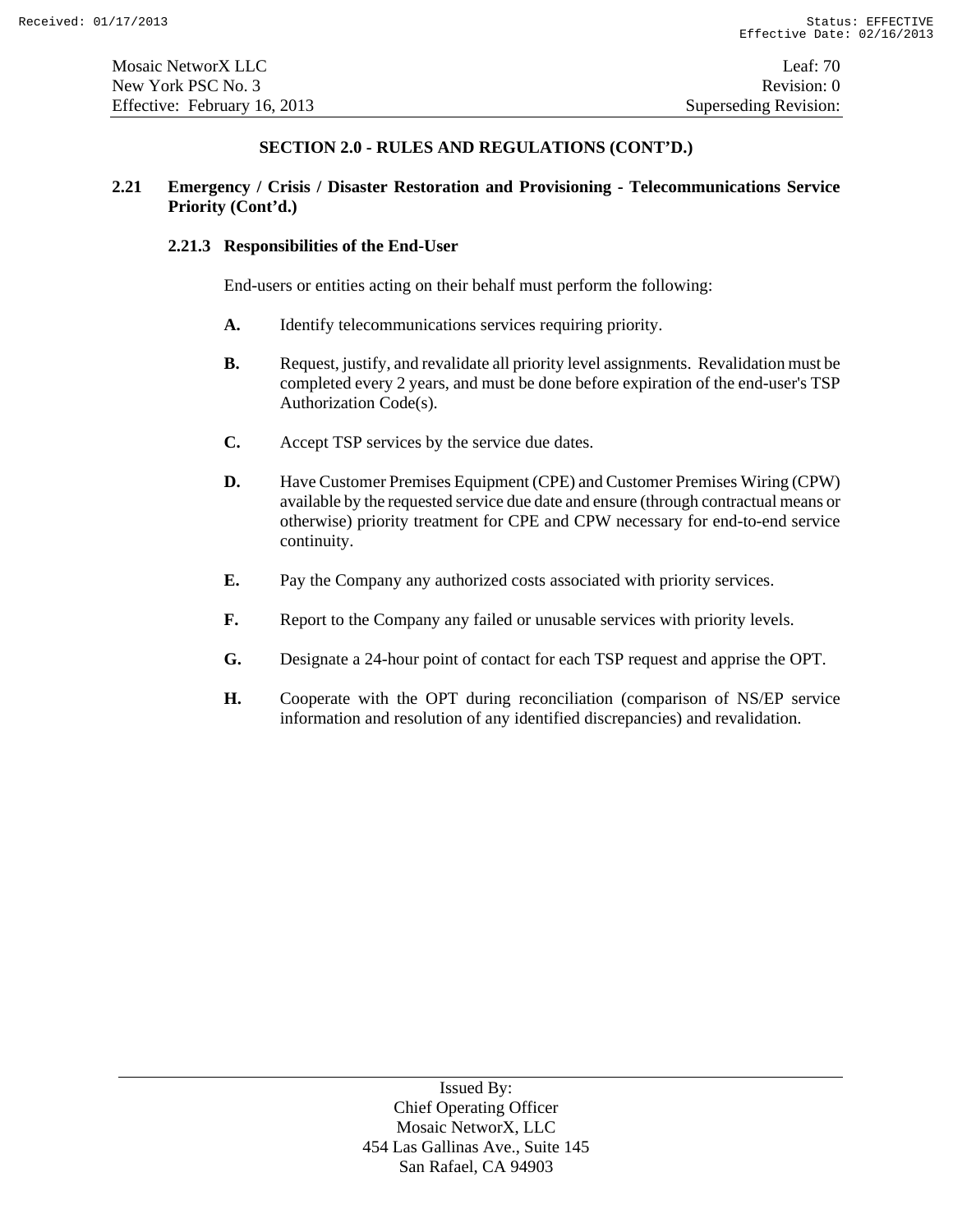## SECTION 2.0 - RULES AND REGULATIONS (CONT'D.)

### 2.21 Emergency / Crisis / Disaster Restoration and Provisioning - Telecommunications Service Priority (Cont'd.)

#### 2.21.3 Responsibilities of the End-User

End-users or entities acting on their behalf must perform the following:

**A.** Identify telecommunications services requiring priority.

**B.** Request, justify, and revalidate all priority level assignments. Revalidation must be completed every 2 years, and must be done before expiration of the end-user's TSP Authorization Code(s).

**C.** Accept TSP services by the service due dates.

**D.** Have Customer Premises Equipment (CPE) and Customer Premises Wiring (CPW) available by the requested service due date and ensure (through contractual means or otherwise) priority treatment for CPE and CPW necessary for end-to-end service continuity.

**E.** Pay the Company any authorized costs associated with priority services.

**F.** Report to the Company any failed or unusable services with priority levels.

**G.** Designate a 24-hour point of contact for each TSP request and apprise the OPT.

**H.** Cooperate with the OPT during reconciliation (comparison of NS/EP service information and resolution of any identified discrepancies) and revalidation.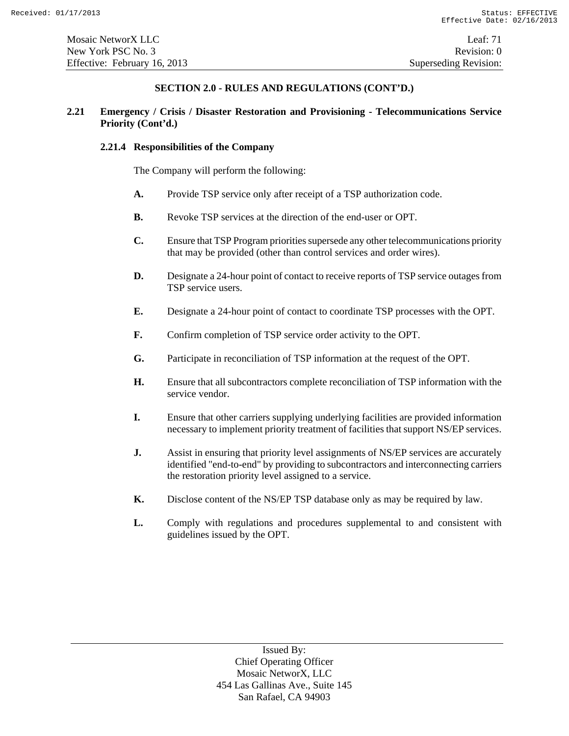## SECTION 2.0 - RULES AND REGULATIONS (CONT'D.)

**2.21 Emergency / Crisis / Disaster Restoration and Provisioning - Telecommunications Service Priority (Cont'd.)**

**2.21.4 Responsibilities of the Company**

The Company will perform the following:

**A.** Provide TSP service only after receipt of a TSP authorization code.

**B.** Revoke TSP services at the direction of the end-user or OPT.

**C.** Ensure that TSP Program priorities supersede any other telecommunications priority that may be provided (other than control services and order wires).

**D.** Designate a 24-hour point of contact to receive reports of TSP service outages from TSP service users.

**E.** Designate a 24-hour point of contact to coordinate TSP processes with the OPT.

**F.** Confirm completion of TSP service order activity to the OPT.

**G.** Participate in reconciliation of TSP information at the request of the OPT.

**H.** Ensure that all subcontractors complete reconciliation of TSP information with the service vendor.

**I.** Ensure that other carriers supplying underlying facilities are provided information necessary to implement priority treatment of facilities that support NS/EP services.

**J.** Assist in ensuring that priority level assignments of NS/EP services are accurately identified "end-to-end" by providing to subcontractors and interconnecting carriers the restoration priority level assigned to a service.

**K.** Disclose content of the NS/EP TSP database only as may be required by law.

**L.** Comply with regulations and procedures supplemental to and consistent with guidelines issued by the OPT.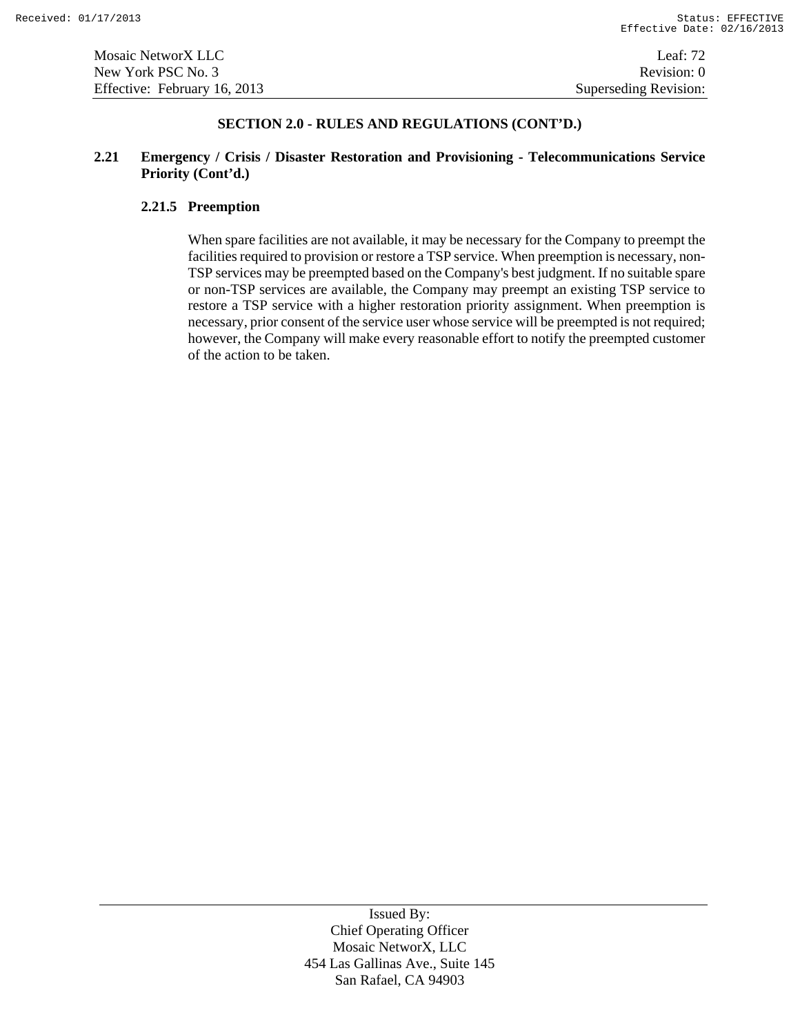## SECTION 2.0 - RULES AND REGULATIONS (CONT'D.)

### 2.21 Emergency / Crisis / Disaster Restoration and Provisioning - Telecommunications Service Priority (Cont'd.)

#### 2.21.5 Preemption

When spare facilities are not available, it may be necessary for the Company to preempt the facilities required to provision or restore a TSP service. When preemption is necessary, non-TSP services may be preempted based on the Company's best judgment. If no suitable spare or non-TSP services are available, the Company may preempt an existing TSP service to restore a TSP service with a higher restoration priority assignment. When preemption is necessary, prior consent of the service user whose service will be preempted is not required; however, the Company will make every reasonable effort to notify the preempted customer of the action to be taken.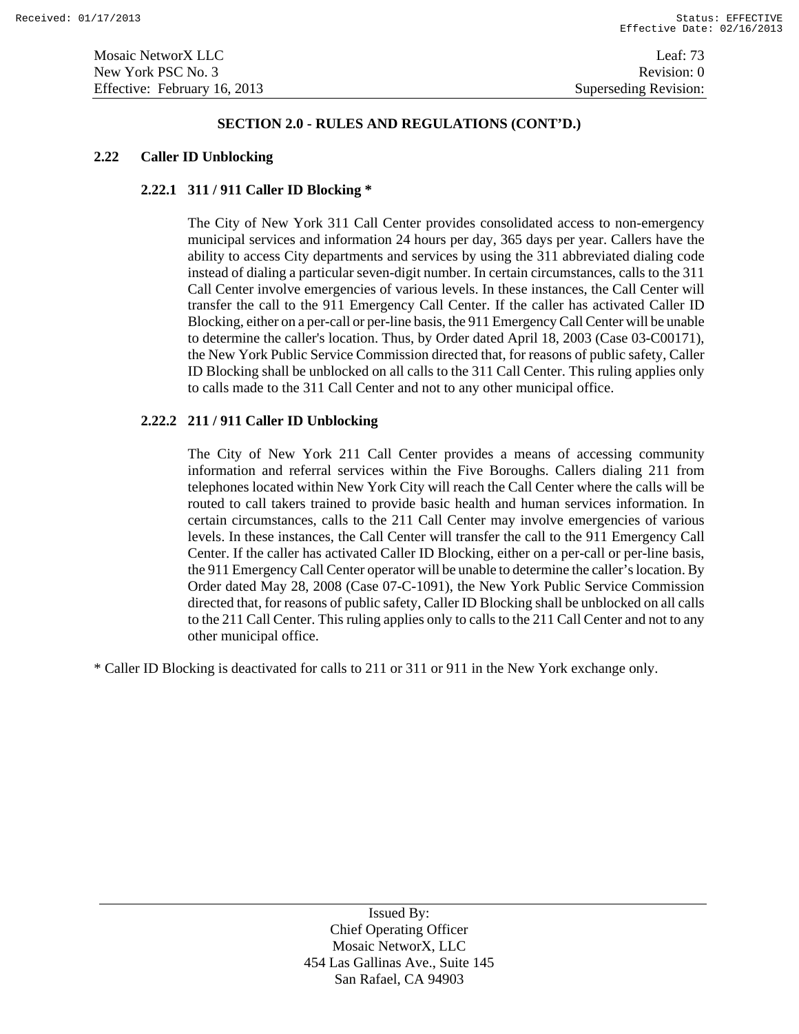## SECTION 2.0 - RULES AND REGULATIONS (CONT'D.)

### 2.22 Caller ID Unblocking

#### 2.22.1 311 / 911 Caller ID Blocking *

The City of New York 311 Call Center provides consolidated access to non-emergency municipal services and information 24 hours per day, 365 days per year. Callers have the ability to access City departments and services by using the 311 abbreviated dialing code instead of dialing a particular seven-digit number. In certain circumstances, calls to the 311 Call Center involve emergencies of various levels. In these instances, the Call Center will transfer the call to the 911 Emergency Call Center. If the caller has activated Caller ID Blocking, either on a per-call or per-line basis, the 911 Emergency Call Center will be unable to determine the caller's location. Thus, by Order dated April 18, 2003 (Case 03-C00171), the New York Public Service Commission directed that, for reasons of public safety, Caller ID Blocking shall be unblocked on all calls to the 311 Call Center. This ruling applies only to calls made to the 311 Call Center and not to any other municipal office.

#### 2.22.2 211 / 911 Caller ID Unblocking

The City of New York 211 Call Center provides a means of accessing community information and referral services within the Five Boroughs. Callers dialing 211 from telephones located within New York City will reach the Call Center where the calls will be routed to call takers trained to provide basic health and human services information. In certain circumstances, calls to the 211 Call Center may involve emergencies of various levels. In these instances, the Call Center will transfer the call to the 911 Emergency Call Center. If the caller has activated Caller ID Blocking, either on a per-call or per-line basis, the 911 Emergency Call Center operator will be unable to determine the caller's location. By Order dated May 28, 2008 (Case 07-C-1091), the New York Public Service Commission directed that, for reasons of public safety, Caller ID Blocking shall be unblocked on all calls to the 211 Call Center. This ruling applies only to calls to the 211 Call Center and not to any other municipal office.

* Caller ID Blocking is deactivated for calls to 211 or 311 or 911 in the New York exchange only.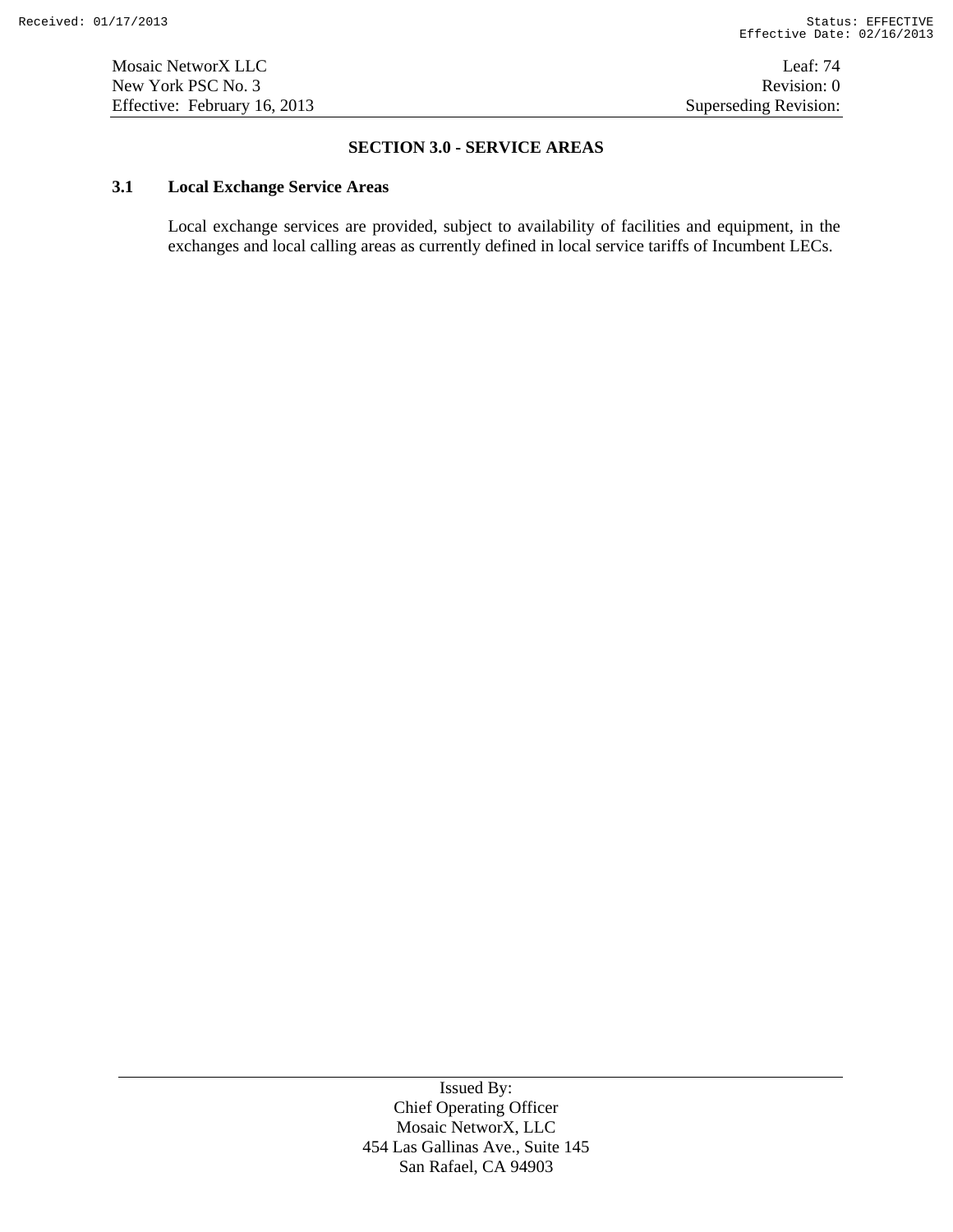# SECTION 3.0 - SERVICE AREAS

## 3.1 Local Exchange Service Areas

Local exchange services are provided, subject to availability of facilities and equipment, in the exchanges and local calling areas as currently defined in local service tariffs of Incumbent LECs.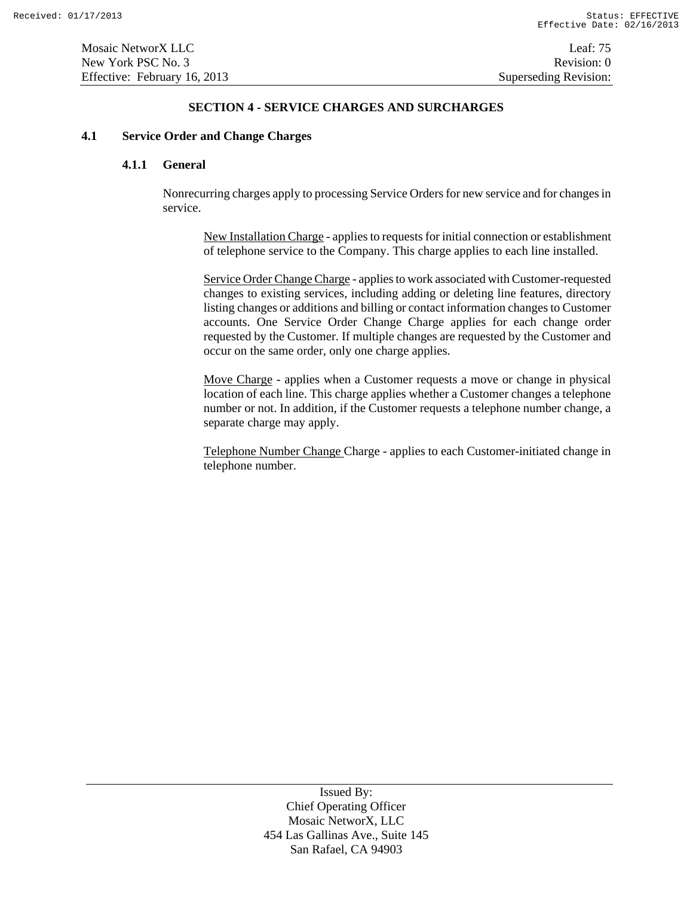## SECTION 4 - SERVICE CHARGES AND SURCHARGES

### 4.1 Service Order and Change Charges

#### 4.1.1 General

Nonrecurring charges apply to processing Service Orders for new service and for changes in service.

New Installation Charge - applies to requests for initial connection or establishment of telephone service to the Company. This charge applies to each line installed.

Service Order Change Charge - applies to work associated with Customer-requested changes to existing services, including adding or deleting line features, directory listing changes or additions and billing or contact information changes to Customer accounts. One Service Order Change Charge applies for each change order requested by the Customer. If multiple changes are requested by the Customer and occur on the same order, only one charge applies.

Move Charge - applies when a Customer requests a move or change in physical location of each line. This charge applies whether a Customer changes a telephone number or not. In addition, if the Customer requests a telephone number change, a separate charge may apply.

Telephone Number Change Charge - applies to each Customer-initiated change in telephone number.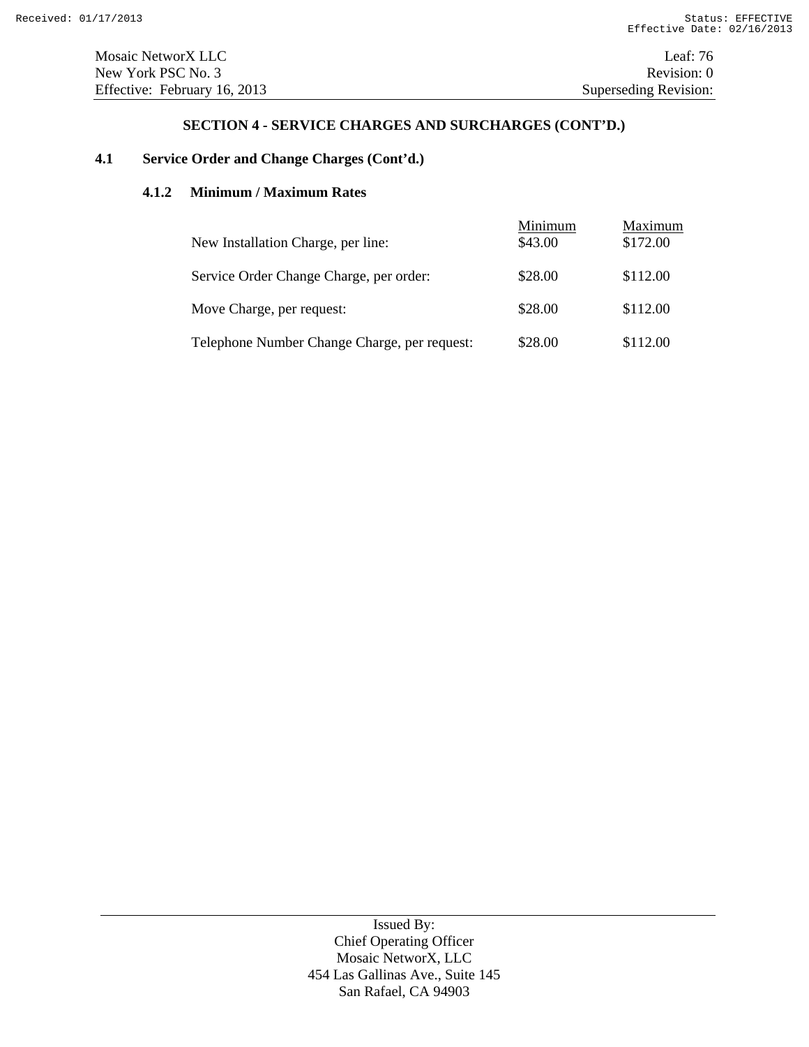## SECTION 4 - SERVICE CHARGES AND SURCHARGES (CONT'D.)

### 4.1 Service Order and Change Charges (Cont'd.)

#### 4.1.2 Minimum / Maximum Rates

| | Minimum | Maximum |
|---|---|---|
| New Installation Charge, per line: | $43.00 | $172.00 |
| Service Order Change Charge, per order: | $28.00 | $112.00 |
| Move Charge, per request: | $28.00 | $112.00 |
| Telephone Number Change Charge, per request: | $28.00 | $112.00 |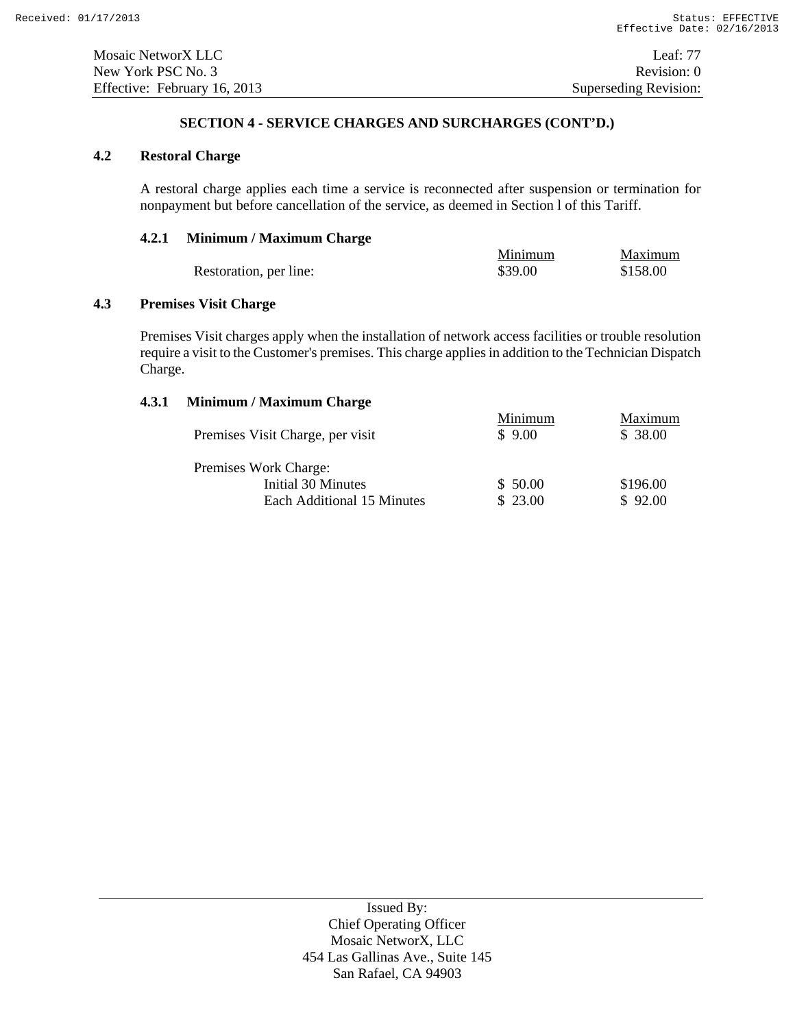## SECTION 4 - SERVICE CHARGES AND SURCHARGES (CONT'D.)

### 4.2 Restoral Charge

A restoral charge applies each time a service is reconnected after suspension or termination for nonpayment but before cancellation of the service, as deemed in Section l of this Tariff.

#### 4.2.1 Minimum / Maximum Charge

| | Minimum | Maximum |
|---|---|---|
| Restoration, per line: | $39.00 | $158.00 |

### 4.3 Premises Visit Charge

Premises Visit charges apply when the installation of network access facilities or trouble resolution require a visit to the Customer's premises. This charge applies in addition to the Technician Dispatch Charge.

#### 4.3.1 Minimum / Maximum Charge

| | Minimum | Maximum |
|---|---|---|
| Premises Visit Charge, per visit | $ 9.00 | $ 38.00 |
| Premises Work Charge: | | |
| Initial 30 Minutes | $ 50.00 | $196.00 |
| Each Additional 15 Minutes | $ 23.00 | $ 92.00 |

Issued By:
Chief Operating Officer
Mosaic NetworX, LLC
454 Las Gallinas Ave., Suite 145
San Rafael, CA 94903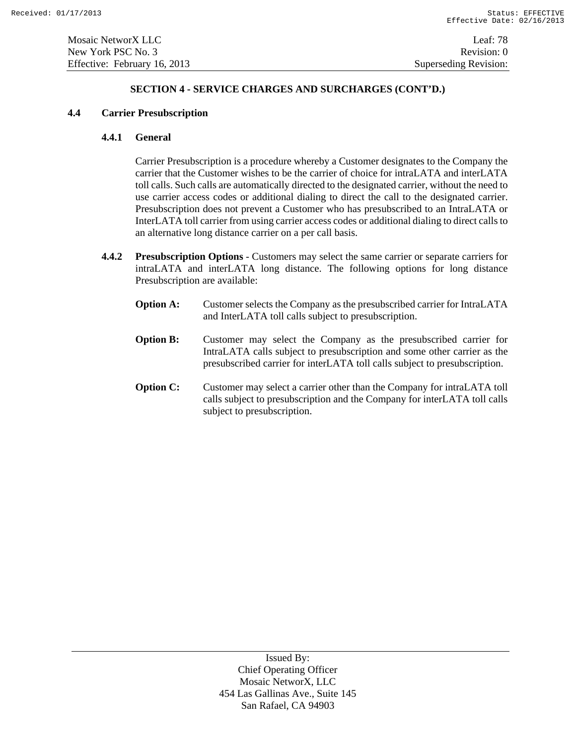## SECTION 4 - SERVICE CHARGES AND SURCHARGES (CONT'D.)

### 4.4 Carrier Presubscription

#### 4.4.1 General

Carrier Presubscription is a procedure whereby a Customer designates to the Company the carrier that the Customer wishes to be the carrier of choice for intraLATA and interLATA toll calls. Such calls are automatically directed to the designated carrier, without the need to use carrier access codes or additional dialing to direct the call to the designated carrier. Presubscription does not prevent a Customer who has presubscribed to an IntraLATA or InterLATA toll carrier from using carrier access codes or additional dialing to direct calls to an alternative long distance carrier on a per call basis.

#### 4.4.2 Presubscription Options

**Presubscription Options** - Customers may select the same carrier or separate carriers for intraLATA and interLATA long distance. The following options for long distance Presubscription are available:

**Option A:** Customer selects the Company as the presubscribed carrier for IntraLATA and InterLATA toll calls subject to presubscription.

**Option B:** Customer may select the Company as the presubscribed carrier for IntraLATA calls subject to presubscription and some other carrier as the presubscribed carrier for interLATA toll calls subject to presubscription.

**Option C:** Customer may select a carrier other than the Company for intraLATA toll calls subject to presubscription and the Company for interLATA toll calls subject to presubscription.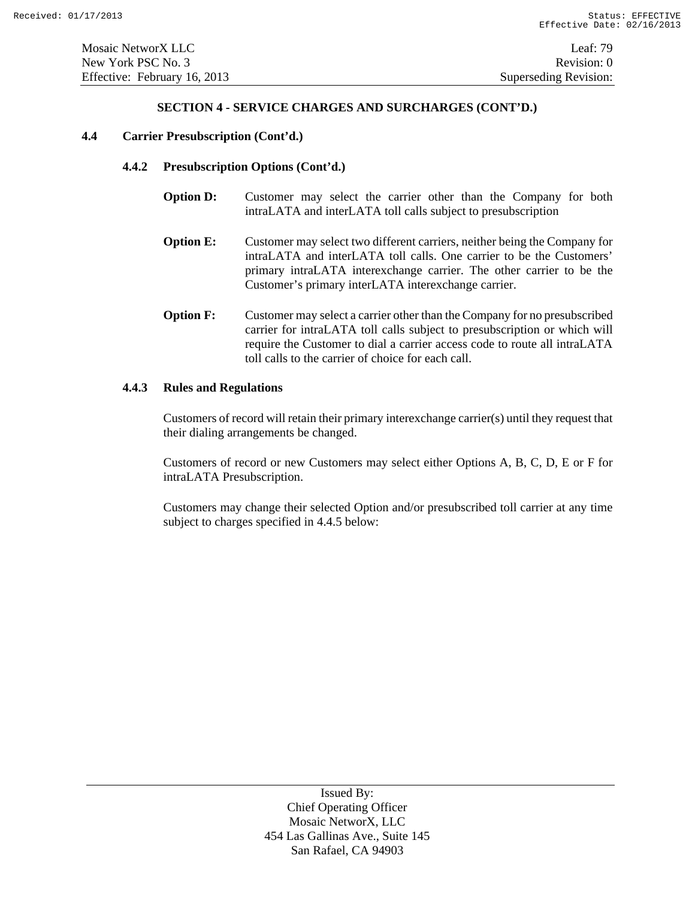## SECTION 4 - SERVICE CHARGES AND SURCHARGES (CONT'D.)

### 4.4 Carrier Presubscription (Cont'd.)

#### 4.4.2 Presubscription Options (Cont'd.)

**Option D:** Customer may select the carrier other than the Company for both intraLATA and interLATA toll calls subject to presubscription

**Option E:** Customer may select two different carriers, neither being the Company for intraLATA and interLATA toll calls. One carrier to be the Customers' primary intraLATA interexchange carrier. The other carrier to be the Customer's primary interLATA interexchange carrier.

**Option F:** Customer may select a carrier other than the Company for no presubscribed carrier for intraLATA toll calls subject to presubscription or which will require the Customer to dial a carrier access code to route all intraLATA toll calls to the carrier of choice for each call.

#### 4.4.3 Rules and Regulations

Customers of record will retain their primary interexchange carrier(s) until they request that their dialing arrangements be changed.

Customers of record or new Customers may select either Options A, B, C, D, E or F for intraLATA Presubscription.

Customers may change their selected Option and/or presubscribed toll carrier at any time subject to charges specified in 4.4.5 below: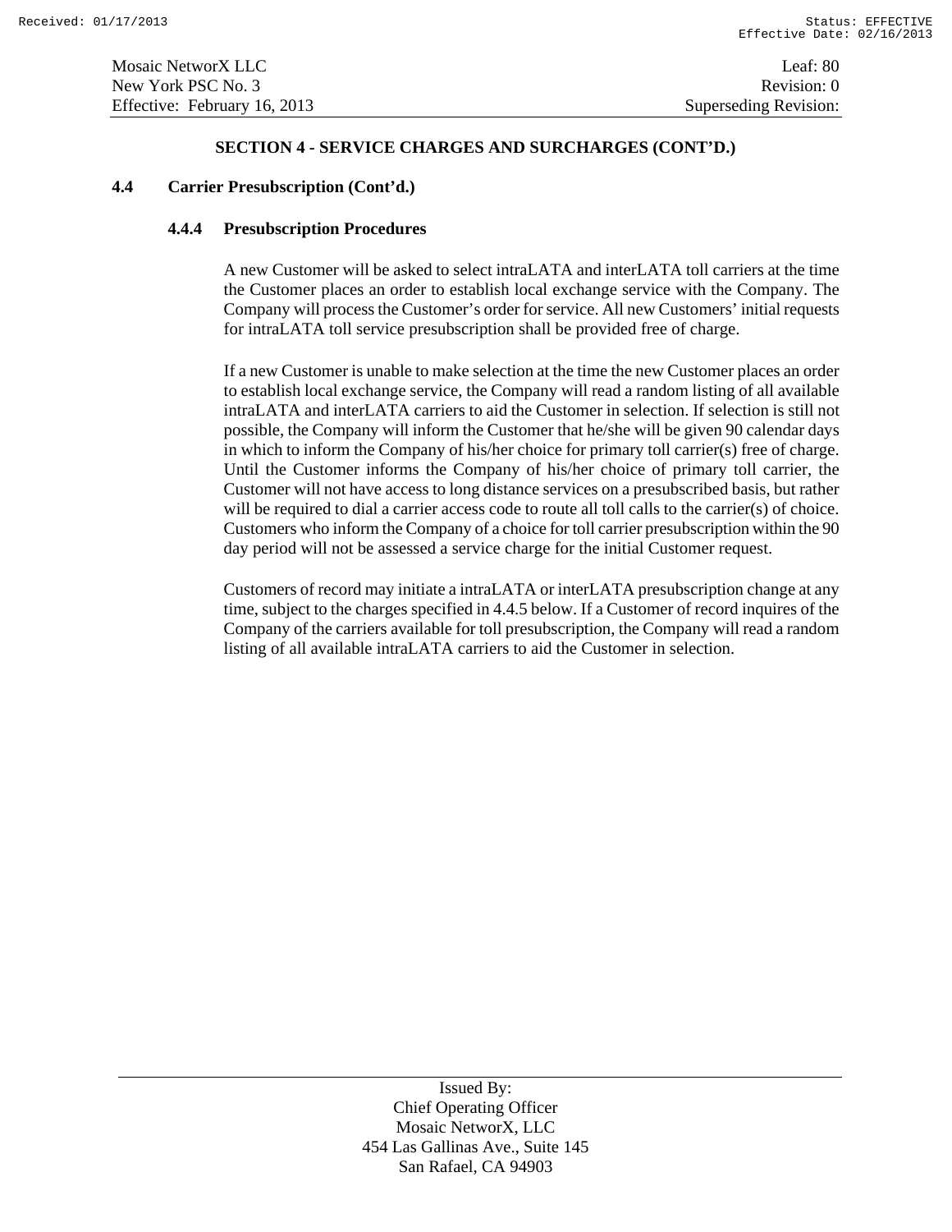## SECTION 4 - SERVICE CHARGES AND SURCHARGES (CONT'D.)

### 4.4 Carrier Presubscription (Cont'd.)

#### 4.4.4 Presubscription Procedures

A new Customer will be asked to select intraLATA and interLATA toll carriers at the time the Customer places an order to establish local exchange service with the Company. The Company will process the Customer's order for service. All new Customers' initial requests for intraLATA toll service presubscription shall be provided free of charge.

If a new Customer is unable to make selection at the time the new Customer places an order to establish local exchange service, the Company will read a random listing of all available intraLATA and interLATA carriers to aid the Customer in selection. If selection is still not possible, the Company will inform the Customer that he/she will be given 90 calendar days in which to inform the Company of his/her choice for primary toll carrier(s) free of charge. Until the Customer informs the Company of his/her choice of primary toll carrier, the Customer will not have access to long distance services on a presubscribed basis, but rather will be required to dial a carrier access code to route all toll calls to the carrier(s) of choice. Customers who inform the Company of a choice for toll carrier presubscription within the 90 day period will not be assessed a service charge for the initial Customer request.

Customers of record may initiate a intraLATA or interLATA presubscription change at any time, subject to the charges specified in 4.4.5 below. If a Customer of record inquires of the Company of the carriers available for toll presubscription, the Company will read a random listing of all available intraLATA carriers to aid the Customer in selection.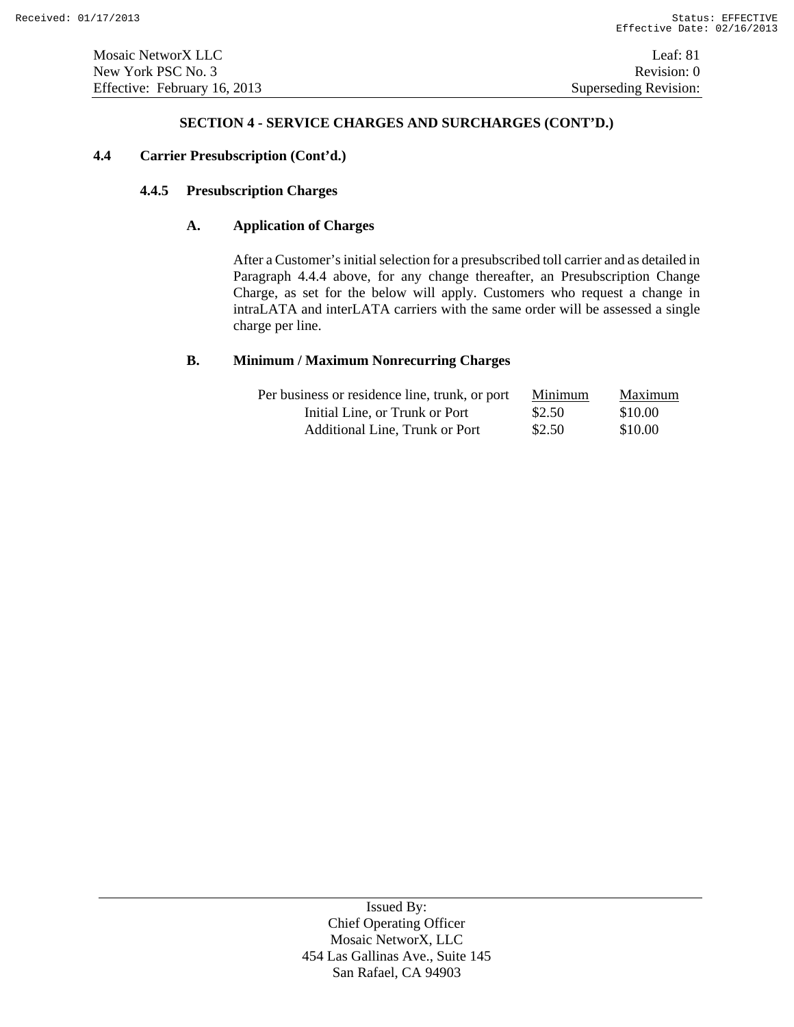## SECTION 4 - SERVICE CHARGES AND SURCHARGES (CONT'D.)

### 4.4 Carrier Presubscription (Cont'd.)

#### 4.4.5 Presubscription Charges

**A. Application of Charges**

After a Customer's initial selection for a presubscribed toll carrier and as detailed in Paragraph 4.4.4 above, for any change thereafter, an Presubscription Change Charge, as set for the below will apply. Customers who request a change in intraLATA and interLATA carriers with the same order will be assessed a single charge per line.

**B. Minimum / Maximum Nonrecurring Charges**

| Per business or residence line, trunk, or port | Minimum | Maximum |
|---|---|---|
| Initial Line, or Trunk or Port | $2.50 | $10.00 |
| Additional Line, Trunk or Port | $2.50 | $10.00 |

Issued By:
Chief Operating Officer
Mosaic NetworX, LLC
454 Las Gallinas Ave., Suite 145
San Rafael, CA 94903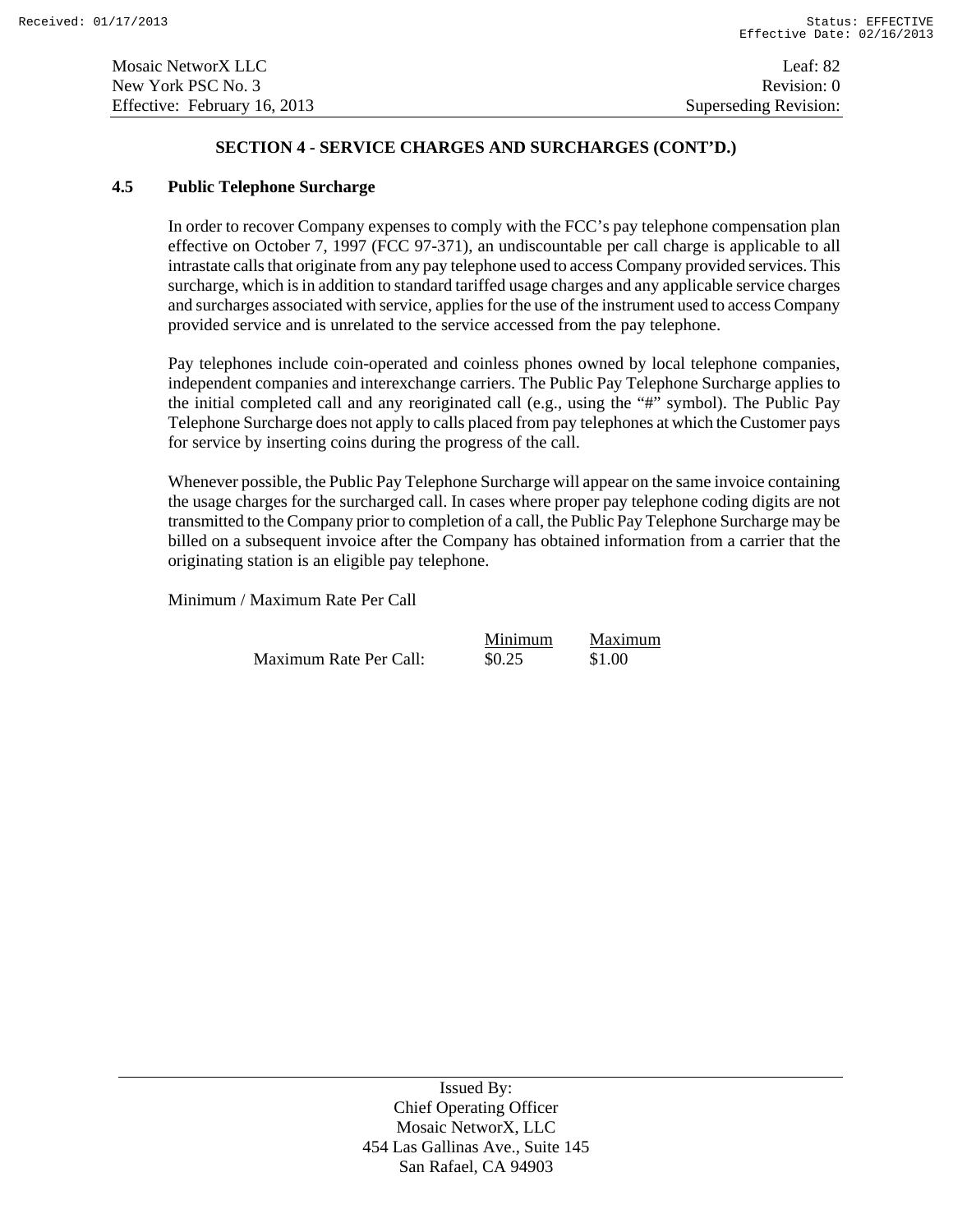## SECTION 4 - SERVICE CHARGES AND SURCHARGES (CONT'D.)

### 4.5 Public Telephone Surcharge

In order to recover Company expenses to comply with the FCC's pay telephone compensation plan effective on October 7, 1997 (FCC 97-371), an undiscountable per call charge is applicable to all intrastate calls that originate from any pay telephone used to access Company provided services. This surcharge, which is in addition to standard tariffed usage charges and any applicable service charges and surcharges associated with service, applies for the use of the instrument used to access Company provided service and is unrelated to the service accessed from the pay telephone.

Pay telephones include coin-operated and coinless phones owned by local telephone companies, independent companies and interexchange carriers. The Public Pay Telephone Surcharge applies to the initial completed call and any reoriginated call (e.g., using the "#" symbol). The Public Pay Telephone Surcharge does not apply to calls placed from pay telephones at which the Customer pays for service by inserting coins during the progress of the call.

Whenever possible, the Public Pay Telephone Surcharge will appear on the same invoice containing the usage charges for the surcharged call. In cases where proper pay telephone coding digits are not transmitted to the Company prior to completion of a call, the Public Pay Telephone Surcharge may be billed on a subsequent invoice after the Company has obtained information from a carrier that the originating station is an eligible pay telephone.

Minimum / Maximum Rate Per Call

| | Minimum | Maximum |
|---|---|---|
| Maximum Rate Per Call: | $0.25 | $1.00 |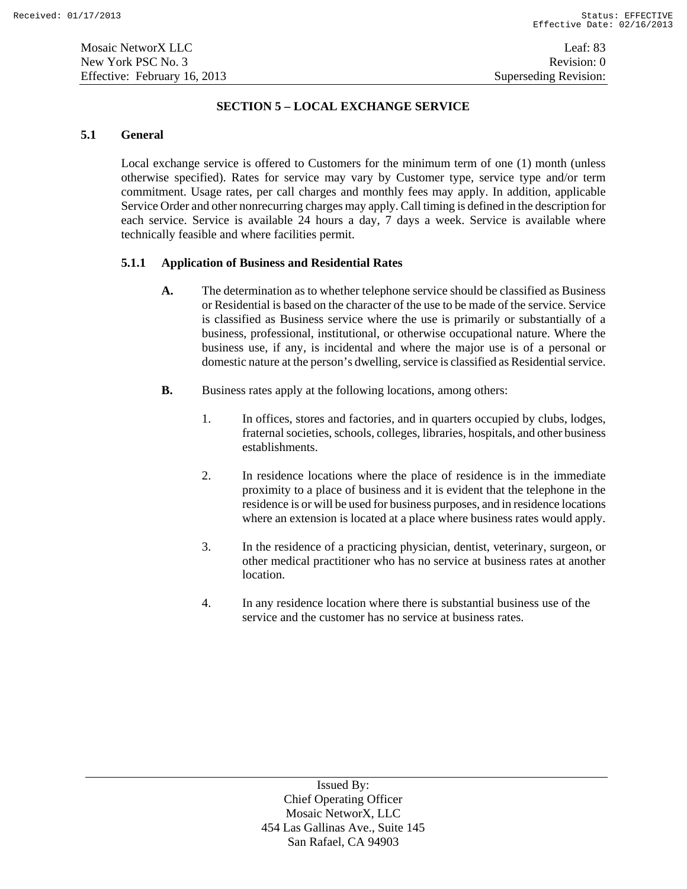## SECTION 5 – LOCAL EXCHANGE SERVICE

### 5.1 General

Local exchange service is offered to Customers for the minimum term of one (1) month (unless otherwise specified). Rates for service may vary by Customer type, service type and/or term commitment. Usage rates, per call charges and monthly fees may apply. In addition, applicable Service Order and other nonrecurring charges may apply. Call timing is defined in the description for each service. Service is available 24 hours a day, 7 days a week. Service is available where technically feasible and where facilities permit.

#### 5.1.1 Application of Business and Residential Rates

**A.** The determination as to whether telephone service should be classified as Business or Residential is based on the character of the use to be made of the service. Service is classified as Business service where the use is primarily or substantially of a business, professional, institutional, or otherwise occupational nature. Where the business use, if any, is incidental and where the major use is of a personal or domestic nature at the person's dwelling, service is classified as Residential service.

**B.** Business rates apply at the following locations, among others:

1. In offices, stores and factories, and in quarters occupied by clubs, lodges, fraternal societies, schools, colleges, libraries, hospitals, and other business establishments.

2. In residence locations where the place of residence is in the immediate proximity to a place of business and it is evident that the telephone in the residence is or will be used for business purposes, and in residence locations where an extension is located at a place where business rates would apply.

3. In the residence of a practicing physician, dentist, veterinary, surgeon, or other medical practitioner who has no service at business rates at another location.

4. In any residence location where there is substantial business use of the service and the customer has no service at business rates.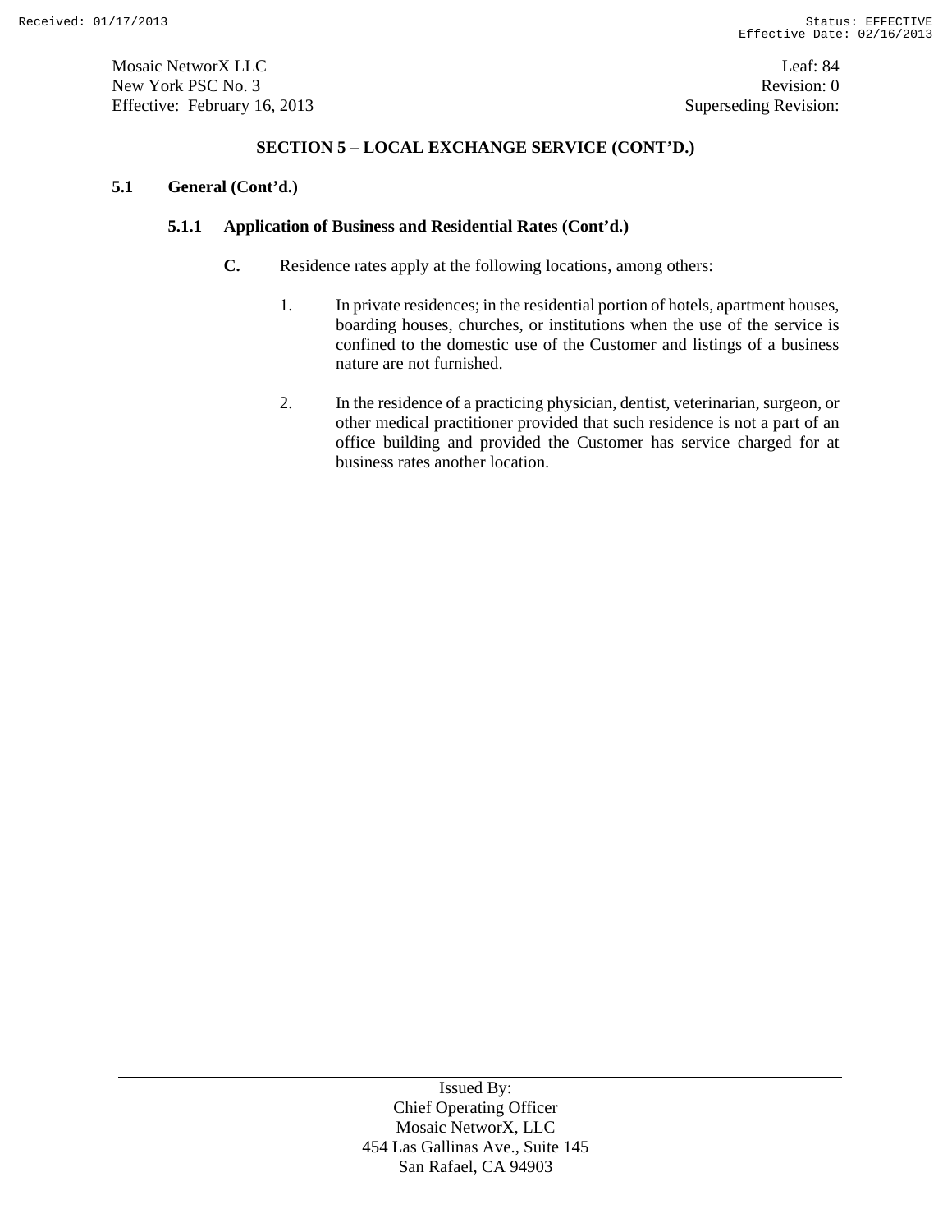## SECTION 5 – LOCAL EXCHANGE SERVICE (CONT'D.)

### 5.1 General (Cont'd.)

#### 5.1.1 Application of Business and Residential Rates (Cont'd.)

**C.** Residence rates apply at the following locations, among others:

1. In private residences; in the residential portion of hotels, apartment houses, boarding houses, churches, or institutions when the use of the service is confined to the domestic use of the Customer and listings of a business nature are not furnished.

2. In the residence of a practicing physician, dentist, veterinarian, surgeon, or other medical practitioner provided that such residence is not a part of an office building and provided the Customer has service charged for at business rates another location.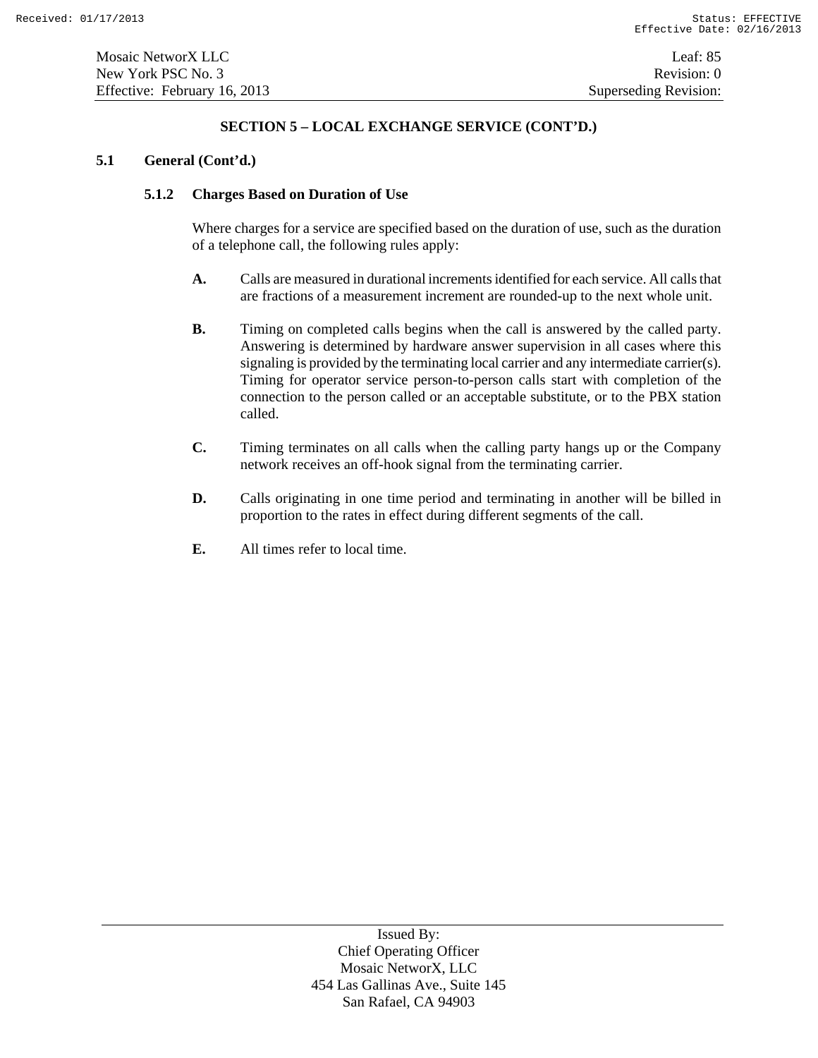## SECTION 5 – LOCAL EXCHANGE SERVICE (CONT'D.)

### 5.1 General (Cont'd.)

#### 5.1.2 Charges Based on Duration of Use

Where charges for a service are specified based on the duration of use, such as the duration of a telephone call, the following rules apply:

**A.** Calls are measured in durational increments identified for each service. All calls that are fractions of a measurement increment are rounded-up to the next whole unit.

**B.** Timing on completed calls begins when the call is answered by the called party. Answering is determined by hardware answer supervision in all cases where this signaling is provided by the terminating local carrier and any intermediate carrier(s). Timing for operator service person-to-person calls start with completion of the connection to the person called or an acceptable substitute, or to the PBX station called.

**C.** Timing terminates on all calls when the calling party hangs up or the Company network receives an off-hook signal from the terminating carrier.

**D.** Calls originating in one time period and terminating in another will be billed in proportion to the rates in effect during different segments of the call.

**E.** All times refer to local time.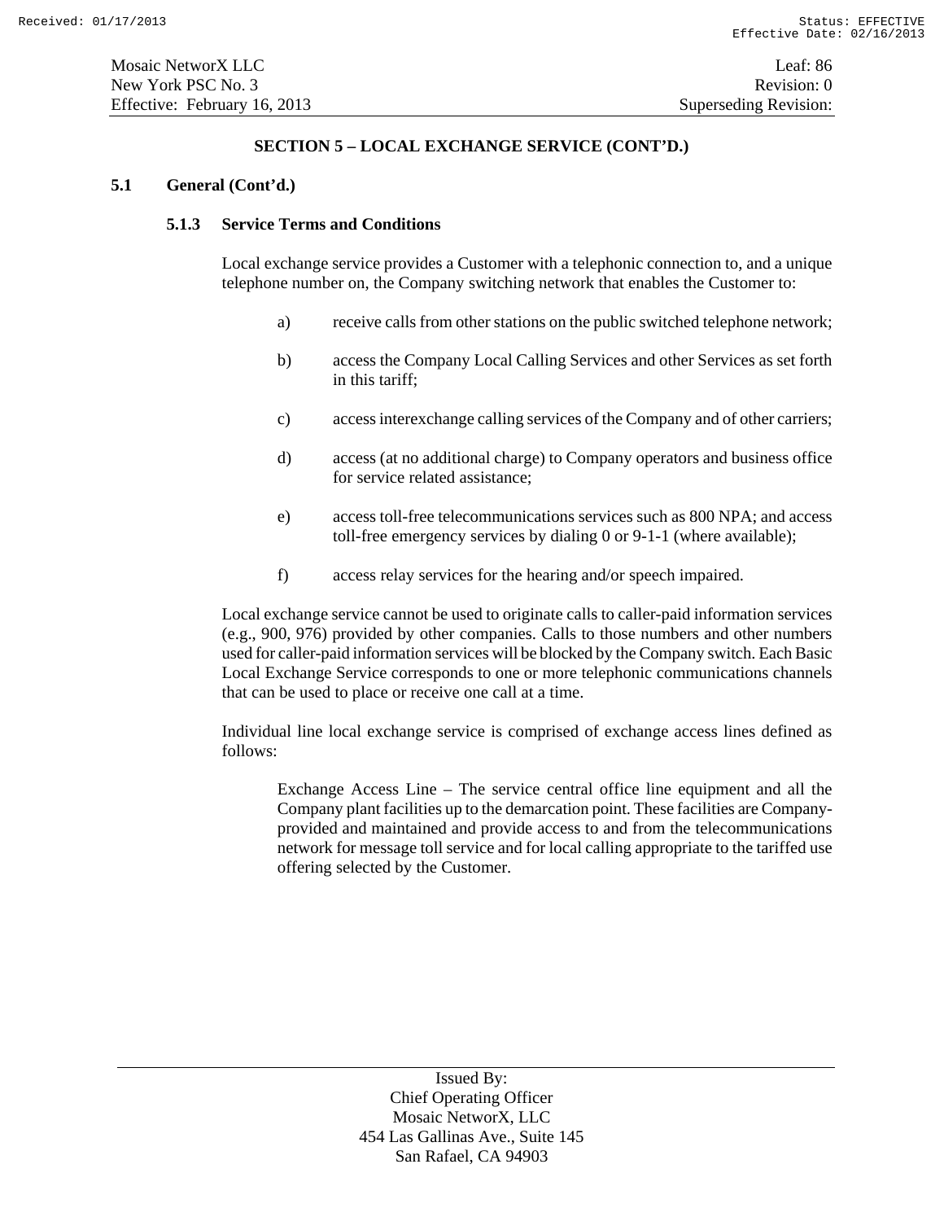## SECTION 5 – LOCAL EXCHANGE SERVICE (CONT'D.)

### 5.1 General (Cont'd.)

#### 5.1.3 Service Terms and Conditions

Local exchange service provides a Customer with a telephonic connection to, and a unique telephone number on, the Company switching network that enables the Customer to:

a) receive calls from other stations on the public switched telephone network;

b) access the Company Local Calling Services and other Services as set forth in this tariff;

c) access interexchange calling services of the Company and of other carriers;

d) access (at no additional charge) to Company operators and business office for service related assistance;

e) access toll-free telecommunications services such as 800 NPA; and access toll-free emergency services by dialing 0 or 9-1-1 (where available);

f) access relay services for the hearing and/or speech impaired.

Local exchange service cannot be used to originate calls to caller-paid information services (e.g., 900, 976) provided by other companies. Calls to those numbers and other numbers used for caller-paid information services will be blocked by the Company switch. Each Basic Local Exchange Service corresponds to one or more telephonic communications channels that can be used to place or receive one call at a time.

Individual line local exchange service is comprised of exchange access lines defined as follows:

Exchange Access Line – The service central office line equipment and all the Company plant facilities up to the demarcation point. These facilities are Company-provided and maintained and provide access to and from the telecommunications network for message toll service and for local calling appropriate to the tariffed use offering selected by the Customer.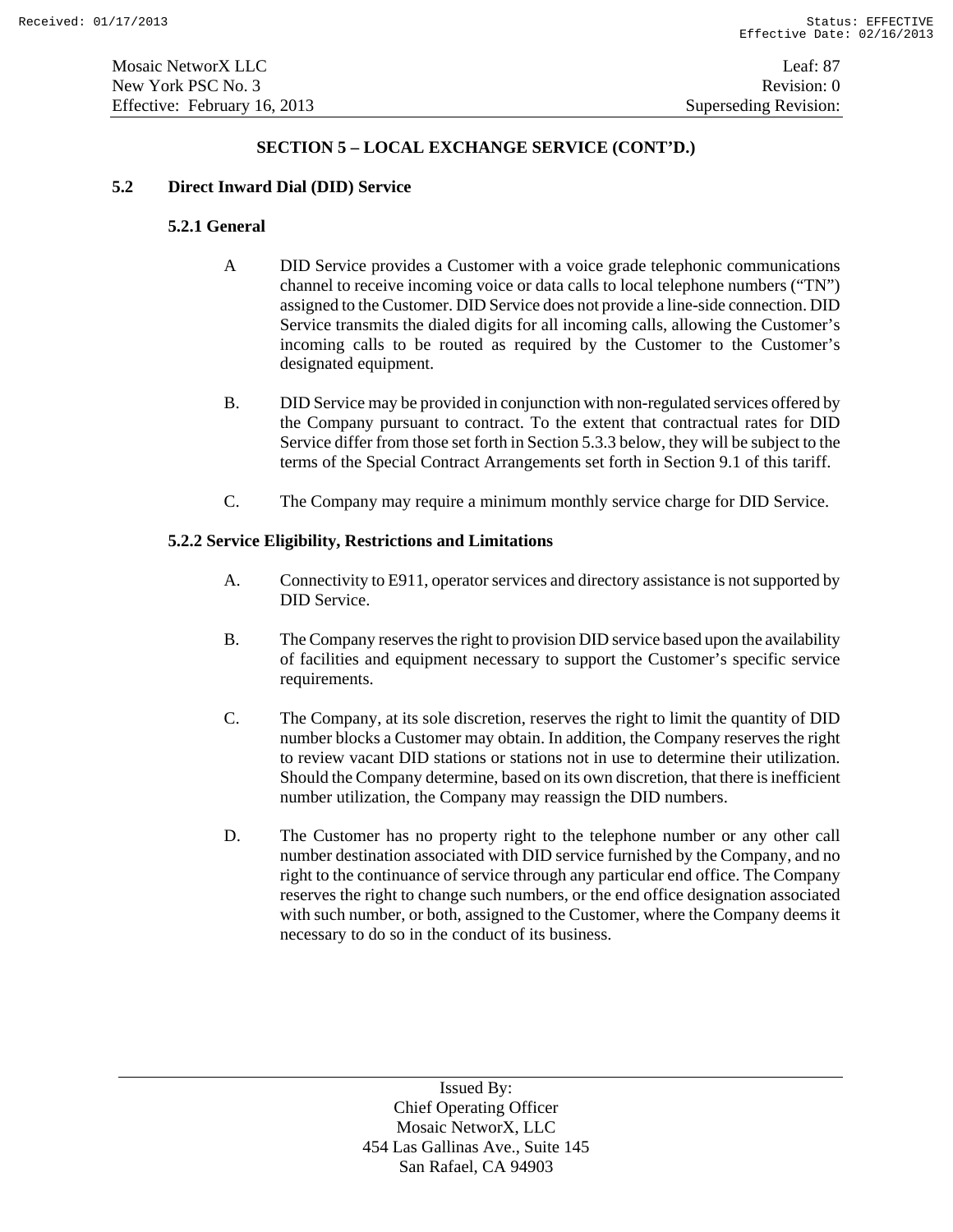## SECTION 5 – LOCAL EXCHANGE SERVICE (CONT'D.)

### 5.2 Direct Inward Dial (DID) Service

#### 5.2.1 General

A DID Service provides a Customer with a voice grade telephonic communications channel to receive incoming voice or data calls to local telephone numbers ("TN") assigned to the Customer. DID Service does not provide a line-side connection. DID Service transmits the dialed digits for all incoming calls, allowing the Customer's incoming calls to be routed as required by the Customer to the Customer's designated equipment.

B. DID Service may be provided in conjunction with non-regulated services offered by the Company pursuant to contract. To the extent that contractual rates for DID Service differ from those set forth in Section 5.3.3 below, they will be subject to the terms of the Special Contract Arrangements set forth in Section 9.1 of this tariff.

C. The Company may require a minimum monthly service charge for DID Service.

#### 5.2.2 Service Eligibility, Restrictions and Limitations

A. Connectivity to E911, operator services and directory assistance is not supported by DID Service.

B. The Company reserves the right to provision DID service based upon the availability of facilities and equipment necessary to support the Customer's specific service requirements.

C. The Company, at its sole discretion, reserves the right to limit the quantity of DID number blocks a Customer may obtain. In addition, the Company reserves the right to review vacant DID stations or stations not in use to determine their utilization. Should the Company determine, based on its own discretion, that there is inefficient number utilization, the Company may reassign the DID numbers.

D. The Customer has no property right to the telephone number or any other call number destination associated with DID service furnished by the Company, and no right to the continuance of service through any particular end office. The Company reserves the right to change such numbers, or the end office designation associated with such number, or both, assigned to the Customer, where the Company deems it necessary to do so in the conduct of its business.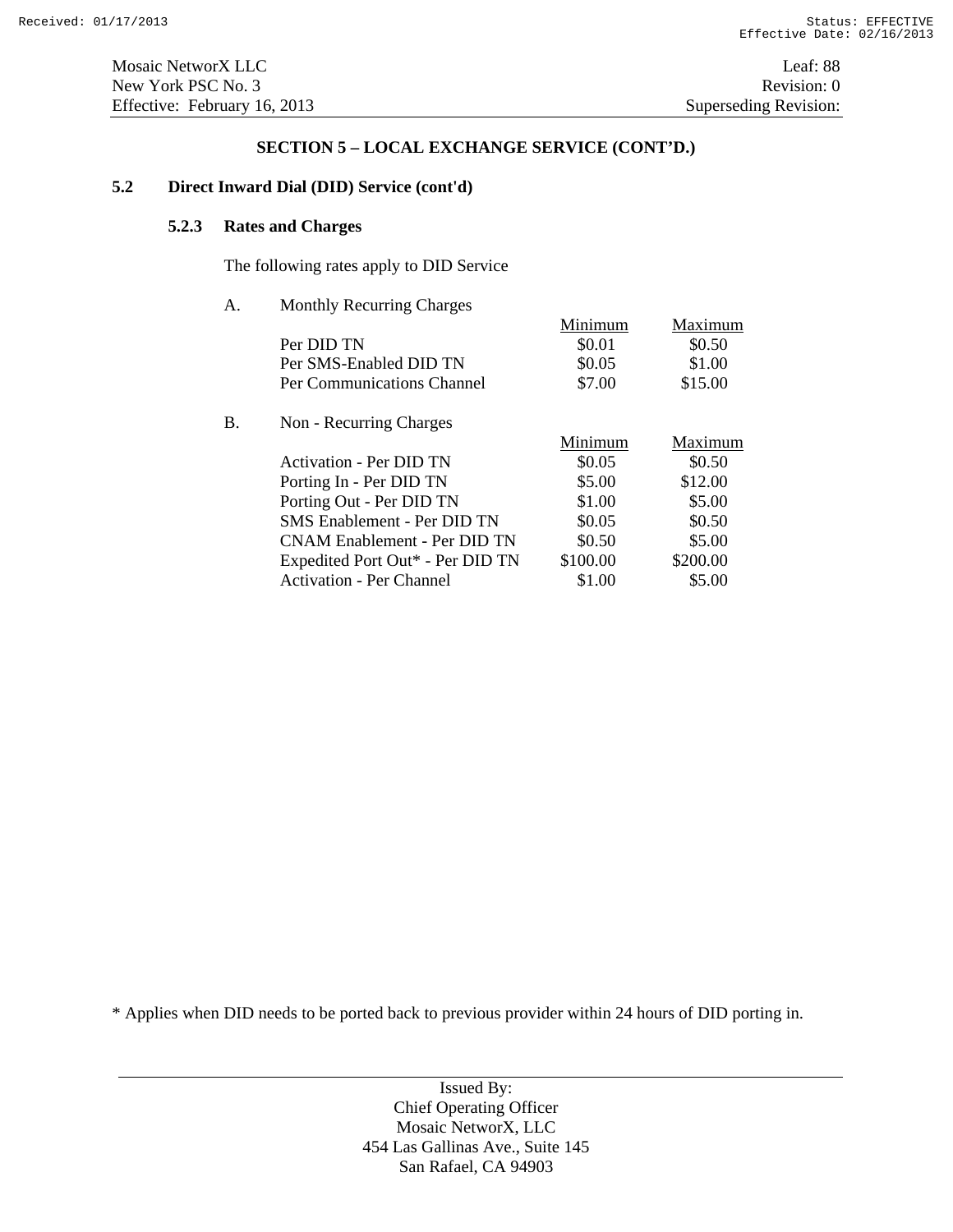## SECTION 5 – LOCAL EXCHANGE SERVICE (CONT'D.)

### 5.2 Direct Inward Dial (DID) Service (cont'd)

#### 5.2.3 Rates and Charges

The following rates apply to DID Service

A. Monthly Recurring Charges

| | Minimum | Maximum |
|---|---|---|
| Per DID TN | $0.01 | $0.50 |
| Per SMS-Enabled DID TN | $0.05 | $1.00 |
| Per Communications Channel | $7.00 | $15.00 |

B. Non - Recurring Charges

| | Minimum | Maximum |
|---|---|---|
| Activation - Per DID TN | $0.05 | $0.50 |
| Porting In - Per DID TN | $5.00 | $12.00 |
| Porting Out - Per DID TN | $1.00 | $5.00 |
| SMS Enablement - Per DID TN | $0.05 | $0.50 |
| CNAM Enablement - Per DID TN | $0.50 | $5.00 |
| Expedited Port Out* - Per DID TN | $100.00 | $200.00 |
| Activation - Per Channel | $1.00 | $5.00 |

* Applies when DID needs to be ported back to previous provider within 24 hours of DID porting in.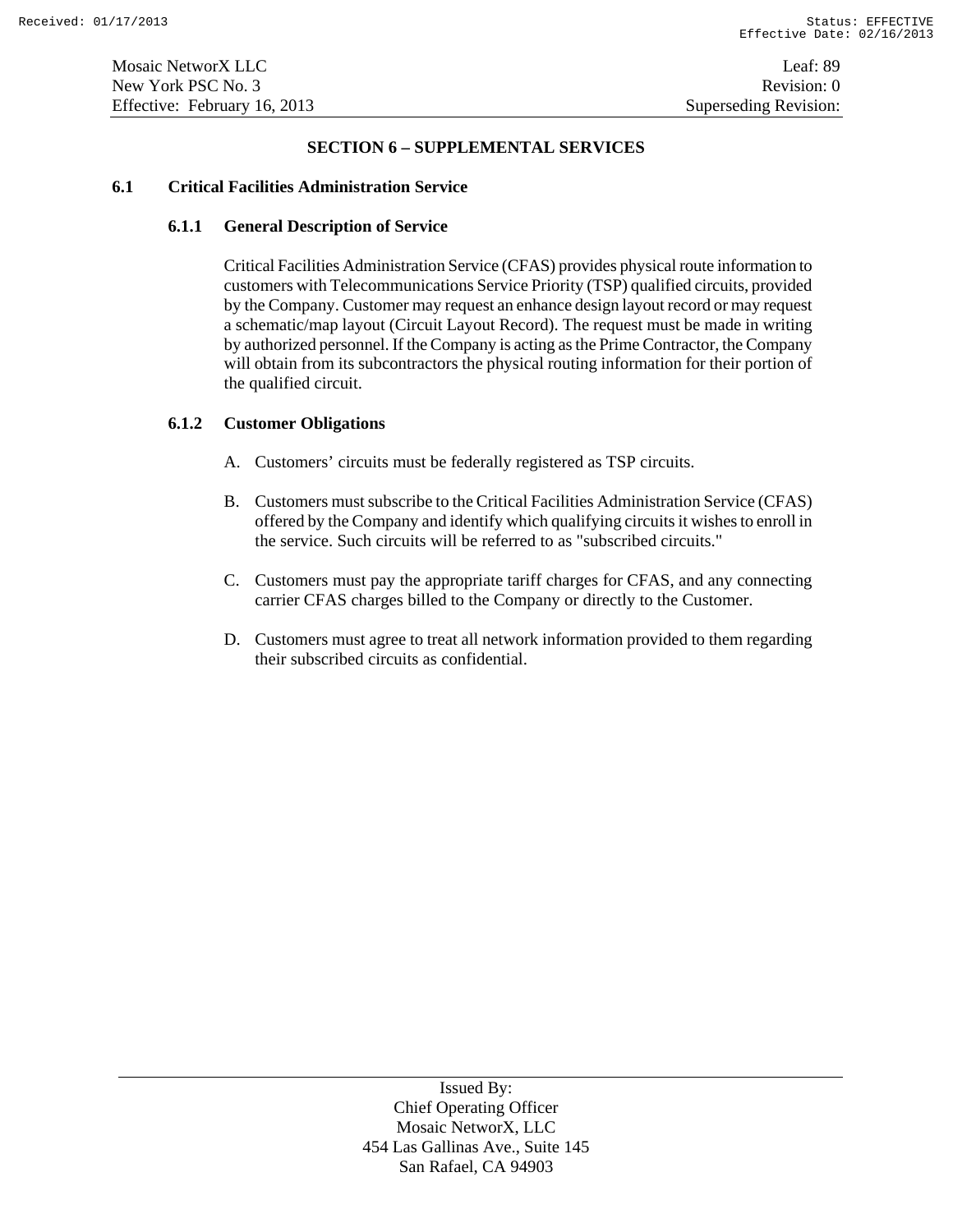## SECTION 6 – SUPPLEMENTAL SERVICES

### 6.1 Critical Facilities Administration Service

#### 6.1.1 General Description of Service

Critical Facilities Administration Service (CFAS) provides physical route information to customers with Telecommunications Service Priority (TSP) qualified circuits, provided by the Company. Customer may request an enhance design layout record or may request a schematic/map layout (Circuit Layout Record). The request must be made in writing by authorized personnel. If the Company is acting as the Prime Contractor, the Company will obtain from its subcontractors the physical routing information for their portion of the qualified circuit.

#### 6.1.2 Customer Obligations

A. Customers' circuits must be federally registered as TSP circuits.

B. Customers must subscribe to the Critical Facilities Administration Service (CFAS) offered by the Company and identify which qualifying circuits it wishes to enroll in the service. Such circuits will be referred to as "subscribed circuits."

C. Customers must pay the appropriate tariff charges for CFAS, and any connecting carrier CFAS charges billed to the Company or directly to the Customer.

D. Customers must agree to treat all network information provided to them regarding their subscribed circuits as confidential.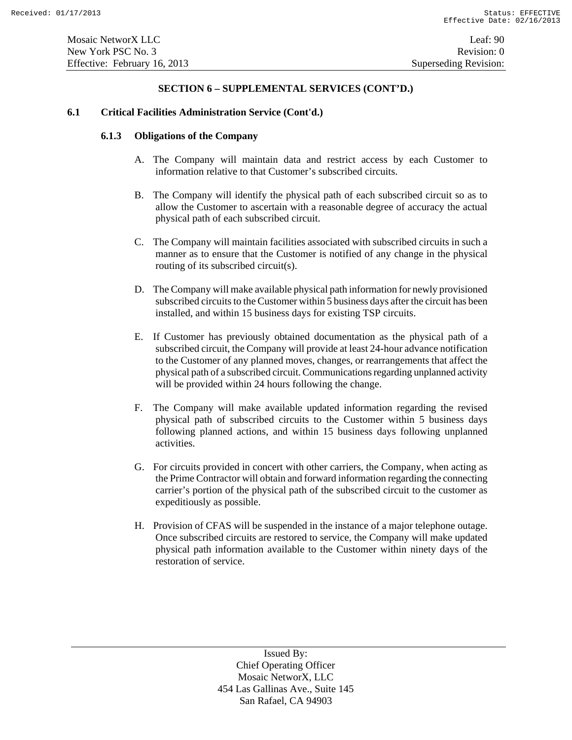### SECTION 6 – SUPPLEMENTAL SERVICES (CONT'D.)

**6.1 Critical Facilities Administration Service (Cont'd.)**

**6.1.3 Obligations of the Company**

A. The Company will maintain data and restrict access by each Customer to information relative to that Customer's subscribed circuits.

B. The Company will identify the physical path of each subscribed circuit so as to allow the Customer to ascertain with a reasonable degree of accuracy the actual physical path of each subscribed circuit.

C. The Company will maintain facilities associated with subscribed circuits in such a manner as to ensure that the Customer is notified of any change in the physical routing of its subscribed circuit(s).

D. The Company will make available physical path information for newly provisioned subscribed circuits to the Customer within 5 business days after the circuit has been installed, and within 15 business days for existing TSP circuits.

E. If Customer has previously obtained documentation as the physical path of a subscribed circuit, the Company will provide at least 24-hour advance notification to the Customer of any planned moves, changes, or rearrangements that affect the physical path of a subscribed circuit. Communications regarding unplanned activity will be provided within 24 hours following the change.

F. The Company will make available updated information regarding the revised physical path of subscribed circuits to the Customer within 5 business days following planned actions, and within 15 business days following unplanned activities.

G. For circuits provided in concert with other carriers, the Company, when acting as the Prime Contractor will obtain and forward information regarding the connecting carrier's portion of the physical path of the subscribed circuit to the customer as expeditiously as possible.

H. Provision of CFAS will be suspended in the instance of a major telephone outage. Once subscribed circuits are restored to service, the Company will make updated physical path information available to the Customer within ninety days of the restoration of service.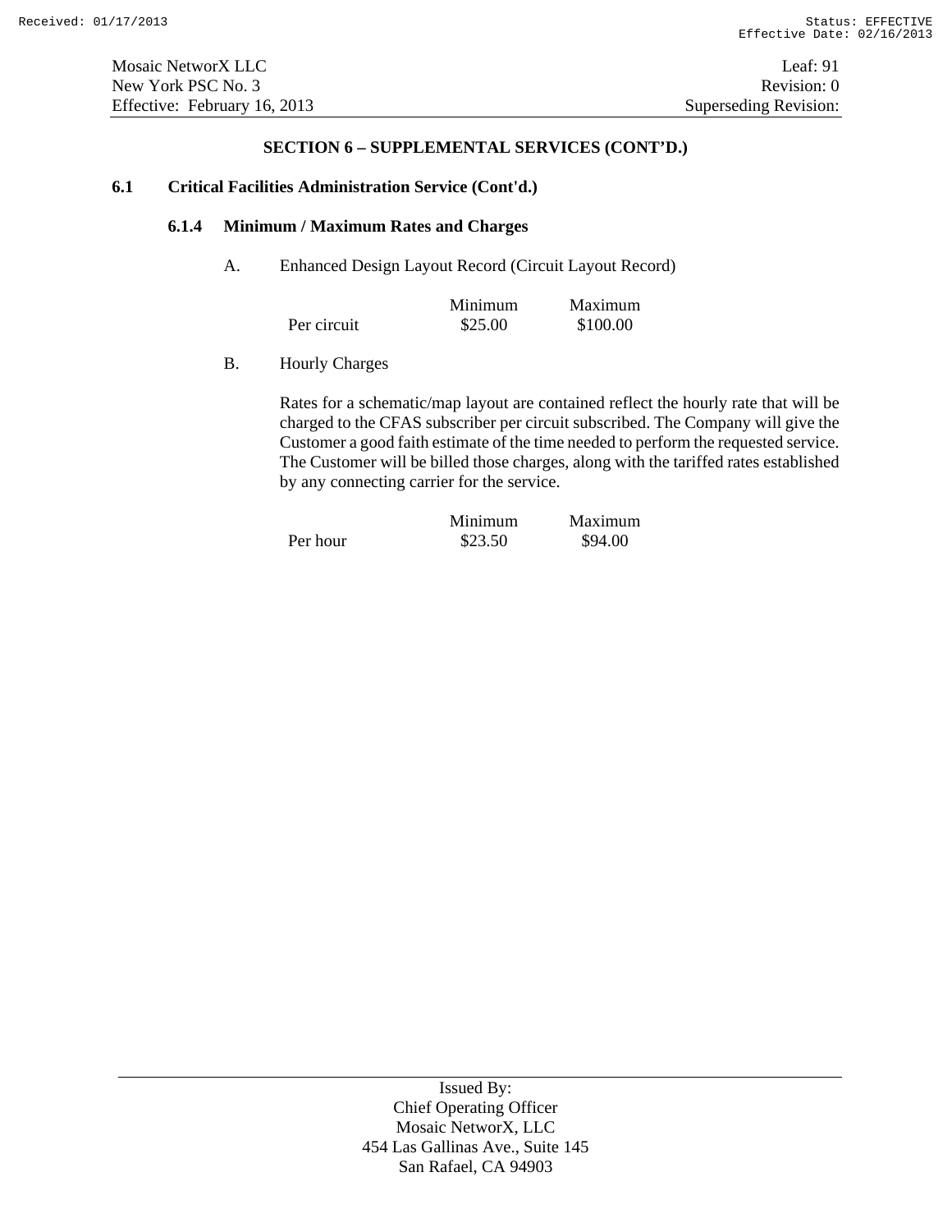## SECTION 6 – SUPPLEMENTAL SERVICES (CONT'D.)

### 6.1 Critical Facilities Administration Service (Cont'd.)

#### 6.1.4 Minimum / Maximum Rates and Charges

A. Enhanced Design Layout Record (Circuit Layout Record)

| | Minimum | Maximum |
|---|---|---|
| Per circuit | $25.00 | $100.00 |

B. Hourly Charges

Rates for a schematic/map layout are contained reflect the hourly rate that will be charged to the CFAS subscriber per circuit subscribed. The Company will give the Customer a good faith estimate of the time needed to perform the requested service. The Customer will be billed those charges, along with the tariffed rates established by any connecting carrier for the service.

| | Minimum | Maximum |
|---|---|---|
| Per hour | $23.50 | $94.00 |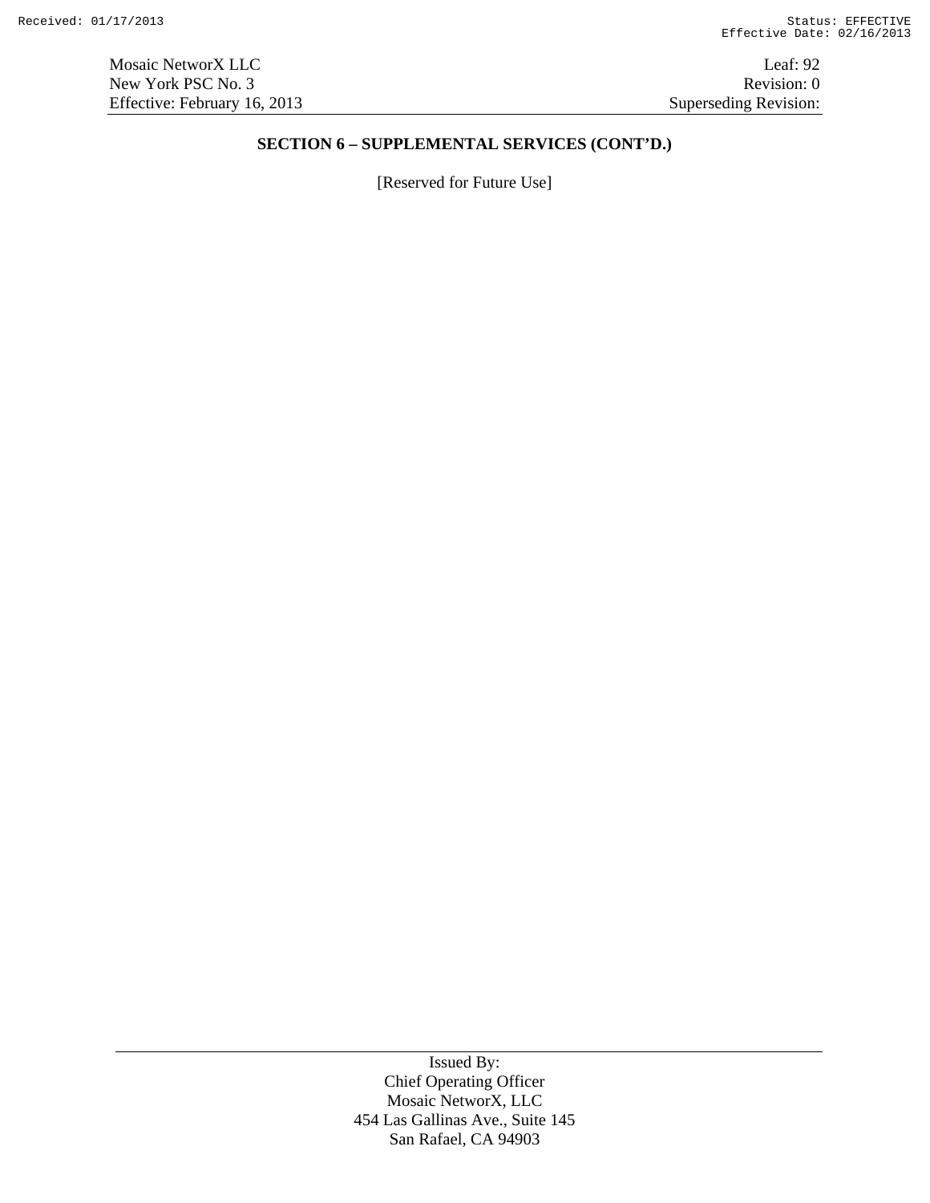## SECTION 6 – SUPPLEMENTAL SERVICES (CONT'D.)

[Reserved for Future Use]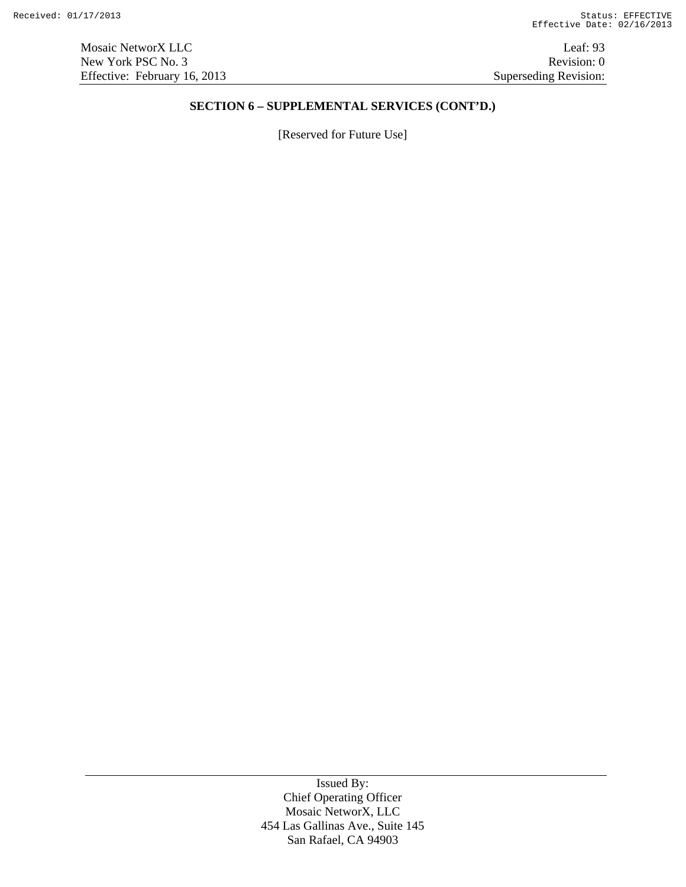## SECTION 6 – SUPPLEMENTAL SERVICES (CONT'D.)

[Reserved for Future Use]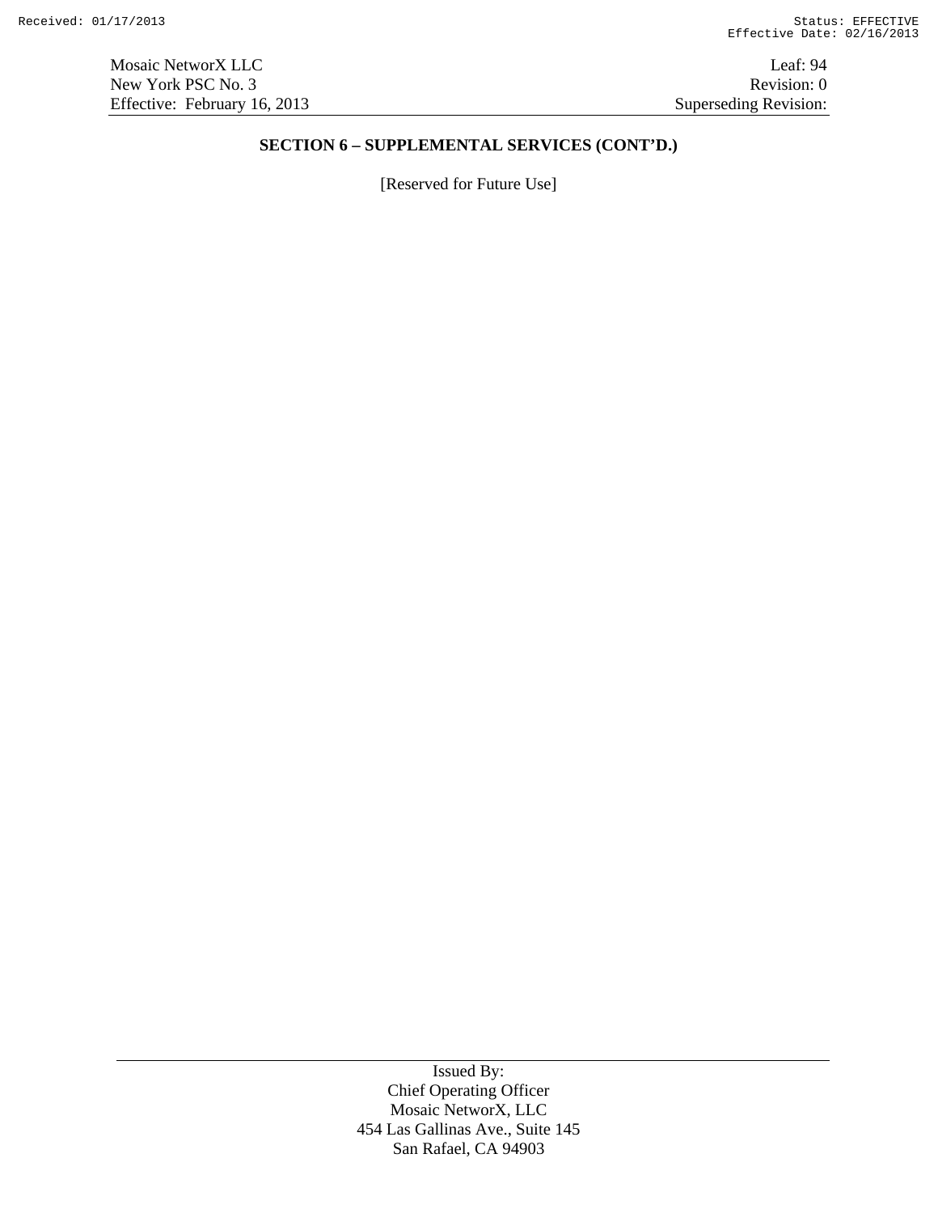## SECTION 6 – SUPPLEMENTAL SERVICES (CONT'D.)

[Reserved for Future Use]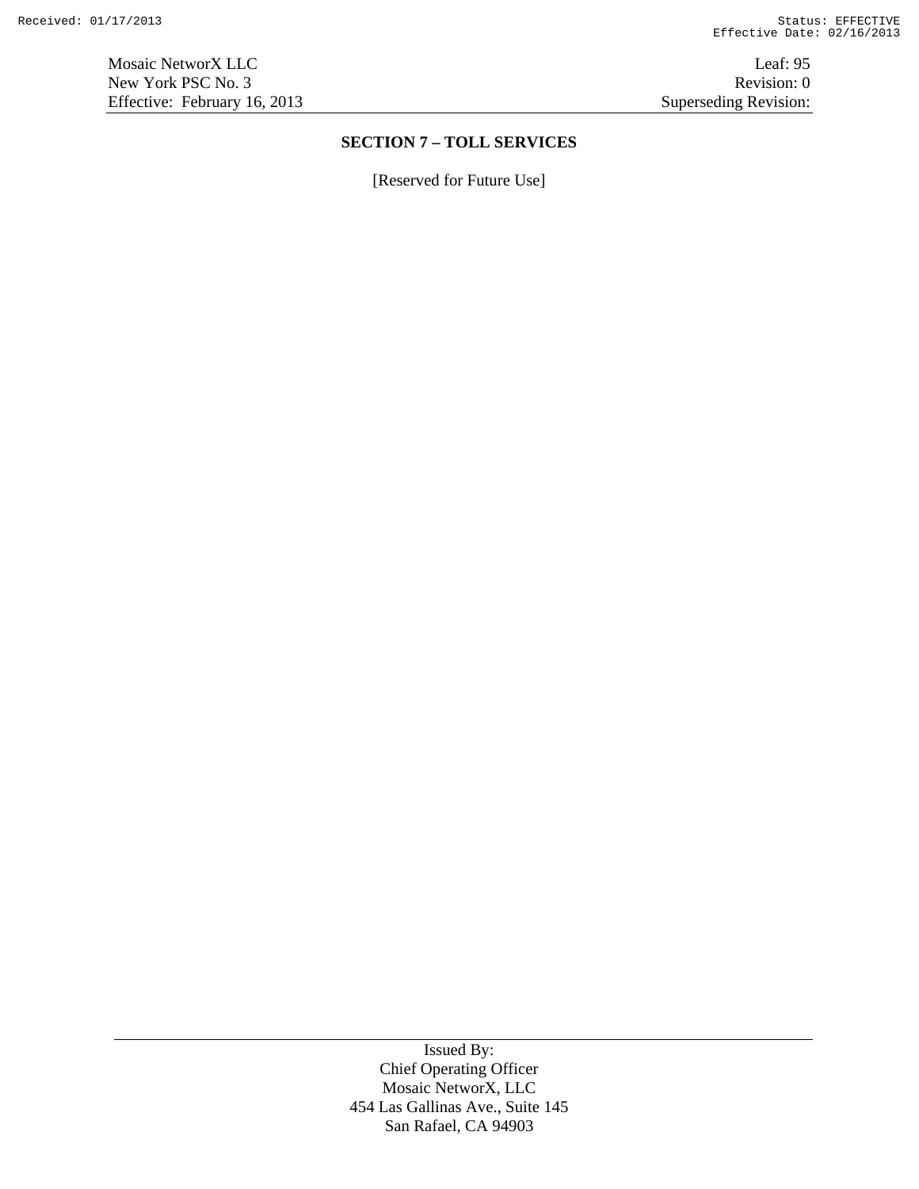# SECTION 7 – TOLL SERVICES

[Reserved for Future Use]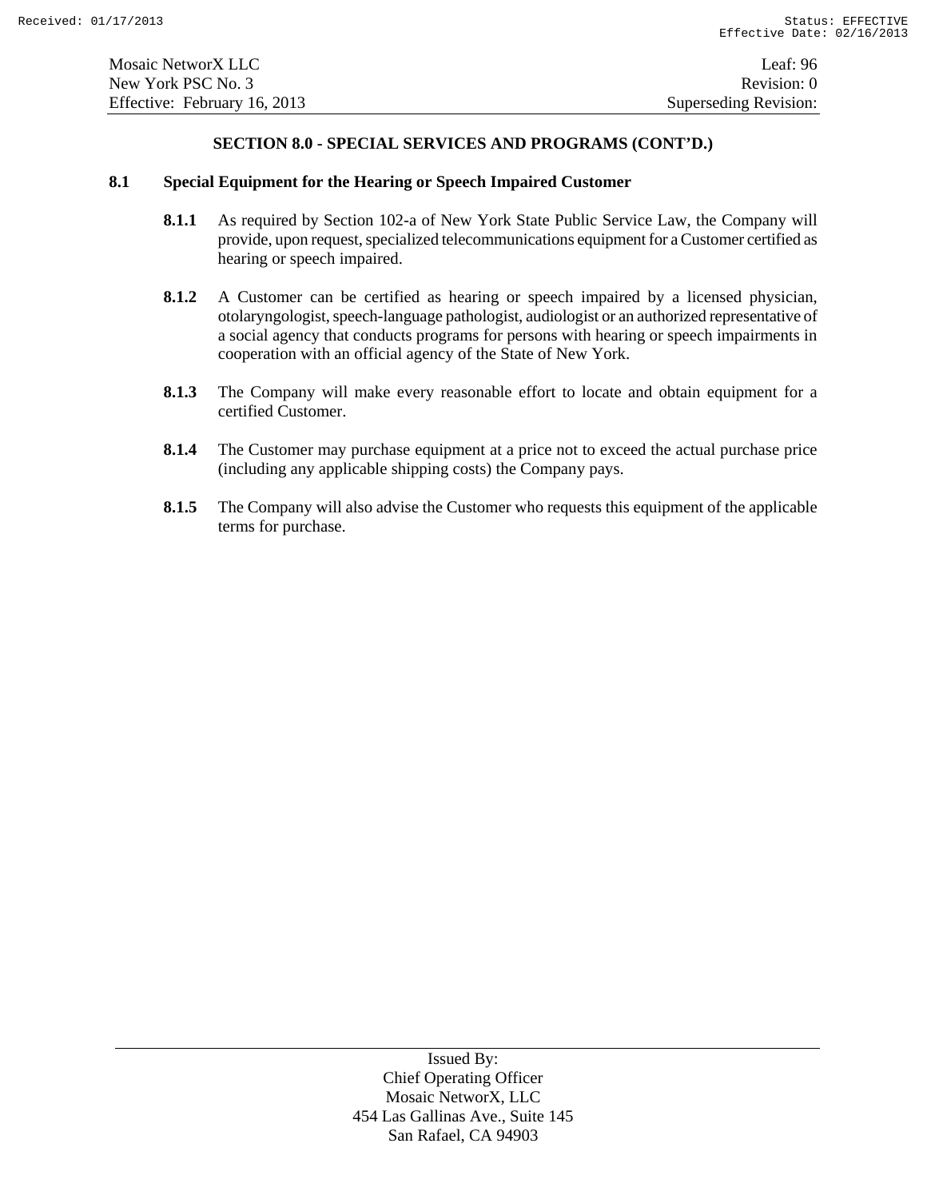## SECTION 8.0 - SPECIAL SERVICES AND PROGRAMS (CONT'D.)

### 8.1 Special Equipment for the Hearing or Speech Impaired Customer

**8.1.1** As required by Section 102-a of New York State Public Service Law, the Company will provide, upon request, specialized telecommunications equipment for a Customer certified as hearing or speech impaired.

**8.1.2** A Customer can be certified as hearing or speech impaired by a licensed physician, otolaryngologist, speech-language pathologist, audiologist or an authorized representative of a social agency that conducts programs for persons with hearing or speech impairments in cooperation with an official agency of the State of New York.

**8.1.3** The Company will make every reasonable effort to locate and obtain equipment for a certified Customer.

**8.1.4** The Customer may purchase equipment at a price not to exceed the actual purchase price (including any applicable shipping costs) the Company pays.

**8.1.5** The Company will also advise the Customer who requests this equipment of the applicable terms for purchase.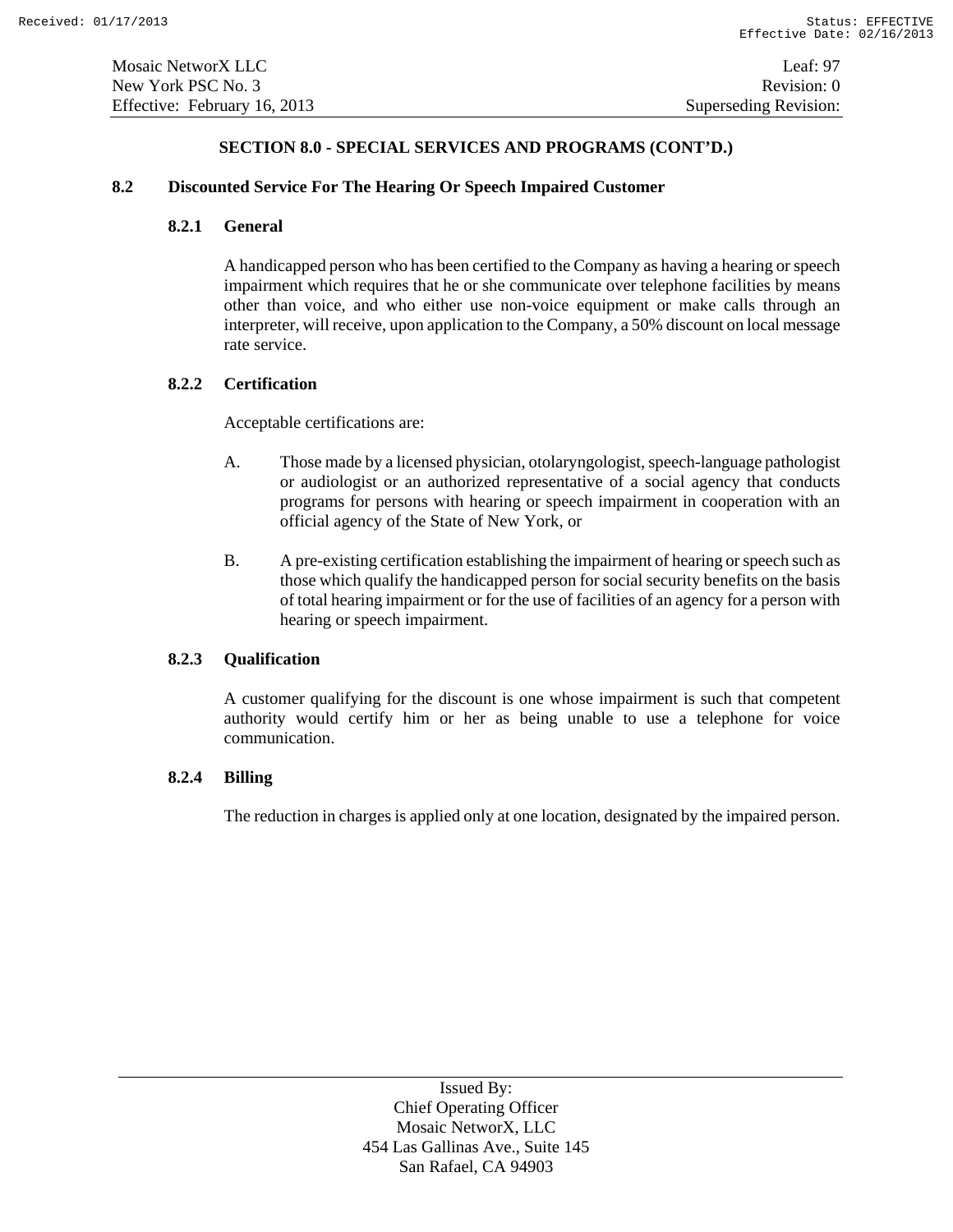## SECTION 8.0 - SPECIAL SERVICES AND PROGRAMS (CONT'D.)

### 8.2 Discounted Service For The Hearing Or Speech Impaired Customer

#### 8.2.1 General

A handicapped person who has been certified to the Company as having a hearing or speech impairment which requires that he or she communicate over telephone facilities by means other than voice, and who either use non-voice equipment or make calls through an interpreter, will receive, upon application to the Company, a 50% discount on local message rate service.

#### 8.2.2 Certification

Acceptable certifications are:

A. Those made by a licensed physician, otolaryngologist, speech-language pathologist or audiologist or an authorized representative of a social agency that conducts programs for persons with hearing or speech impairment in cooperation with an official agency of the State of New York, or

B. A pre-existing certification establishing the impairment of hearing or speech such as those which qualify the handicapped person for social security benefits on the basis of total hearing impairment or for the use of facilities of an agency for a person with hearing or speech impairment.

#### 8.2.3 Qualification

A customer qualifying for the discount is one whose impairment is such that competent authority would certify him or her as being unable to use a telephone for voice communication.

#### 8.2.4 Billing

The reduction in charges is applied only at one location, designated by the impaired person.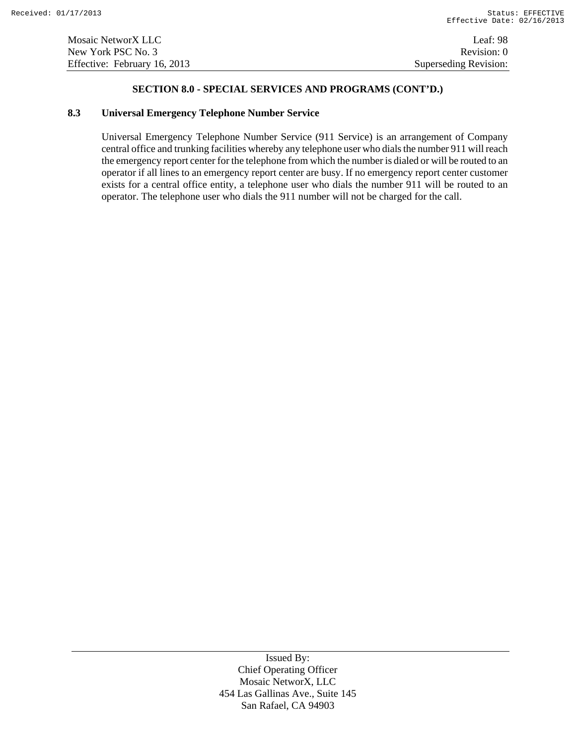## SECTION 8.0 - SPECIAL SERVICES AND PROGRAMS (CONT'D.)

### 8.3 Universal Emergency Telephone Number Service

Universal Emergency Telephone Number Service (911 Service) is an arrangement of Company central office and trunking facilities whereby any telephone user who dials the number 911 will reach the emergency report center for the telephone from which the number is dialed or will be routed to an operator if all lines to an emergency report center are busy. If no emergency report center customer exists for a central office entity, a telephone user who dials the number 911 will be routed to an operator. The telephone user who dials the 911 number will not be charged for the call.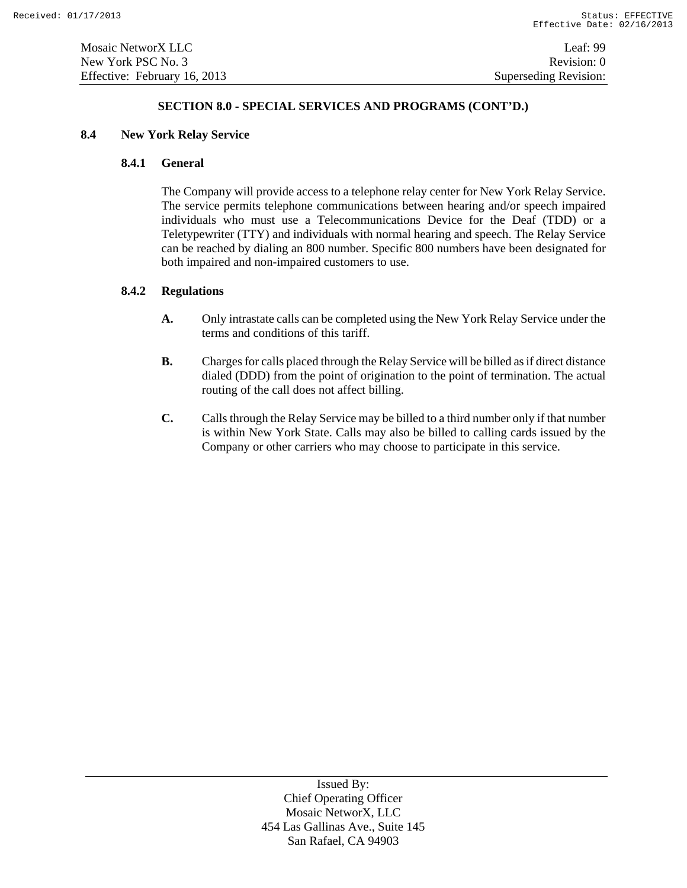## SECTION 8.0 - SPECIAL SERVICES AND PROGRAMS (CONT'D.)

### 8.4 New York Relay Service

#### 8.4.1 General

The Company will provide access to a telephone relay center for New York Relay Service. The service permits telephone communications between hearing and/or speech impaired individuals who must use a Telecommunications Device for the Deaf (TDD) or a Teletypewriter (TTY) and individuals with normal hearing and speech. The Relay Service can be reached by dialing an 800 number. Specific 800 numbers have been designated for both impaired and non-impaired customers to use.

#### 8.4.2 Regulations

**A.** Only intrastate calls can be completed using the New York Relay Service under the terms and conditions of this tariff.

**B.** Charges for calls placed through the Relay Service will be billed as if direct distance dialed (DDD) from the point of origination to the point of termination. The actual routing of the call does not affect billing.

**C.** Calls through the Relay Service may be billed to a third number only if that number is within New York State. Calls may also be billed to calling cards issued by the Company or other carriers who may choose to participate in this service.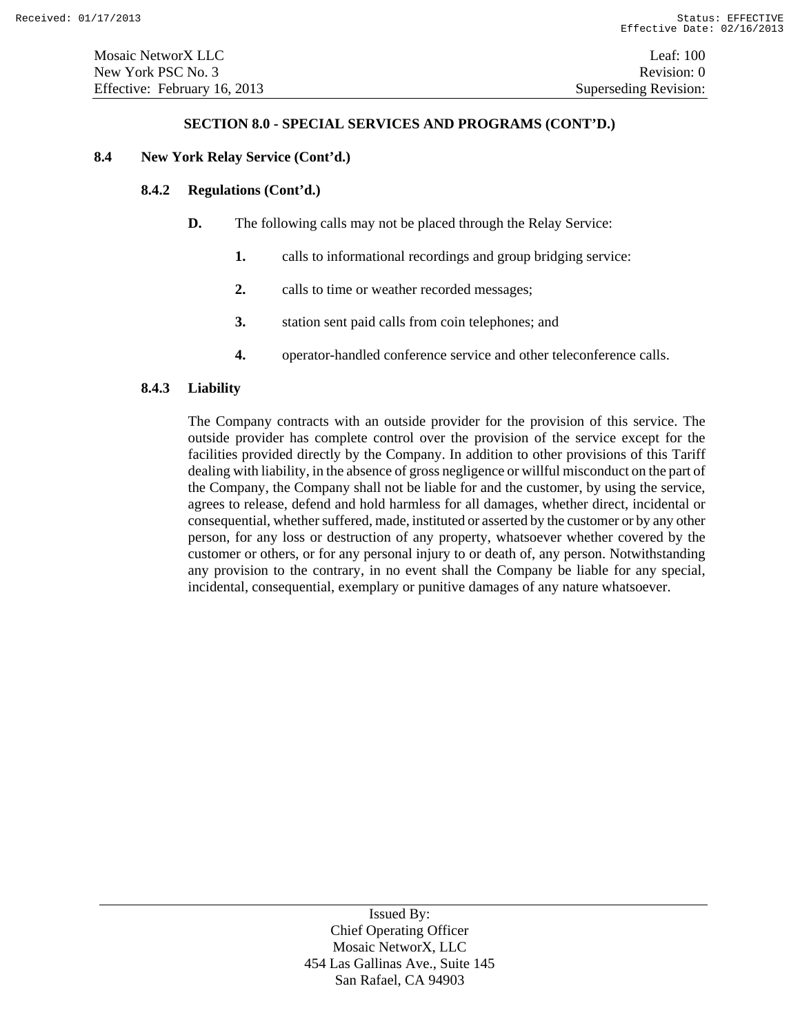### SECTION 8.0 - SPECIAL SERVICES AND PROGRAMS (CONT'D.)

**8.4 New York Relay Service (Cont'd.)**

**8.4.2 Regulations (Cont'd.)**

**D.** The following calls may not be placed through the Relay Service:

**1.** calls to informational recordings and group bridging service:

**2.** calls to time or weather recorded messages;

**3.** station sent paid calls from coin telephones; and

**4.** operator-handled conference service and other teleconference calls.

**8.4.3 Liability**

The Company contracts with an outside provider for the provision of this service. The outside provider has complete control over the provision of the service except for the facilities provided directly by the Company. In addition to other provisions of this Tariff dealing with liability, in the absence of gross negligence or willful misconduct on the part of the Company, the Company shall not be liable for and the customer, by using the service, agrees to release, defend and hold harmless for all damages, whether direct, incidental or consequential, whether suffered, made, instituted or asserted by the customer or by any other person, for any loss or destruction of any property, whatsoever whether covered by the customer or others, or for any personal injury to or death of, any person. Notwithstanding any provision to the contrary, in no event shall the Company be liable for any special, incidental, consequential, exemplary or punitive damages of any nature whatsoever.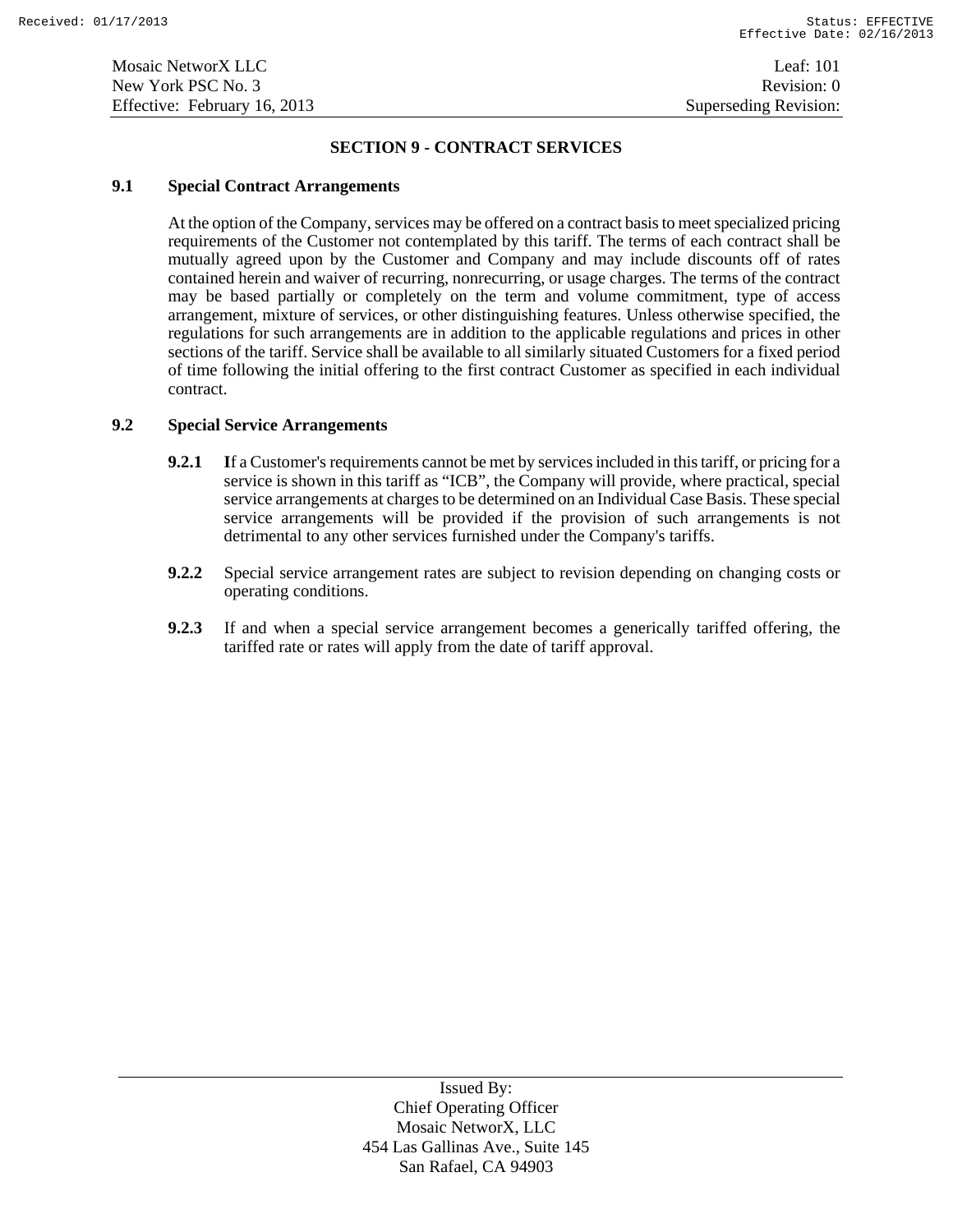## SECTION 9 - CONTRACT SERVICES

### 9.1 Special Contract Arrangements

At the option of the Company, services may be offered on a contract basis to meet specialized pricing requirements of the Customer not contemplated by this tariff. The terms of each contract shall be mutually agreed upon by the Customer and Company and may include discounts off of rates contained herein and waiver of recurring, nonrecurring, or usage charges. The terms of the contract may be based partially or completely on the term and volume commitment, type of access arrangement, mixture of services, or other distinguishing features. Unless otherwise specified, the regulations for such arrangements are in addition to the applicable regulations and prices in other sections of the tariff. Service shall be available to all similarly situated Customers for a fixed period of time following the initial offering to the first contract Customer as specified in each individual contract.

### 9.2 Special Service Arrangements

**9.2.1** If a Customer's requirements cannot be met by services included in this tariff, or pricing for a service is shown in this tariff as "ICB", the Company will provide, where practical, special service arrangements at charges to be determined on an Individual Case Basis. These special service arrangements will be provided if the provision of such arrangements is not detrimental to any other services furnished under the Company's tariffs.

**9.2.2** Special service arrangement rates are subject to revision depending on changing costs or operating conditions.

**9.2.3** If and when a special service arrangement becomes a generically tariffed offering, the tariffed rate or rates will apply from the date of tariff approval.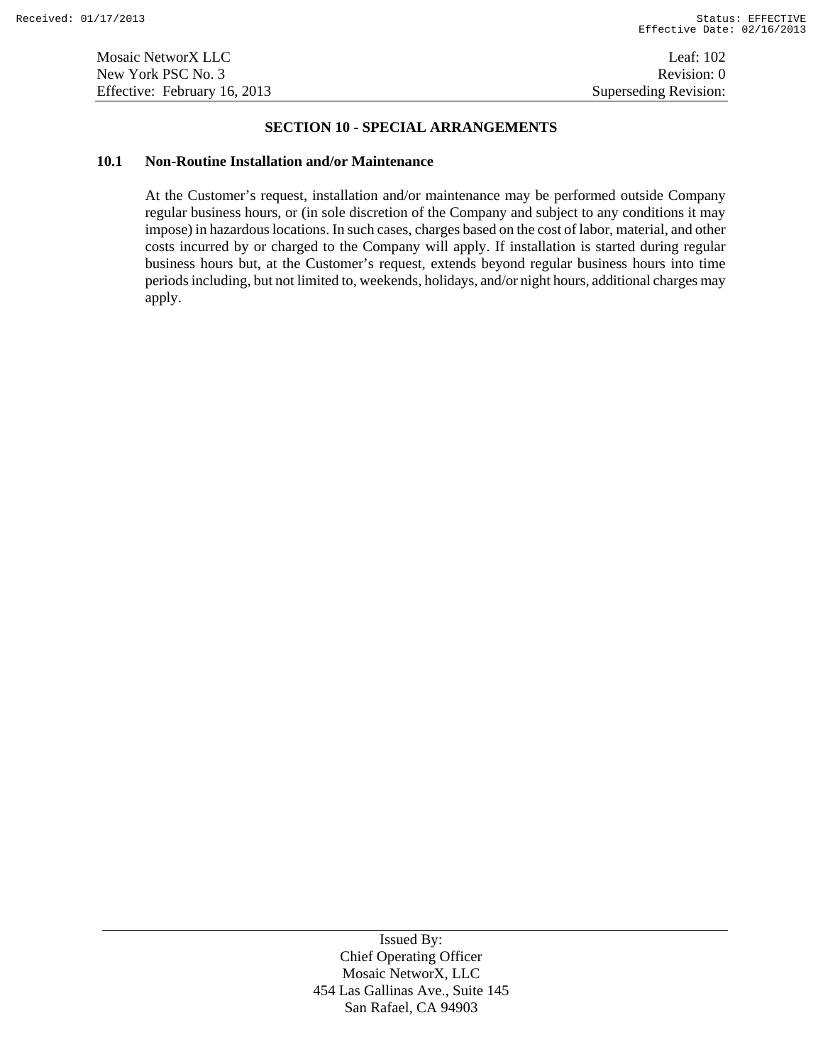## SECTION 10 - SPECIAL ARRANGEMENTS

### 10.1 Non-Routine Installation and/or Maintenance

At the Customer's request, installation and/or maintenance may be performed outside Company regular business hours, or (in sole discretion of the Company and subject to any conditions it may impose) in hazardous locations. In such cases, charges based on the cost of labor, material, and other costs incurred by or charged to the Company will apply. If installation is started during regular business hours but, at the Customer's request, extends beyond regular business hours into time periods including, but not limited to, weekends, holidays, and/or night hours, additional charges may apply.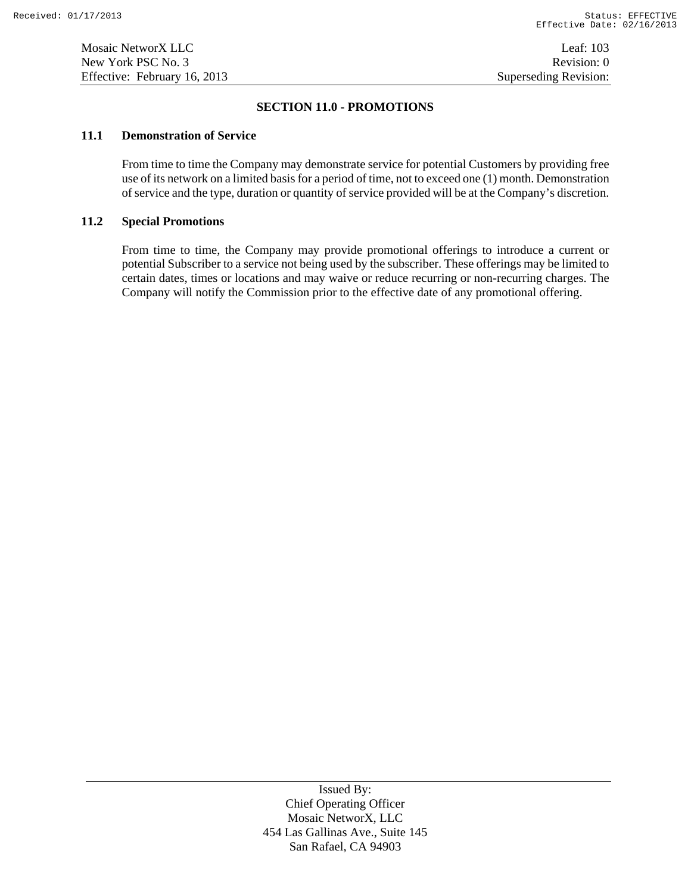## SECTION 11.0 - PROMOTIONS

### 11.1 Demonstration of Service

From time to time the Company may demonstrate service for potential Customers by providing free use of its network on a limited basis for a period of time, not to exceed one (1) month. Demonstration of service and the type, duration or quantity of service provided will be at the Company's discretion.

### 11.2 Special Promotions

From time to time, the Company may provide promotional offerings to introduce a current or potential Subscriber to a service not being used by the subscriber. These offerings may be limited to certain dates, times or locations and may waive or reduce recurring or non-recurring charges. The Company will notify the Commission prior to the effective date of any promotional offering.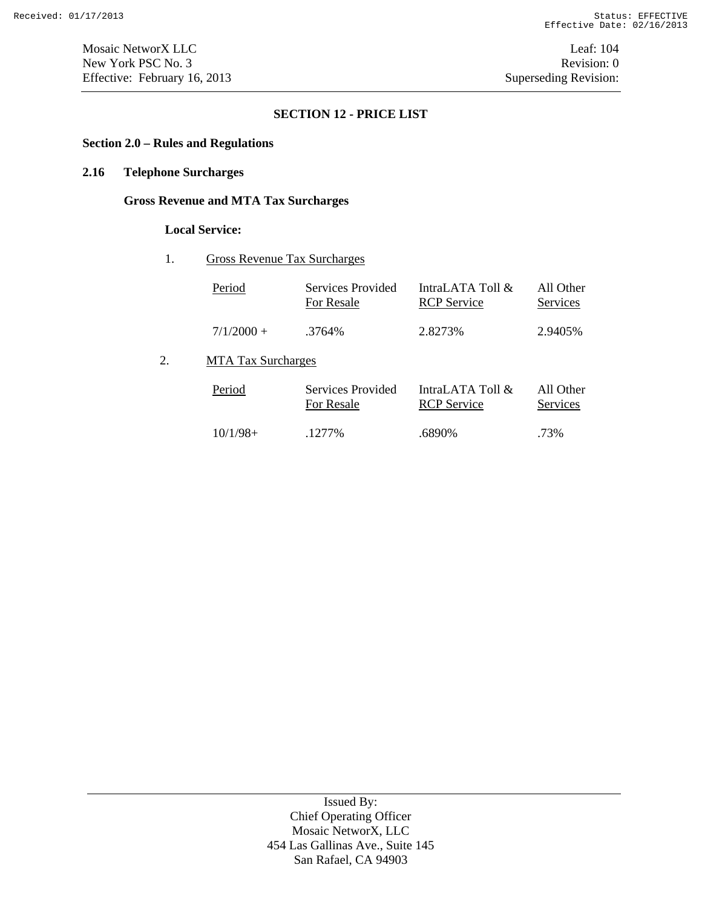## SECTION 12 - PRICE LIST

### Section 2.0 – Rules and Regulations

### 2.16 Telephone Surcharges

**Gross Revenue and MTA Tax Surcharges**

**Local Service:**

1. Gross Revenue Tax Surcharges

| Period | Services Provided For Resale | IntraLATA Toll & RCP Service | All Other Services |
|---|---|---|---|
| 7/1/2000 + | .3764% | 2.8273% | 2.9405% |

2. MTA Tax Surcharges

| Period | Services Provided For Resale | IntraLATA Toll & RCP Service | All Other Services |
|---|---|---|---|
| 10/1/98+ | .1277% | .6890% | .73% |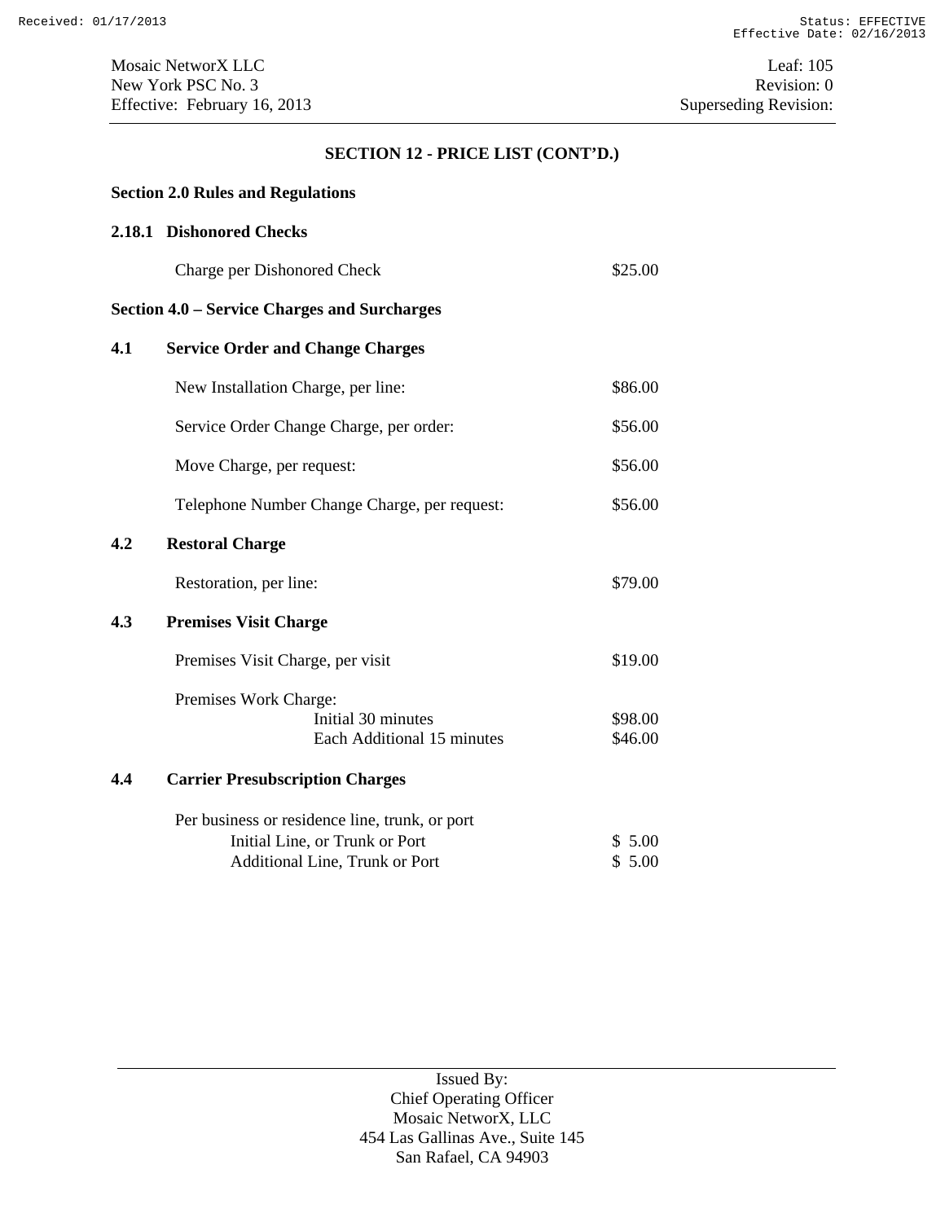## SECTION 12 - PRICE LIST (CONT'D.)

### Section 2.0 Rules and Regulations

**2.18.1 Dishonored Checks**

| | |
|---|---|
| Charge per Dishonored Check | $25.00 |

### Section 4.0 – Service Charges and Surcharges

**4.1 Service Order and Change Charges**

| | |
|---|---|
| New Installation Charge, per line: | $86.00 |
| Service Order Change Charge, per order: | $56.00 |
| Move Charge, per request: | $56.00 |
| Telephone Number Change Charge, per request: | $56.00 |

**4.2 Restoral Charge**

| | |
|---|---|
| Restoration, per line: | $79.00 |

**4.3 Premises Visit Charge**

| | |
|---|---|
| Premises Visit Charge, per visit | $19.00 |
| Premises Work Charge: | |
| Initial 30 minutes | $98.00 |
| Each Additional 15 minutes | $46.00 |

**4.4 Carrier Presubscription Charges**

| | |
|---|---|
| Per business or residence line, trunk, or port | |
| Initial Line, or Trunk or Port | $ 5.00 |
| Additional Line, Trunk or Port | $ 5.00 |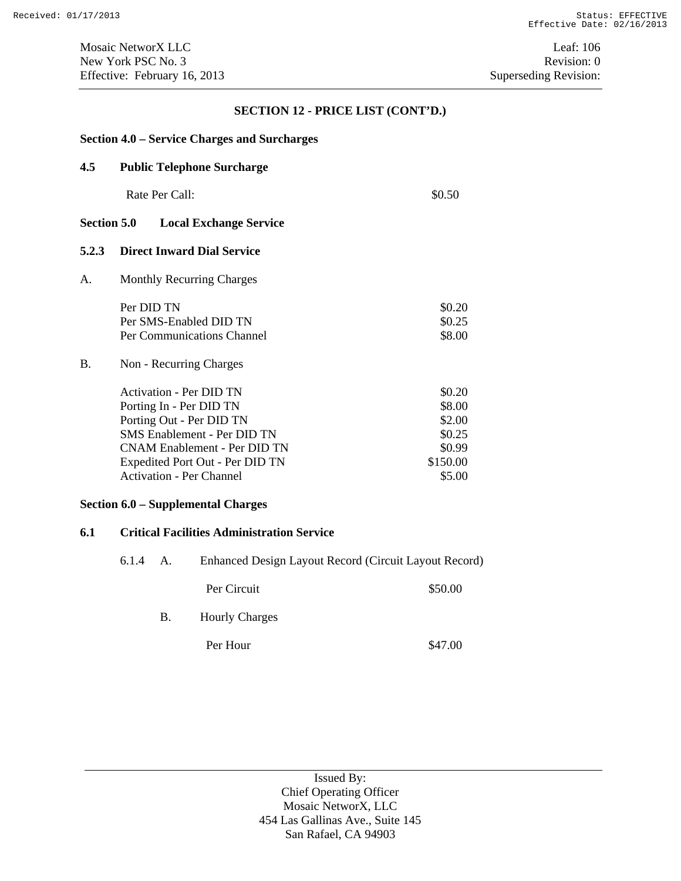Mosaic NetworX LLC
New York PSC No. 3
Effective: February 16, 2013

Leaf: 106
Revision: 0
Superseding Revision:

## SECTION 12 - PRICE LIST (CONT'D.)

**Section 4.0 – Service Charges and Surcharges**

**4.5 Public Telephone Surcharge**

| | |
|---|---|
| Rate Per Call: | $0.50 |

**Section 5.0 Local Exchange Service**

**5.2.3 Direct Inward Dial Service**

A. Monthly Recurring Charges

| | |
|---|---|
| Per DID TN | $0.20 |
| Per SMS-Enabled DID TN | $0.25 |
| Per Communications Channel | $8.00 |

B. Non - Recurring Charges

| | |
|---|---|
| Activation - Per DID TN | $0.20 |
| Porting In - Per DID TN | $8.00 |
| Porting Out - Per DID TN | $2.00 |
| SMS Enablement - Per DID TN | $0.25 |
| CNAM Enablement - Per DID TN | $0.99 |
| Expedited Port Out - Per DID TN | $150.00 |
| Activation - Per Channel | $5.00 |

**Section 6.0 – Supplemental Charges**

**6.1 Critical Facilities Administration Service**

6.1.4 A. Enhanced Design Layout Record (Circuit Layout Record)

| | |
|---|---|
| Per Circuit | $50.00 |

B. Hourly Charges

| | |
|---|---|
| Per Hour | $47.00 |

Issued By:
Chief Operating Officer
Mosaic NetworX, LLC
454 Las Gallinas Ave., Suite 145
San Rafael, CA 94903